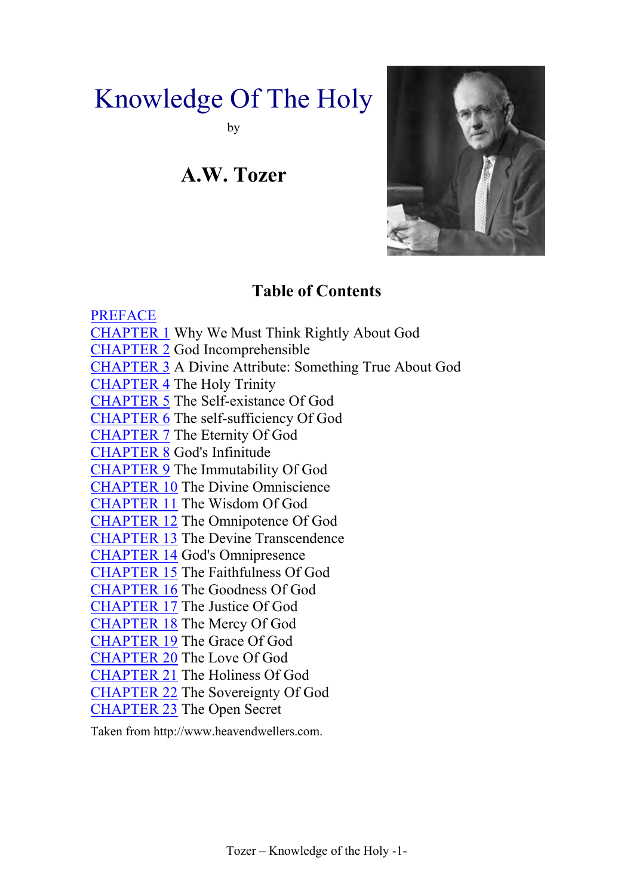# Knowledge Of The Holy

by

## A.W. Tozer

### Table of Contents

PREFACE
CHAPTER 1 Why We Must Think Rightly About God
CHAPTER 2 God Incomprehensible
CHAPTER 3 A Divine Attribute: Something True About God
CHAPTER 4 The Holy Trinity
CHAPTER 5 The Self-existance Of God
CHAPTER 6 The self-sufficiency Of God
CHAPTER 7 The Eternity Of God
CHAPTER 8 God's Infinitude
CHAPTER 9 The Immutability Of God
CHAPTER 10 The Divine Omniscience
CHAPTER 11 The Wisdom Of God
CHAPTER 12 The Omnipotence Of God
CHAPTER 13 The Devine Transcendence
CHAPTER 14 God's Omnipresence
CHAPTER 15 The Faithfulness Of God
CHAPTER 16 The Goodness Of God
CHAPTER 17 The Justice Of God
CHAPTER 18 The Mercy Of God
CHAPTER 19 The Grace Of God
CHAPTER 20 The Love Of God
CHAPTER 21 The Holiness Of God
CHAPTER 22 The Sovereignty Of God
CHAPTER 23 The Open Secret

Taken from http://www.heavendwellers.com.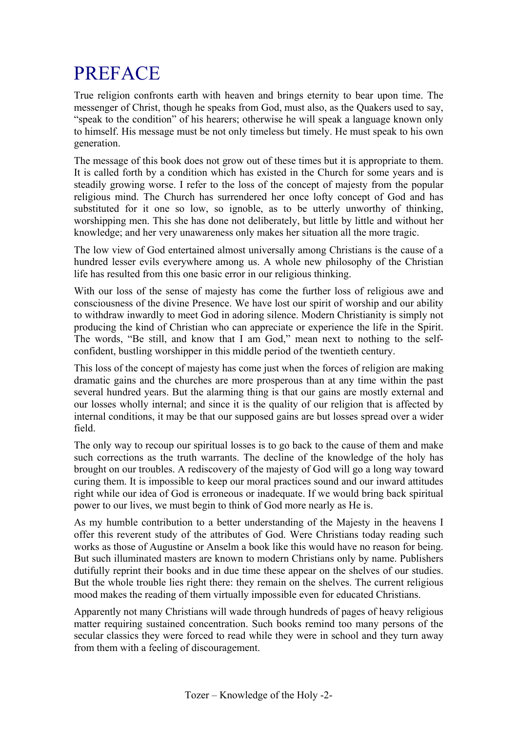# PREFACE

True religion confronts earth with heaven and brings eternity to bear upon time. The messenger of Christ, though he speaks from God, must also, as the Quakers used to say, "speak to the condition" of his hearers; otherwise he will speak a language known only to himself. His message must be not only timeless but timely. He must speak to his own generation.

The message of this book does not grow out of these times but it is appropriate to them. It is called forth by a condition which has existed in the Church for some years and is steadily growing worse. I refer to the loss of the concept of majesty from the popular religious mind. The Church has surrendered her once lofty concept of God and has substituted for it one so low, so ignoble, as to be utterly unworthy of thinking, worshipping men. This she has done not deliberately, but little by little and without her knowledge; and her very unawareness only makes her situation all the more tragic.

The low view of God entertained almost universally among Christians is the cause of a hundred lesser evils everywhere among us. A whole new philosophy of the Christian life has resulted from this one basic error in our religious thinking.

With our loss of the sense of majesty has come the further loss of religious awe and consciousness of the divine Presence. We have lost our spirit of worship and our ability to withdraw inwardly to meet God in adoring silence. Modern Christianity is simply not producing the kind of Christian who can appreciate or experience the life in the Spirit. The words, "Be still, and know that I am God," mean next to nothing to the self-confident, bustling worshipper in this middle period of the twentieth century.

This loss of the concept of majesty has come just when the forces of religion are making dramatic gains and the churches are more prosperous than at any time within the past several hundred years. But the alarming thing is that our gains are mostly external and our losses wholly internal; and since it is the quality of our religion that is affected by internal conditions, it may be that our supposed gains are but losses spread over a wider field.

The only way to recoup our spiritual losses is to go back to the cause of them and make such corrections as the truth warrants. The decline of the knowledge of the holy has brought on our troubles. A rediscovery of the majesty of God will go a long way toward curing them. It is impossible to keep our moral practices sound and our inward attitudes right while our idea of God is erroneous or inadequate. If we would bring back spiritual power to our lives, we must begin to think of God more nearly as He is.

As my humble contribution to a better understanding of the Majesty in the heavens I offer this reverent study of the attributes of God. Were Christians today reading such works as those of Augustine or Anselm a book like this would have no reason for being. But such illuminated masters are known to modern Christians only by name. Publishers dutifully reprint their books and in due time these appear on the shelves of our studies. But the whole trouble lies right there: they remain on the shelves. The current religious mood makes the reading of them virtually impossible even for educated Christians.

Apparently not many Christians will wade through hundreds of pages of heavy religious matter requiring sustained concentration. Such books remind too many persons of the secular classics they were forced to read while they were in school and they turn away from them with a feeling of discouragement.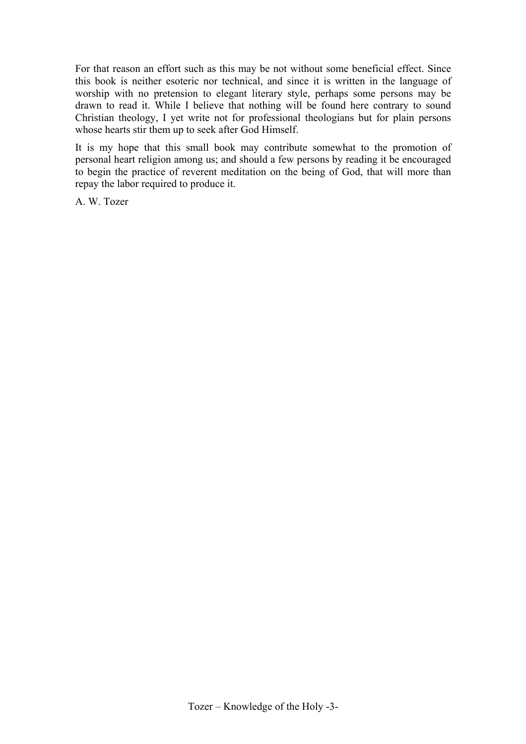For that reason an effort such as this may be not without some beneficial effect. Since this book is neither esoteric nor technical, and since it is written in the language of worship with no pretension to elegant literary style, perhaps some persons may be drawn to read it. While I believe that nothing will be found here contrary to sound Christian theology, I yet write not for professional theologians but for plain persons whose hearts stir them up to seek after God Himself.

It is my hope that this small book may contribute somewhat to the promotion of personal heart religion among us; and should a few persons by reading it be encouraged to begin the practice of reverent meditation on the being of God, that will more than repay the labor required to produce it.

A. W. Tozer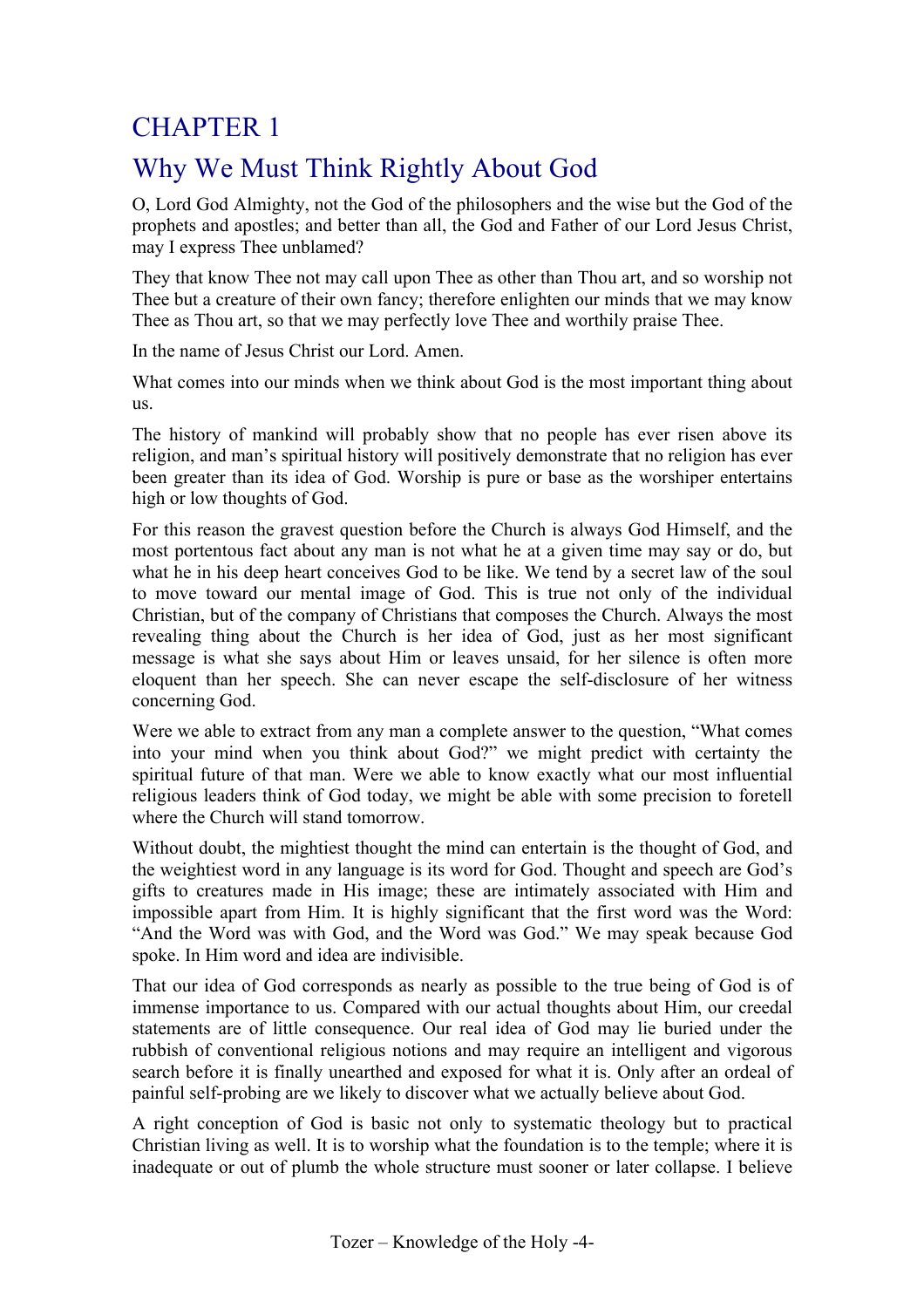# CHAPTER 1

## Why We Must Think Rightly About God

O, Lord God Almighty, not the God of the philosophers and the wise but the God of the prophets and apostles; and better than all, the God and Father of our Lord Jesus Christ, may I express Thee unblamed?

They that know Thee not may call upon Thee as other than Thou art, and so worship not Thee but a creature of their own fancy; therefore enlighten our minds that we may know Thee as Thou art, so that we may perfectly love Thee and worthily praise Thee.

In the name of Jesus Christ our Lord. Amen.

What comes into our minds when we think about God is the most important thing about us.

The history of mankind will probably show that no people has ever risen above its religion, and man's spiritual history will positively demonstrate that no religion has ever been greater than its idea of God. Worship is pure or base as the worshiper entertains high or low thoughts of God.

For this reason the gravest question before the Church is always God Himself, and the most portentous fact about any man is not what he at a given time may say or do, but what he in his deep heart conceives God to be like. We tend by a secret law of the soul to move toward our mental image of God. This is true not only of the individual Christian, but of the company of Christians that composes the Church. Always the most revealing thing about the Church is her idea of God, just as her most significant message is what she says about Him or leaves unsaid, for her silence is often more eloquent than her speech. She can never escape the self-disclosure of her witness concerning God.

Were we able to extract from any man a complete answer to the question, "What comes into your mind when you think about God?" we might predict with certainty the spiritual future of that man. Were we able to know exactly what our most influential religious leaders think of God today, we might be able with some precision to foretell where the Church will stand tomorrow.

Without doubt, the mightiest thought the mind can entertain is the thought of God, and the weightiest word in any language is its word for God. Thought and speech are God's gifts to creatures made in His image; these are intimately associated with Him and impossible apart from Him. It is highly significant that the first word was the Word: "And the Word was with God, and the Word was God." We may speak because God spoke. In Him word and idea are indivisible.

That our idea of God corresponds as nearly as possible to the true being of God is of immense importance to us. Compared with our actual thoughts about Him, our creedal statements are of little consequence. Our real idea of God may lie buried under the rubbish of conventional religious notions and may require an intelligent and vigorous search before it is finally unearthed and exposed for what it is. Only after an ordeal of painful self-probing are we likely to discover what we actually believe about God.

A right conception of God is basic not only to systematic theology but to practical Christian living as well. It is to worship what the foundation is to the temple; where it is inadequate or out of plumb the whole structure must sooner or later collapse. I believe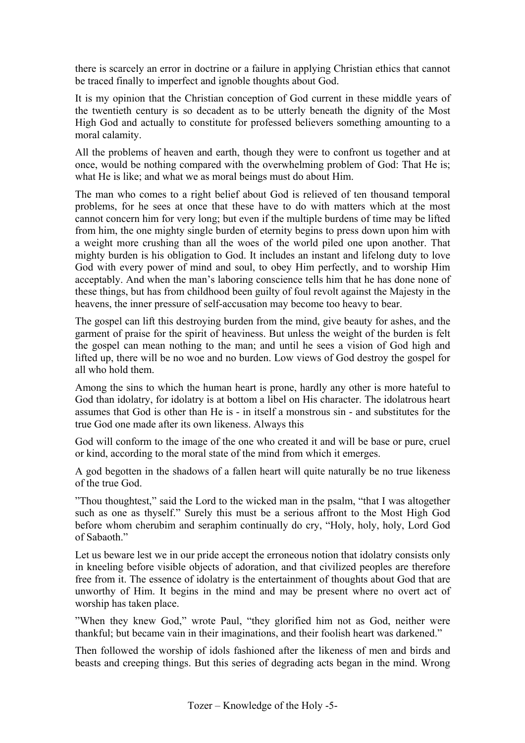there is scarcely an error in doctrine or a failure in applying Christian ethics that cannot be traced finally to imperfect and ignoble thoughts about God.

It is my opinion that the Christian conception of God current in these middle years of the twentieth century is so decadent as to be utterly beneath the dignity of the Most High God and actually to constitute for professed believers something amounting to a moral calamity.

All the problems of heaven and earth, though they were to confront us together and at once, would be nothing compared with the overwhelming problem of God: That He is; what He is like; and what we as moral beings must do about Him.

The man who comes to a right belief about God is relieved of ten thousand temporal problems, for he sees at once that these have to do with matters which at the most cannot concern him for very long; but even if the multiple burdens of time may be lifted from him, the one mighty single burden of eternity begins to press down upon him with a weight more crushing than all the woes of the world piled one upon another. That mighty burden is his obligation to God. It includes an instant and lifelong duty to love God with every power of mind and soul, to obey Him perfectly, and to worship Him acceptably. And when the man's laboring conscience tells him that he has done none of these things, but has from childhood been guilty of foul revolt against the Majesty in the heavens, the inner pressure of self-accusation may become too heavy to bear.

The gospel can lift this destroying burden from the mind, give beauty for ashes, and the garment of praise for the spirit of heaviness. But unless the weight of the burden is felt the gospel can mean nothing to the man; and until he sees a vision of God high and lifted up, there will be no woe and no burden. Low views of God destroy the gospel for all who hold them.

Among the sins to which the human heart is prone, hardly any other is more hateful to God than idolatry, for idolatry is at bottom a libel on His character. The idolatrous heart assumes that God is other than He is - in itself a monstrous sin - and substitutes for the true God one made after its own likeness. Always this

God will conform to the image of the one who created it and will be base or pure, cruel or kind, according to the moral state of the mind from which it emerges.

A god begotten in the shadows of a fallen heart will quite naturally be no true likeness of the true God.

"Thou thoughtest," said the Lord to the wicked man in the psalm, "that I was altogether such as one as thyself." Surely this must be a serious affront to the Most High God before whom cherubim and seraphim continually do cry, "Holy, holy, holy, Lord God of Sabaoth."

Let us beware lest we in our pride accept the erroneous notion that idolatry consists only in kneeling before visible objects of adoration, and that civilized peoples are therefore free from it. The essence of idolatry is the entertainment of thoughts about God that are unworthy of Him. It begins in the mind and may be present where no overt act of worship has taken place.

"When they knew God," wrote Paul, "they glorified him not as God, neither were thankful; but became vain in their imaginations, and their foolish heart was darkened."

Then followed the worship of idols fashioned after the likeness of men and birds and beasts and creeping things. But this series of degrading acts began in the mind. Wrong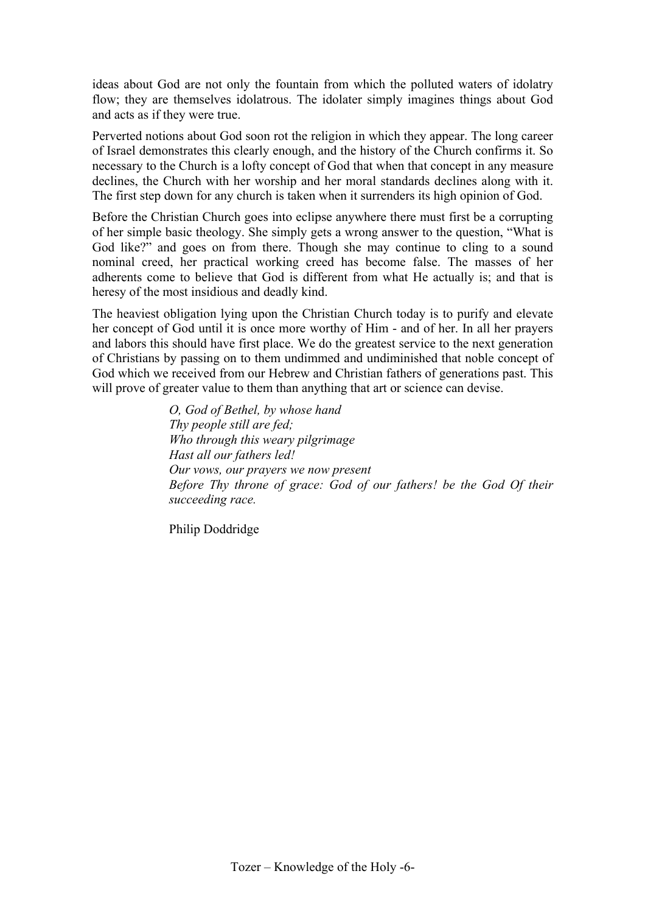ideas about God are not only the fountain from which the polluted waters of idolatry flow; they are themselves idolatrous. The idolater simply imagines things about God and acts as if they were true.

Perverted notions about God soon rot the religion in which they appear. The long career of Israel demonstrates this clearly enough, and the history of the Church confirms it. So necessary to the Church is a lofty concept of God that when that concept in any measure declines, the Church with her worship and her moral standards declines along with it. The first step down for any church is taken when it surrenders its high opinion of God.

Before the Christian Church goes into eclipse anywhere there must first be a corrupting of her simple basic theology. She simply gets a wrong answer to the question, "What is God like?" and goes on from there. Though she may continue to cling to a sound nominal creed, her practical working creed has become false. The masses of her adherents come to believe that God is different from what He actually is; and that is heresy of the most insidious and deadly kind.

The heaviest obligation lying upon the Christian Church today is to purify and elevate her concept of God until it is once more worthy of Him - and of her. In all her prayers and labors this should have first place. We do the greatest service to the next generation of Christians by passing on to them undimmed and undiminished that noble concept of God which we received from our Hebrew and Christian fathers of generations past. This will prove of greater value to them than anything that art or science can devise.

*O, God of Bethel, by whose hand*
*Thy people still are fed;*
*Who through this weary pilgrimage*
*Hast all our fathers led!*
*Our vows, our prayers we now present*
*Before Thy throne of grace: God of our fathers! be the God Of their succeeding race.*

Philip Doddridge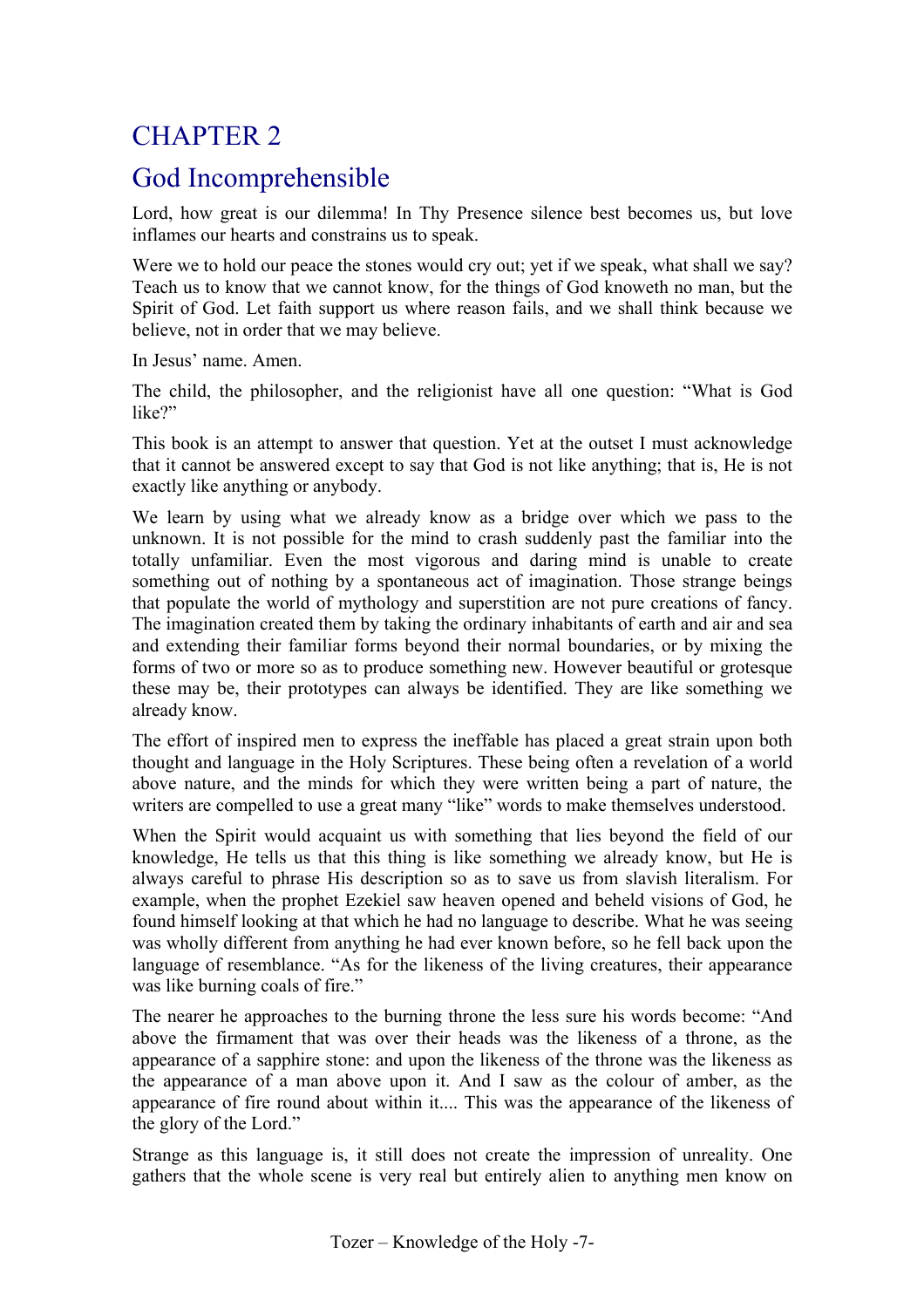# CHAPTER 2

## God Incomprehensible

Lord, how great is our dilemma! In Thy Presence silence best becomes us, but love inflames our hearts and constrains us to speak.

Were we to hold our peace the stones would cry out; yet if we speak, what shall we say? Teach us to know that we cannot know, for the things of God knoweth no man, but the Spirit of God. Let faith support us where reason fails, and we shall think because we believe, not in order that we may believe.

In Jesus' name. Amen.

The child, the philosopher, and the religionist have all one question: "What is God like?"

This book is an attempt to answer that question. Yet at the outset I must acknowledge that it cannot be answered except to say that God is not like anything; that is, He is not exactly like anything or anybody.

We learn by using what we already know as a bridge over which we pass to the unknown. It is not possible for the mind to crash suddenly past the familiar into the totally unfamiliar. Even the most vigorous and daring mind is unable to create something out of nothing by a spontaneous act of imagination. Those strange beings that populate the world of mythology and superstition are not pure creations of fancy. The imagination created them by taking the ordinary inhabitants of earth and air and sea and extending their familiar forms beyond their normal boundaries, or by mixing the forms of two or more so as to produce something new. However beautiful or grotesque these may be, their prototypes can always be identified. They are like something we already know.

The effort of inspired men to express the ineffable has placed a great strain upon both thought and language in the Holy Scriptures. These being often a revelation of a world above nature, and the minds for which they were written being a part of nature, the writers are compelled to use a great many "like" words to make themselves understood.

When the Spirit would acquaint us with something that lies beyond the field of our knowledge, He tells us that this thing is like something we already know, but He is always careful to phrase His description so as to save us from slavish literalism. For example, when the prophet Ezekiel saw heaven opened and beheld visions of God, he found himself looking at that which he had no language to describe. What he was seeing was wholly different from anything he had ever known before, so he fell back upon the language of resemblance. "As for the likeness of the living creatures, their appearance was like burning coals of fire."

The nearer he approaches to the burning throne the less sure his words become: "And above the firmament that was over their heads was the likeness of a throne, as the appearance of a sapphire stone: and upon the likeness of the throne was the likeness as the appearance of a man above upon it. And I saw as the colour of amber, as the appearance of fire round about within it.... This was the appearance of the likeness of the glory of the Lord."

Strange as this language is, it still does not create the impression of unreality. One gathers that the whole scene is very real but entirely alien to anything men know on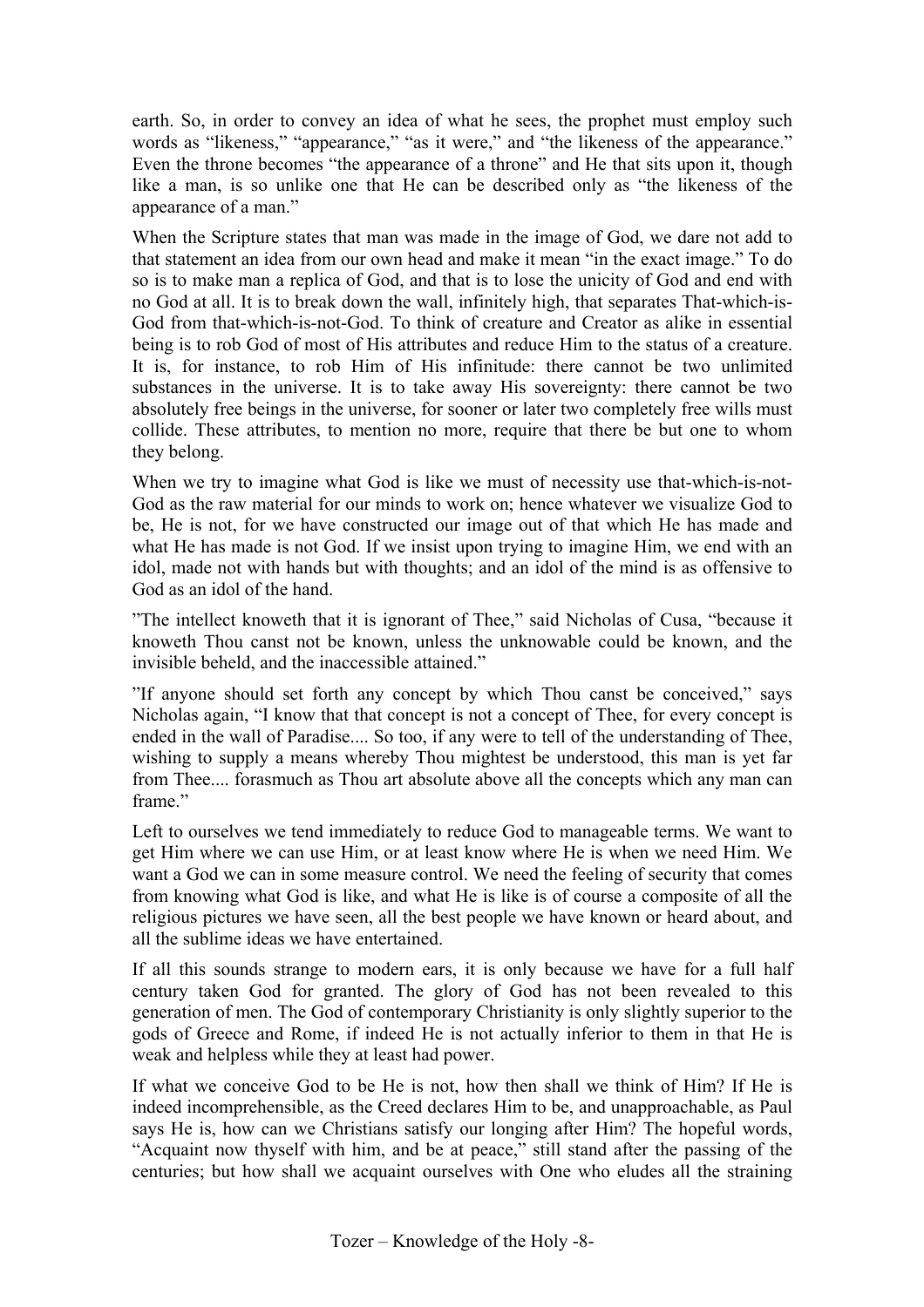earth. So, in order to convey an idea of what he sees, the prophet must employ such words as "likeness," "appearance," "as it were," and "the likeness of the appearance." Even the throne becomes "the appearance of a throne" and He that sits upon it, though like a man, is so unlike one that He can be described only as "the likeness of the appearance of a man."

When the Scripture states that man was made in the image of God, we dare not add to that statement an idea from our own head and make it mean "in the exact image." To do so is to make man a replica of God, and that is to lose the unicity of God and end with no God at all. It is to break down the wall, infinitely high, that separates That-which-is-God from that-which-is-not-God. To think of creature and Creator as alike in essential being is to rob God of most of His attributes and reduce Him to the status of a creature. It is, for instance, to rob Him of His infinitude: there cannot be two unlimited substances in the universe. It is to take away His sovereignty: there cannot be two absolutely free beings in the universe, for sooner or later two completely free wills must collide. These attributes, to mention no more, require that there be but one to whom they belong.

When we try to imagine what God is like we must of necessity use that-which-is-not-God as the raw material for our minds to work on; hence whatever we visualize God to be, He is not, for we have constructed our image out of that which He has made and what He has made is not God. If we insist upon trying to imagine Him, we end with an idol, made not with hands but with thoughts; and an idol of the mind is as offensive to God as an idol of the hand.

"The intellect knoweth that it is ignorant of Thee," said Nicholas of Cusa, "because it knoweth Thou canst not be known, unless the unknowable could be known, and the invisible beheld, and the inaccessible attained."

"If anyone should set forth any concept by which Thou canst be conceived," says Nicholas again, "I know that that concept is not a concept of Thee, for every concept is ended in the wall of Paradise.... So too, if any were to tell of the understanding of Thee, wishing to supply a means whereby Thou mightest be understood, this man is yet far from Thee.... forasmuch as Thou art absolute above all the concepts which any man can frame."

Left to ourselves we tend immediately to reduce God to manageable terms. We want to get Him where we can use Him, or at least know where He is when we need Him. We want a God we can in some measure control. We need the feeling of security that comes from knowing what God is like, and what He is like is of course a composite of all the religious pictures we have seen, all the best people we have known or heard about, and all the sublime ideas we have entertained.

If all this sounds strange to modern ears, it is only because we have for a full half century taken God for granted. The glory of God has not been revealed to this generation of men. The God of contemporary Christianity is only slightly superior to the gods of Greece and Rome, if indeed He is not actually inferior to them in that He is weak and helpless while they at least had power.

If what we conceive God to be He is not, how then shall we think of Him? If He is indeed incomprehensible, as the Creed declares Him to be, and unapproachable, as Paul says He is, how can we Christians satisfy our longing after Him? The hopeful words, "Acquaint now thyself with him, and be at peace," still stand after the passing of the centuries; but how shall we acquaint ourselves with One who eludes all the straining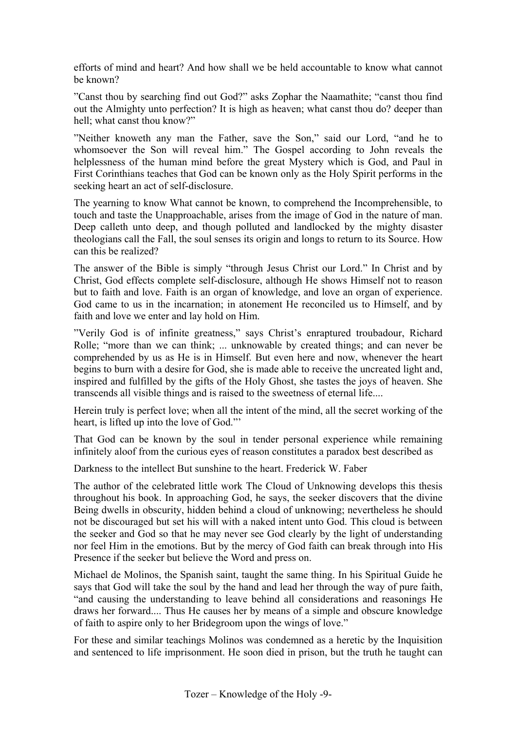efforts of mind and heart? And how shall we be held accountable to know what cannot be known?

"Canst thou by searching find out God?" asks Zophar the Naamathite; "canst thou find out the Almighty unto perfection? It is high as heaven; what canst thou do? deeper than hell; what canst thou know?"

"Neither knoweth any man the Father, save the Son," said our Lord, "and he to whomsoever the Son will reveal him." The Gospel according to John reveals the helplessness of the human mind before the great Mystery which is God, and Paul in First Corinthians teaches that God can be known only as the Holy Spirit performs in the seeking heart an act of self-disclosure.

The yearning to know What cannot be known, to comprehend the Incomprehensible, to touch and taste the Unapproachable, arises from the image of God in the nature of man. Deep calleth unto deep, and though polluted and landlocked by the mighty disaster theologians call the Fall, the soul senses its origin and longs to return to its Source. How can this be realized?

The answer of the Bible is simply "through Jesus Christ our Lord." In Christ and by Christ, God effects complete self-disclosure, although He shows Himself not to reason but to faith and love. Faith is an organ of knowledge, and love an organ of experience. God came to us in the incarnation; in atonement He reconciled us to Himself, and by faith and love we enter and lay hold on Him.

"Verily God is of infinite greatness," says Christ's enraptured troubadour, Richard Rolle; "more than we can think; ... unknowable by created things; and can never be comprehended by us as He is in Himself. But even here and now, whenever the heart begins to burn with a desire for God, she is made able to receive the uncreated light and, inspired and fulfilled by the gifts of the Holy Ghost, she tastes the joys of heaven. She transcends all visible things and is raised to the sweetness of eternal life....

Herein truly is perfect love; when all the intent of the mind, all the secret working of the heart, is lifted up into the love of God."'

That God can be known by the soul in tender personal experience while remaining infinitely aloof from the curious eyes of reason constitutes a paradox best described as

Darkness to the intellect But sunshine to the heart. Frederick W. Faber

The author of the celebrated little work The Cloud of Unknowing develops this thesis throughout his book. In approaching God, he says, the seeker discovers that the divine Being dwells in obscurity, hidden behind a cloud of unknowing; nevertheless he should not be discouraged but set his will with a naked intent unto God. This cloud is between the seeker and God so that he may never see God clearly by the light of understanding nor feel Him in the emotions. But by the mercy of God faith can break through into His Presence if the seeker but believe the Word and press on.

Michael de Molinos, the Spanish saint, taught the same thing. In his Spiritual Guide he says that God will take the soul by the hand and lead her through the way of pure faith, "and causing the understanding to leave behind all considerations and reasonings He draws her forward.... Thus He causes her by means of a simple and obscure knowledge of faith to aspire only to her Bridegroom upon the wings of love."

For these and similar teachings Molinos was condemned as a heretic by the Inquisition and sentenced to life imprisonment. He soon died in prison, but the truth he taught can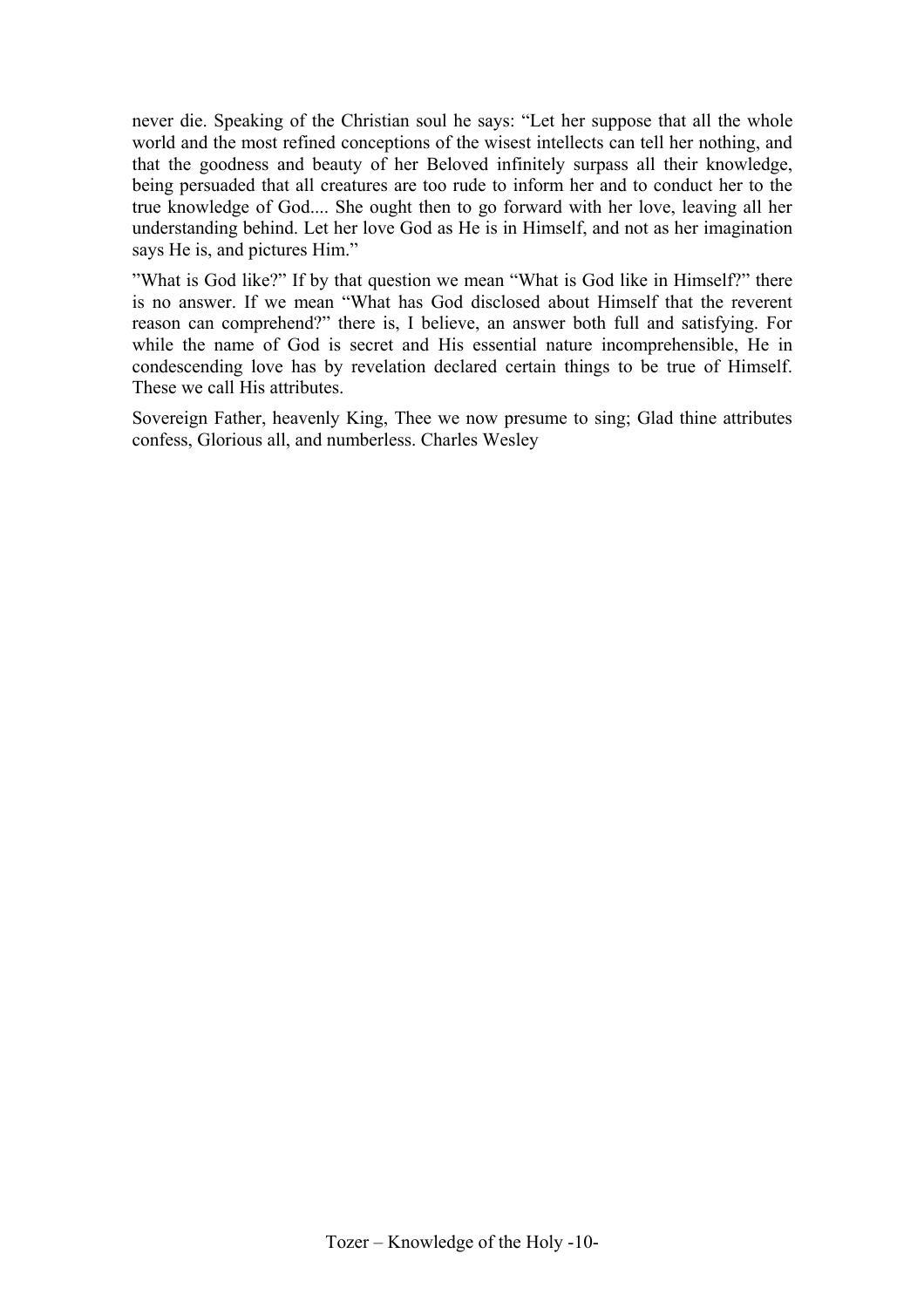never die. Speaking of the Christian soul he says: "Let her suppose that all the whole world and the most refined conceptions of the wisest intellects can tell her nothing, and that the goodness and beauty of her Beloved infinitely surpass all their knowledge, being persuaded that all creatures are too rude to inform her and to conduct her to the true knowledge of God.... She ought then to go forward with her love, leaving all her understanding behind. Let her love God as He is in Himself, and not as her imagination says He is, and pictures Him."

"What is God like?" If by that question we mean "What is God like in Himself?" there is no answer. If we mean "What has God disclosed about Himself that the reverent reason can comprehend?" there is, I believe, an answer both full and satisfying. For while the name of God is secret and His essential nature incomprehensible, He in condescending love has by revelation declared certain things to be true of Himself. These we call His attributes.

Sovereign Father, heavenly King, Thee we now presume to sing; Glad thine attributes confess, Glorious all, and numberless. Charles Wesley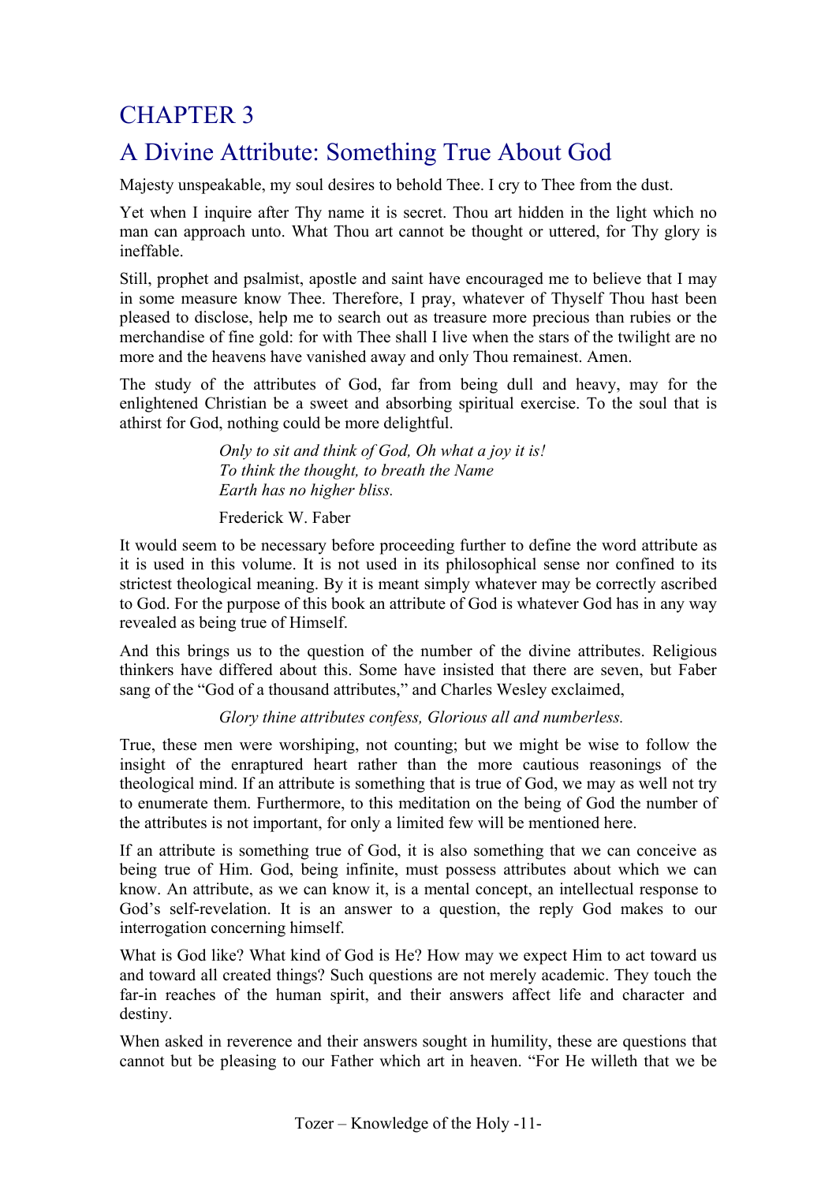# CHAPTER 3

## A Divine Attribute: Something True About God

Majesty unspeakable, my soul desires to behold Thee. I cry to Thee from the dust.

Yet when I inquire after Thy name it is secret. Thou art hidden in the light which no man can approach unto. What Thou art cannot be thought or uttered, for Thy glory is ineffable.

Still, prophet and psalmist, apostle and saint have encouraged me to believe that I may in some measure know Thee. Therefore, I pray, whatever of Thyself Thou hast been pleased to disclose, help me to search out as treasure more precious than rubies or the merchandise of fine gold: for with Thee shall I live when the stars of the twilight are no more and the heavens have vanished away and only Thou remainest. Amen.

The study of the attributes of God, far from being dull and heavy, may for the enlightened Christian be a sweet and absorbing spiritual exercise. To the soul that is athirst for God, nothing could be more delightful.

> *Only to sit and think of God, Oh what a joy it is!*
> *To think the thought, to breath the Name*
> *Earth has no higher bliss.*
>
> Frederick W. Faber

It would seem to be necessary before proceeding further to define the word attribute as it is used in this volume. It is not used in its philosophical sense nor confined to its strictest theological meaning. By it is meant simply whatever may be correctly ascribed to God. For the purpose of this book an attribute of God is whatever God has in any way revealed as being true of Himself.

And this brings us to the question of the number of the divine attributes. Religious thinkers have differed about this. Some have insisted that there are seven, but Faber sang of the "God of a thousand attributes," and Charles Wesley exclaimed,

> *Glory thine attributes confess, Glorious all and numberless.*

True, these men were worshiping, not counting; but we might be wise to follow the insight of the enraptured heart rather than the more cautious reasonings of the theological mind. If an attribute is something that is true of God, we may as well not try to enumerate them. Furthermore, to this meditation on the being of God the number of the attributes is not important, for only a limited few will be mentioned here.

If an attribute is something true of God, it is also something that we can conceive as being true of Him. God, being infinite, must possess attributes about which we can know. An attribute, as we can know it, is a mental concept, an intellectual response to God's self-revelation. It is an answer to a question, the reply God makes to our interrogation concerning himself.

What is God like? What kind of God is He? How may we expect Him to act toward us and toward all created things? Such questions are not merely academic. They touch the far-in reaches of the human spirit, and their answers affect life and character and destiny.

When asked in reverence and their answers sought in humility, these are questions that cannot but be pleasing to our Father which art in heaven. "For He willeth that we be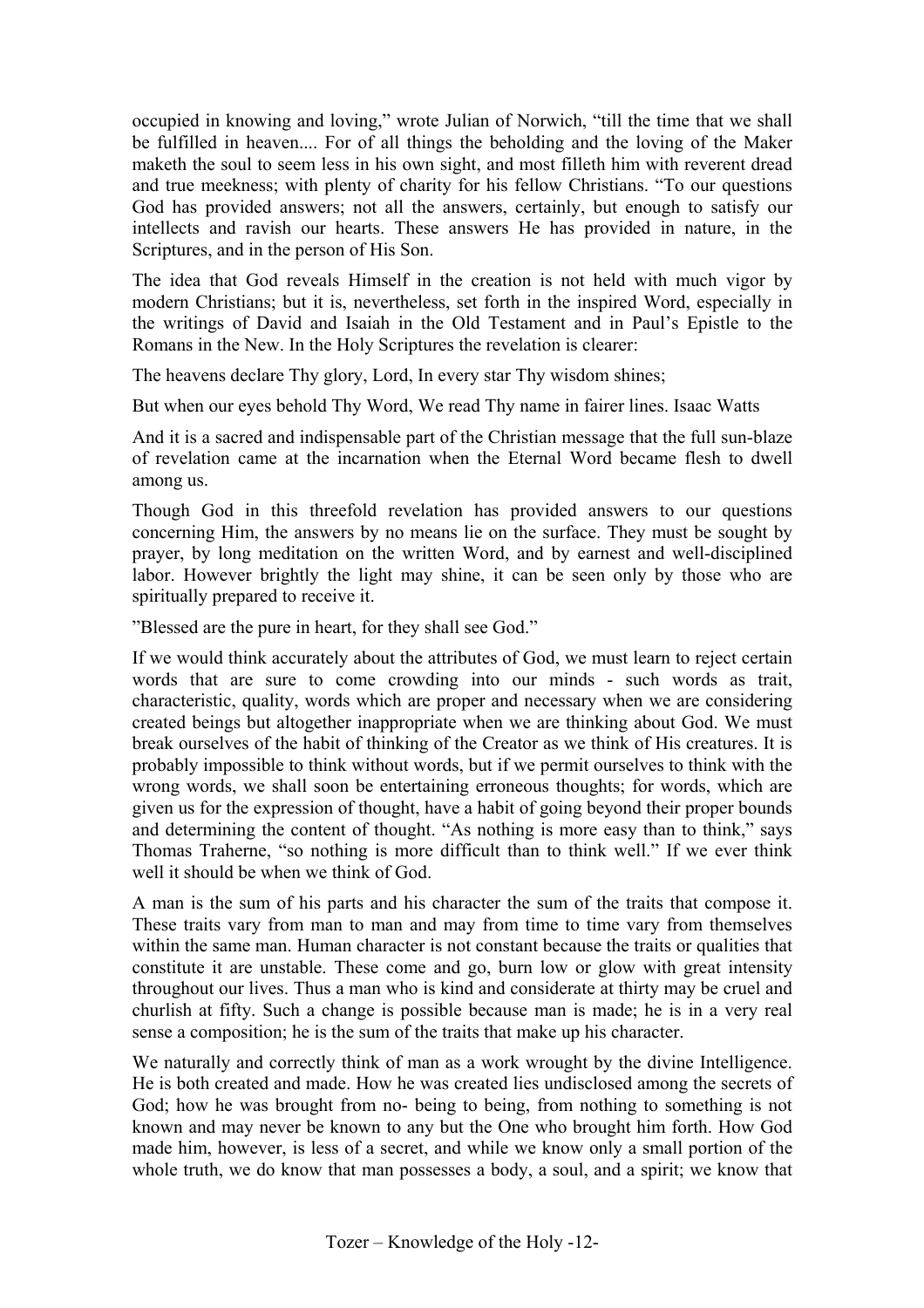occupied in knowing and loving," wrote Julian of Norwich, "till the time that we shall be fulfilled in heaven.... For of all things the beholding and the loving of the Maker maketh the soul to seem less in his own sight, and most filleth him with reverent dread and true meekness; with plenty of charity for his fellow Christians. "To our questions God has provided answers; not all the answers, certainly, but enough to satisfy our intellects and ravish our hearts. These answers He has provided in nature, in the Scriptures, and in the person of His Son.

The idea that God reveals Himself in the creation is not held with much vigor by modern Christians; but it is, nevertheless, set forth in the inspired Word, especially in the writings of David and Isaiah in the Old Testament and in Paul's Epistle to the Romans in the New. In the Holy Scriptures the revelation is clearer:

The heavens declare Thy glory, Lord, In every star Thy wisdom shines;

But when our eyes behold Thy Word, We read Thy name in fairer lines. Isaac Watts

And it is a sacred and indispensable part of the Christian message that the full sun-blaze of revelation came at the incarnation when the Eternal Word became flesh to dwell among us.

Though God in this threefold revelation has provided answers to our questions concerning Him, the answers by no means lie on the surface. They must be sought by prayer, by long meditation on the written Word, and by earnest and well-disciplined labor. However brightly the light may shine, it can be seen only by those who are spiritually prepared to receive it.

"Blessed are the pure in heart, for they shall see God."

If we would think accurately about the attributes of God, we must learn to reject certain words that are sure to come crowding into our minds - such words as trait, characteristic, quality, words which are proper and necessary when we are considering created beings but altogether inappropriate when we are thinking about God. We must break ourselves of the habit of thinking of the Creator as we think of His creatures. It is probably impossible to think without words, but if we permit ourselves to think with the wrong words, we shall soon be entertaining erroneous thoughts; for words, which are given us for the expression of thought, have a habit of going beyond their proper bounds and determining the content of thought. "As nothing is more easy than to think," says Thomas Traherne, "so nothing is more difficult than to think well." If we ever think well it should be when we think of God.

A man is the sum of his parts and his character the sum of the traits that compose it. These traits vary from man to man and may from time to time vary from themselves within the same man. Human character is not constant because the traits or qualities that constitute it are unstable. These come and go, burn low or glow with great intensity throughout our lives. Thus a man who is kind and considerate at thirty may be cruel and churlish at fifty. Such a change is possible because man is made; he is in a very real sense a composition; he is the sum of the traits that make up his character.

We naturally and correctly think of man as a work wrought by the divine Intelligence. He is both created and made. How he was created lies undisclosed among the secrets of God; how he was brought from no- being to being, from nothing to something is not known and may never be known to any but the One who brought him forth. How God made him, however, is less of a secret, and while we know only a small portion of the whole truth, we do know that man possesses a body, a soul, and a spirit; we know that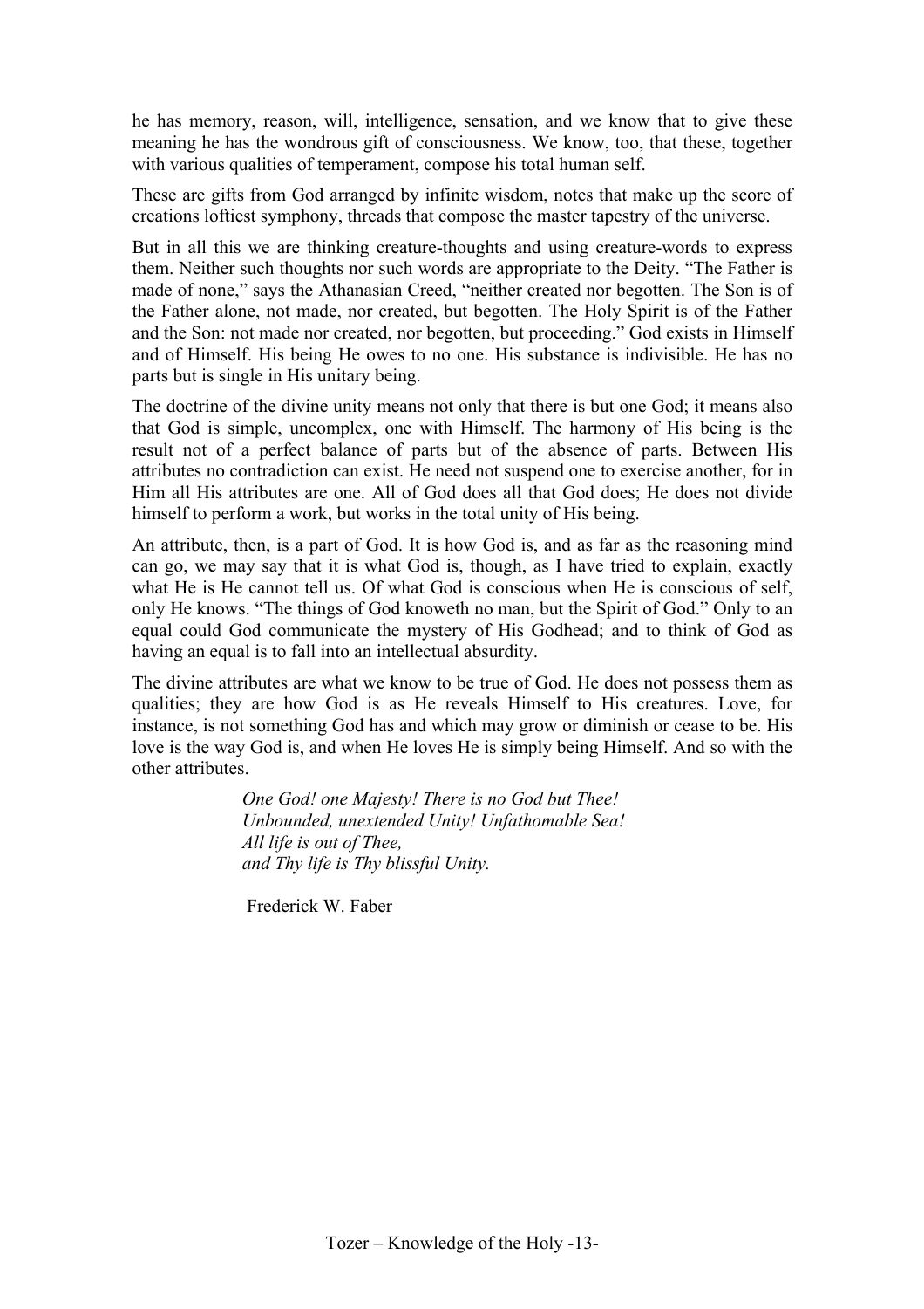he has memory, reason, will, intelligence, sensation, and we know that to give these meaning he has the wondrous gift of consciousness. We know, too, that these, together with various qualities of temperament, compose his total human self.

These are gifts from God arranged by infinite wisdom, notes that make up the score of creations loftiest symphony, threads that compose the master tapestry of the universe.

But in all this we are thinking creature-thoughts and using creature-words to express them. Neither such thoughts nor such words are appropriate to the Deity. "The Father is made of none," says the Athanasian Creed, "neither created nor begotten. The Son is of the Father alone, not made, nor created, but begotten. The Holy Spirit is of the Father and the Son: not made nor created, nor begotten, but proceeding." God exists in Himself and of Himself. His being He owes to no one. His substance is indivisible. He has no parts but is single in His unitary being.

The doctrine of the divine unity means not only that there is but one God; it means also that God is simple, uncomplex, one with Himself. The harmony of His being is the result not of a perfect balance of parts but of the absence of parts. Between His attributes no contradiction can exist. He need not suspend one to exercise another, for in Him all His attributes are one. All of God does all that God does; He does not divide himself to perform a work, but works in the total unity of His being.

An attribute, then, is a part of God. It is how God is, and as far as the reasoning mind can go, we may say that it is what God is, though, as I have tried to explain, exactly what He is He cannot tell us. Of what God is conscious when He is conscious of self, only He knows. "The things of God knoweth no man, but the Spirit of God." Only to an equal could God communicate the mystery of His Godhead; and to think of God as having an equal is to fall into an intellectual absurdity.

The divine attributes are what we know to be true of God. He does not possess them as qualities; they are how God is as He reveals Himself to His creatures. Love, for instance, is not something God has and which may grow or diminish or cease to be. His love is the way God is, and when He loves He is simply being Himself. And so with the other attributes.

*One God! one Majesty! There is no God but Thee!*  
*Unbounded, unextended Unity! Unfathomable Sea!*  
*All life is out of Thee,*  
*and Thy life is Thy blissful Unity.*

Frederick W. Faber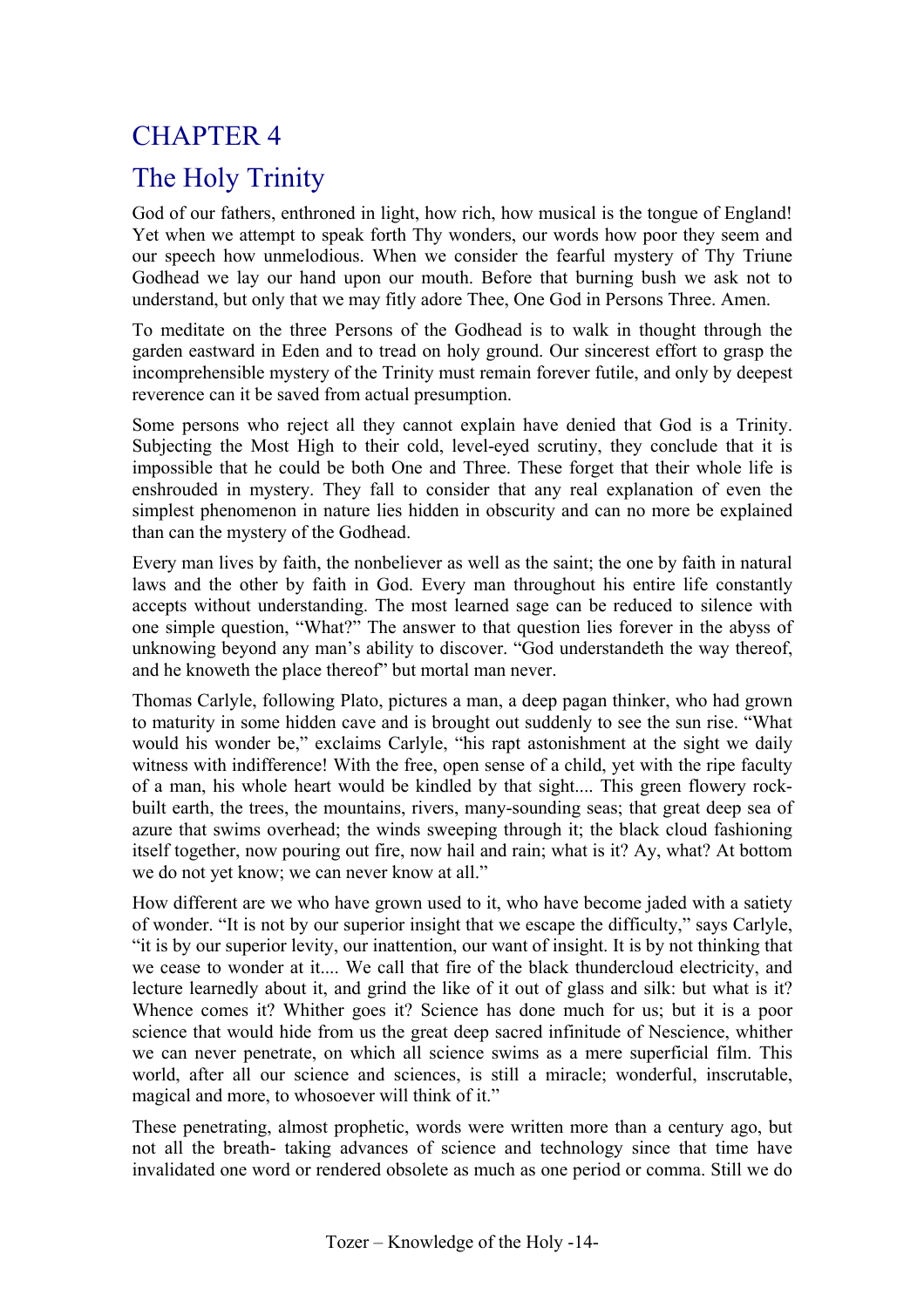# CHAPTER 4

## The Holy Trinity

God of our fathers, enthroned in light, how rich, how musical is the tongue of England! Yet when we attempt to speak forth Thy wonders, our words how poor they seem and our speech how unmelodious. When we consider the fearful mystery of Thy Triune Godhead we lay our hand upon our mouth. Before that burning bush we ask not to understand, but only that we may fitly adore Thee, One God in Persons Three. Amen.

To meditate on the three Persons of the Godhead is to walk in thought through the garden eastward in Eden and to tread on holy ground. Our sincerest effort to grasp the incomprehensible mystery of the Trinity must remain forever futile, and only by deepest reverence can it be saved from actual presumption.

Some persons who reject all they cannot explain have denied that God is a Trinity. Subjecting the Most High to their cold, level-eyed scrutiny, they conclude that it is impossible that he could be both One and Three. These forget that their whole life is enshrouded in mystery. They fall to consider that any real explanation of even the simplest phenomenon in nature lies hidden in obscurity and can no more be explained than can the mystery of the Godhead.

Every man lives by faith, the nonbeliever as well as the saint; the one by faith in natural laws and the other by faith in God. Every man throughout his entire life constantly accepts without understanding. The most learned sage can be reduced to silence with one simple question, "What?" The answer to that question lies forever in the abyss of unknowing beyond any man's ability to discover. "God understandeth the way thereof, and he knoweth the place thereof" but mortal man never.

Thomas Carlyle, following Plato, pictures a man, a deep pagan thinker, who had grown to maturity in some hidden cave and is brought out suddenly to see the sun rise. "What would his wonder be," exclaims Carlyle, "his rapt astonishment at the sight we daily witness with indifference! With the free, open sense of a child, yet with the ripe faculty of a man, his whole heart would be kindled by that sight.... This green flowery rock-built earth, the trees, the mountains, rivers, many-sounding seas; that great deep sea of azure that swims overhead; the winds sweeping through it; the black cloud fashioning itself together, now pouring out fire, now hail and rain; what is it? Ay, what? At bottom we do not yet know; we can never know at all."

How different are we who have grown used to it, who have become jaded with a satiety of wonder. "It is not by our superior insight that we escape the difficulty," says Carlyle, "it is by our superior levity, our inattention, our want of insight. It is by not thinking that we cease to wonder at it.... We call that fire of the black thundercloud electricity, and lecture learnedly about it, and grind the like of it out of glass and silk: but what is it? Whence comes it? Whither goes it? Science has done much for us; but it is a poor science that would hide from us the great deep sacred infinitude of Nescience, whither we can never penetrate, on which all science swims as a mere superficial film. This world, after all our science and sciences, is still a miracle; wonderful, inscrutable, magical and more, to whosoever will think of it."

These penetrating, almost prophetic, words were written more than a century ago, but not all the breath- taking advances of science and technology since that time have invalidated one word or rendered obsolete as much as one period or comma. Still we do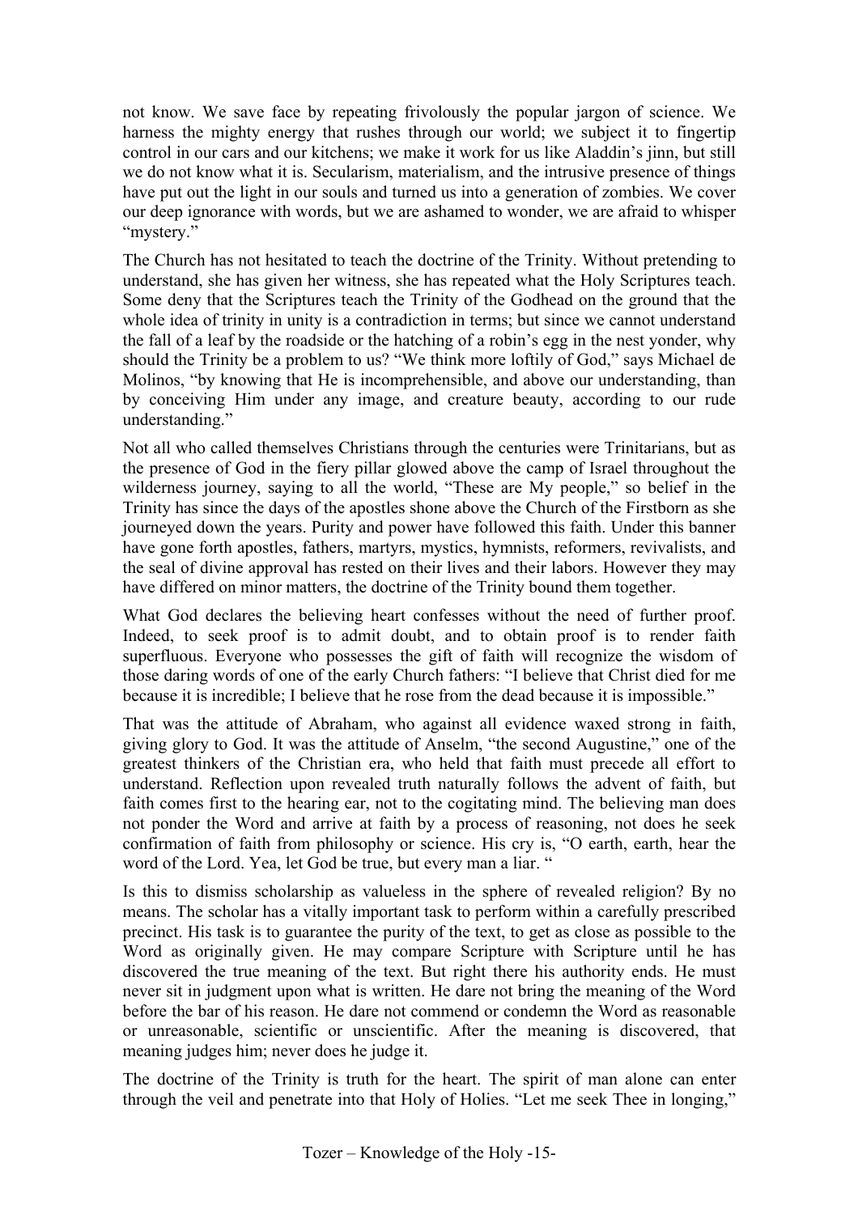not know. We save face by repeating frivolously the popular jargon of science. We harness the mighty energy that rushes through our world; we subject it to fingertip control in our cars and our kitchens; we make it work for us like Aladdin's jinn, but still we do not know what it is. Secularism, materialism, and the intrusive presence of things have put out the light in our souls and turned us into a generation of zombies. We cover our deep ignorance with words, but we are ashamed to wonder, we are afraid to whisper "mystery."

The Church has not hesitated to teach the doctrine of the Trinity. Without pretending to understand, she has given her witness, she has repeated what the Holy Scriptures teach. Some deny that the Scriptures teach the Trinity of the Godhead on the ground that the whole idea of trinity in unity is a contradiction in terms; but since we cannot understand the fall of a leaf by the roadside or the hatching of a robin's egg in the nest yonder, why should the Trinity be a problem to us? "We think more loftily of God," says Michael de Molinos, "by knowing that He is incomprehensible, and above our understanding, than by conceiving Him under any image, and creature beauty, according to our rude understanding."

Not all who called themselves Christians through the centuries were Trinitarians, but as the presence of God in the fiery pillar glowed above the camp of Israel throughout the wilderness journey, saying to all the world, "These are My people," so belief in the Trinity has since the days of the apostles shone above the Church of the Firstborn as she journeyed down the years. Purity and power have followed this faith. Under this banner have gone forth apostles, fathers, martyrs, mystics, hymnists, reformers, revivalists, and the seal of divine approval has rested on their lives and their labors. However they may have differed on minor matters, the doctrine of the Trinity bound them together.

What God declares the believing heart confesses without the need of further proof. Indeed, to seek proof is to admit doubt, and to obtain proof is to render faith superfluous. Everyone who possesses the gift of faith will recognize the wisdom of those daring words of one of the early Church fathers: "I believe that Christ died for me because it is incredible; I believe that he rose from the dead because it is impossible."

That was the attitude of Abraham, who against all evidence waxed strong in faith, giving glory to God. It was the attitude of Anselm, "the second Augustine," one of the greatest thinkers of the Christian era, who held that faith must precede all effort to understand. Reflection upon revealed truth naturally follows the advent of faith, but faith comes first to the hearing ear, not to the cogitating mind. The believing man does not ponder the Word and arrive at faith by a process of reasoning, not does he seek confirmation of faith from philosophy or science. His cry is, "O earth, earth, hear the word of the Lord. Yea, let God be true, but every man a liar. "

Is this to dismiss scholarship as valueless in the sphere of revealed religion? By no means. The scholar has a vitally important task to perform within a carefully prescribed precinct. His task is to guarantee the purity of the text, to get as close as possible to the Word as originally given. He may compare Scripture with Scripture until he has discovered the true meaning of the text. But right there his authority ends. He must never sit in judgment upon what is written. He dare not bring the meaning of the Word before the bar of his reason. He dare not commend or condemn the Word as reasonable or unreasonable, scientific or unscientific. After the meaning is discovered, that meaning judges him; never does he judge it.

The doctrine of the Trinity is truth for the heart. The spirit of man alone can enter through the veil and penetrate into that Holy of Holies. "Let me seek Thee in longing,"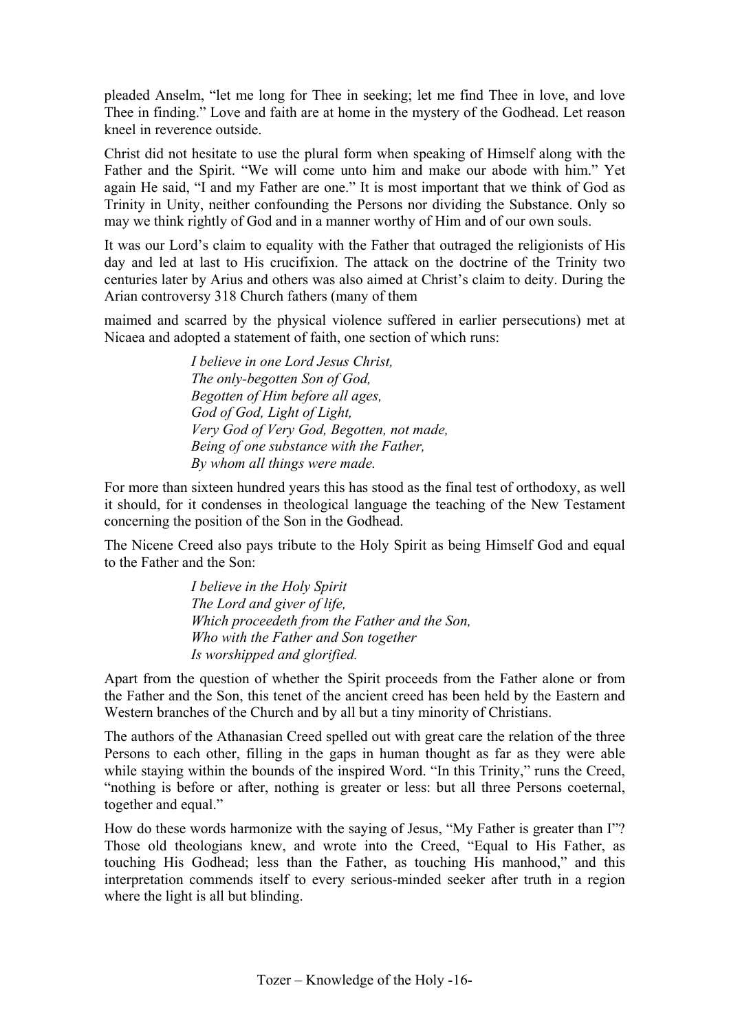pleaded Anselm, "let me long for Thee in seeking; let me find Thee in love, and love Thee in finding." Love and faith are at home in the mystery of the Godhead. Let reason kneel in reverence outside.

Christ did not hesitate to use the plural form when speaking of Himself along with the Father and the Spirit. "We will come unto him and make our abode with him." Yet again He said, "I and my Father are one." It is most important that we think of God as Trinity in Unity, neither confounding the Persons nor dividing the Substance. Only so may we think rightly of God and in a manner worthy of Him and of our own souls.

It was our Lord's claim to equality with the Father that outraged the religionists of His day and led at last to His crucifixion. The attack on the doctrine of the Trinity two centuries later by Arius and others was also aimed at Christ's claim to deity. During the Arian controversy 318 Church fathers (many of them maimed and scarred by the physical violence suffered in earlier persecutions) met at Nicaea and adopted a statement of faith, one section of which runs:

> *I believe in one Lord Jesus Christ,*
> *The only-begotten Son of God,*
> *Begotten of Him before all ages,*
> *God of God, Light of Light,*
> *Very God of Very God, Begotten, not made,*
> *Being of one substance with the Father,*
> *By whom all things were made.*

For more than sixteen hundred years this has stood as the final test of orthodoxy, as well it should, for it condenses in theological language the teaching of the New Testament concerning the position of the Son in the Godhead.

The Nicene Creed also pays tribute to the Holy Spirit as being Himself God and equal to the Father and the Son:

> *I believe in the Holy Spirit*
> *The Lord and giver of life,*
> *Which proceedeth from the Father and the Son,*
> *Who with the Father and Son together*
> *Is worshipped and glorified.*

Apart from the question of whether the Spirit proceeds from the Father alone or from the Father and the Son, this tenet of the ancient creed has been held by the Eastern and Western branches of the Church and by all but a tiny minority of Christians.

The authors of the Athanasian Creed spelled out with great care the relation of the three Persons to each other, filling in the gaps in human thought as far as they were able while staying within the bounds of the inspired Word. "In this Trinity," runs the Creed, "nothing is before or after, nothing is greater or less: but all three Persons coeternal, together and equal."

How do these words harmonize with the saying of Jesus, "My Father is greater than I"? Those old theologians knew, and wrote into the Creed, "Equal to His Father, as touching His Godhead; less than the Father, as touching His manhood," and this interpretation commends itself to every serious-minded seeker after truth in a region where the light is all but blinding.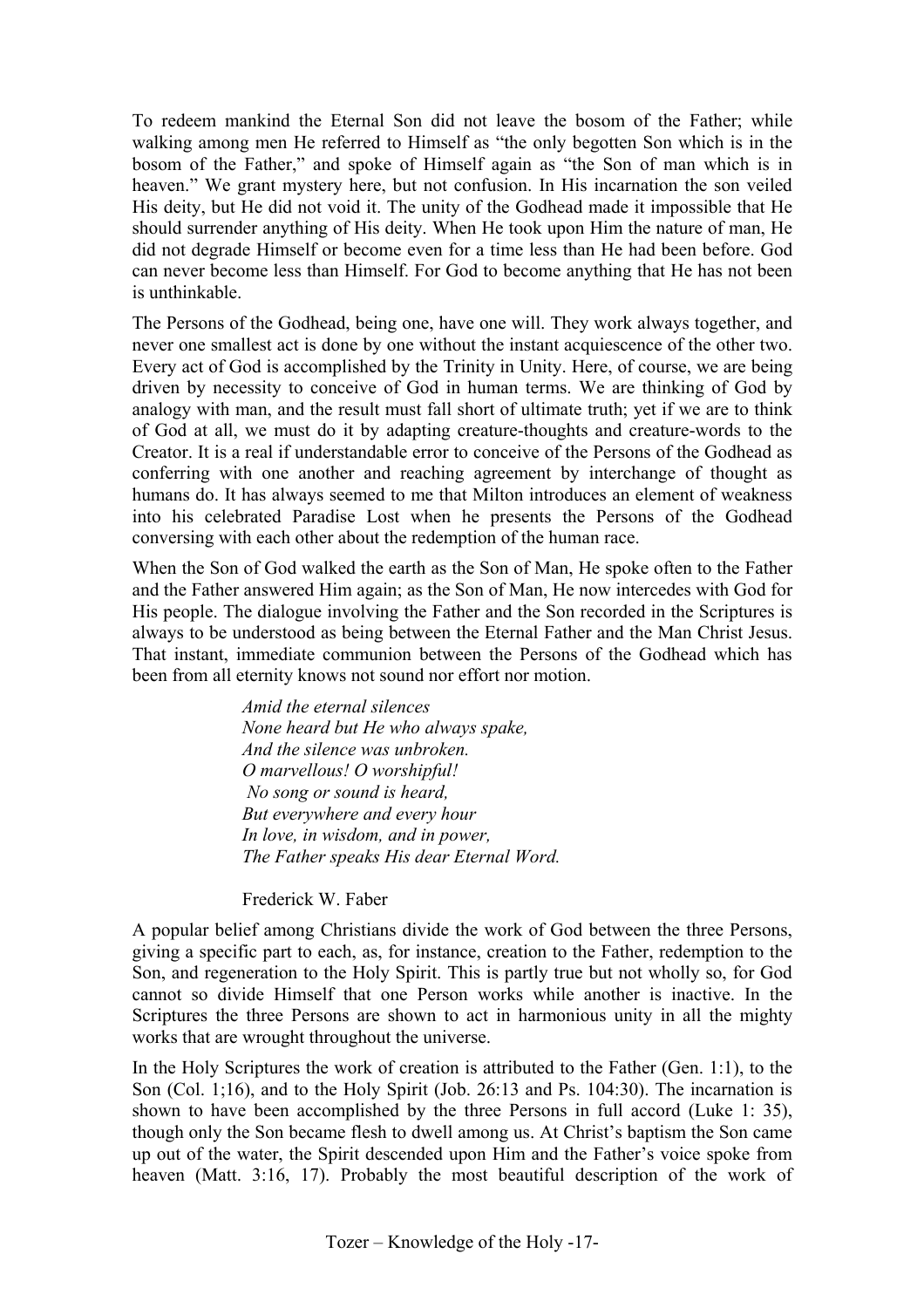To redeem mankind the Eternal Son did not leave the bosom of the Father; while walking among men He referred to Himself as "the only begotten Son which is in the bosom of the Father," and spoke of Himself again as "the Son of man which is in heaven." We grant mystery here, but not confusion. In His incarnation the son veiled His deity, but He did not void it. The unity of the Godhead made it impossible that He should surrender anything of His deity. When He took upon Him the nature of man, He did not degrade Himself or become even for a time less than He had been before. God can never become less than Himself. For God to become anything that He has not been is unthinkable.

The Persons of the Godhead, being one, have one will. They work always together, and never one smallest act is done by one without the instant acquiescence of the other two. Every act of God is accomplished by the Trinity in Unity. Here, of course, we are being driven by necessity to conceive of God in human terms. We are thinking of God by analogy with man, and the result must fall short of ultimate truth; yet if we are to think of God at all, we must do it by adapting creature-thoughts and creature-words to the Creator. It is a real if understandable error to conceive of the Persons of the Godhead as conferring with one another and reaching agreement by interchange of thought as humans do. It has always seemed to me that Milton introduces an element of weakness into his celebrated Paradise Lost when he presents the Persons of the Godhead conversing with each other about the redemption of the human race.

When the Son of God walked the earth as the Son of Man, He spoke often to the Father and the Father answered Him again; as the Son of Man, He now intercedes with God for His people. The dialogue involving the Father and the Son recorded in the Scriptures is always to be understood as being between the Eternal Father and the Man Christ Jesus. That instant, immediate communion between the Persons of the Godhead which has been from all eternity knows not sound nor effort nor motion.

*Amid the eternal silences*
*None heard but He who always spake,*
*And the silence was unbroken.*
*O marvellous! O worshipful!*
*No song or sound is heard,*
*But everywhere and every hour*
*In love, in wisdom, and in power,*
*The Father speaks His dear Eternal Word.*

Frederick W. Faber

A popular belief among Christians divide the work of God between the three Persons, giving a specific part to each, as, for instance, creation to the Father, redemption to the Son, and regeneration to the Holy Spirit. This is partly true but not wholly so, for God cannot so divide Himself that one Person works while another is inactive. In the Scriptures the three Persons are shown to act in harmonious unity in all the mighty works that are wrought throughout the universe.

In the Holy Scriptures the work of creation is attributed to the Father (Gen. 1:1), to the Son (Col. 1;16), and to the Holy Spirit (Job. 26:13 and Ps. 104:30). The incarnation is shown to have been accomplished by the three Persons in full accord (Luke 1: 35), though only the Son became flesh to dwell among us. At Christ's baptism the Son came up out of the water, the Spirit descended upon Him and the Father's voice spoke from heaven (Matt. 3:16, 17). Probably the most beautiful description of the work of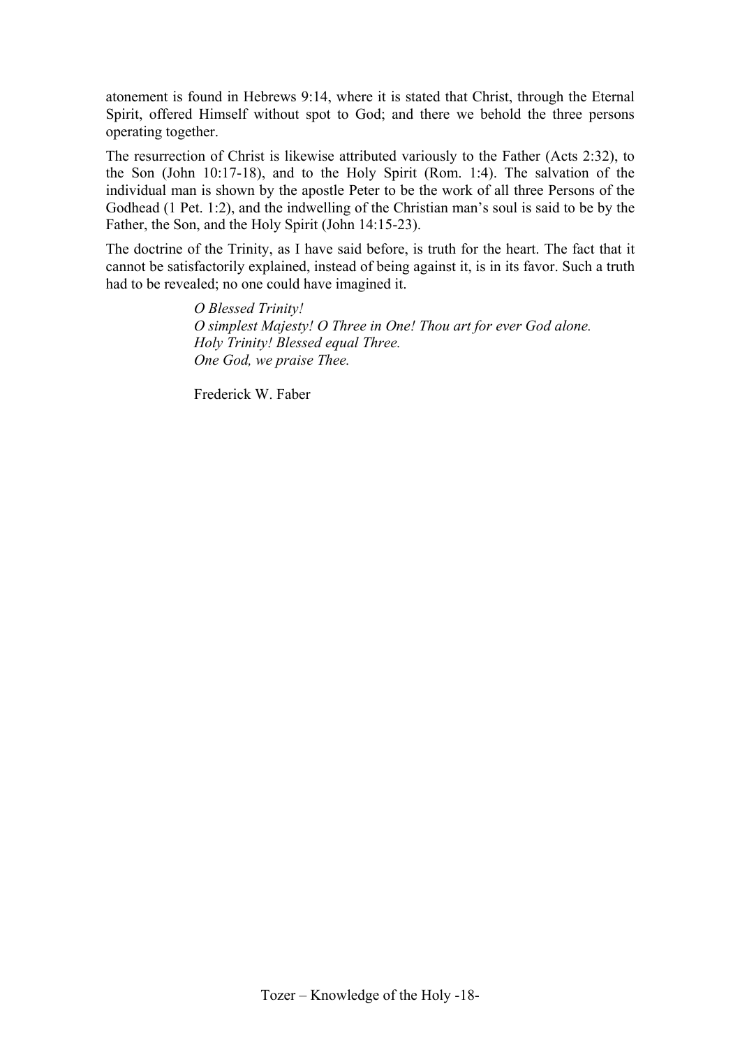atonement is found in Hebrews 9:14, where it is stated that Christ, through the Eternal Spirit, offered Himself without spot to God; and there we behold the three persons operating together.

The resurrection of Christ is likewise attributed variously to the Father (Acts 2:32), to the Son (John 10:17-18), and to the Holy Spirit (Rom. 1:4). The salvation of the individual man is shown by the apostle Peter to be the work of all three Persons of the Godhead (1 Pet. 1:2), and the indwelling of the Christian man's soul is said to be by the Father, the Son, and the Holy Spirit (John 14:15-23).

The doctrine of the Trinity, as I have said before, is truth for the heart. The fact that it cannot be satisfactorily explained, instead of being against it, is in its favor. Such a truth had to be revealed; no one could have imagined it.

> *O Blessed Trinity!*
> *O simplest Majesty! O Three in One! Thou art for ever God alone.*
> *Holy Trinity! Blessed equal Three.*
> *One God, we praise Thee.*
>
> Frederick W. Faber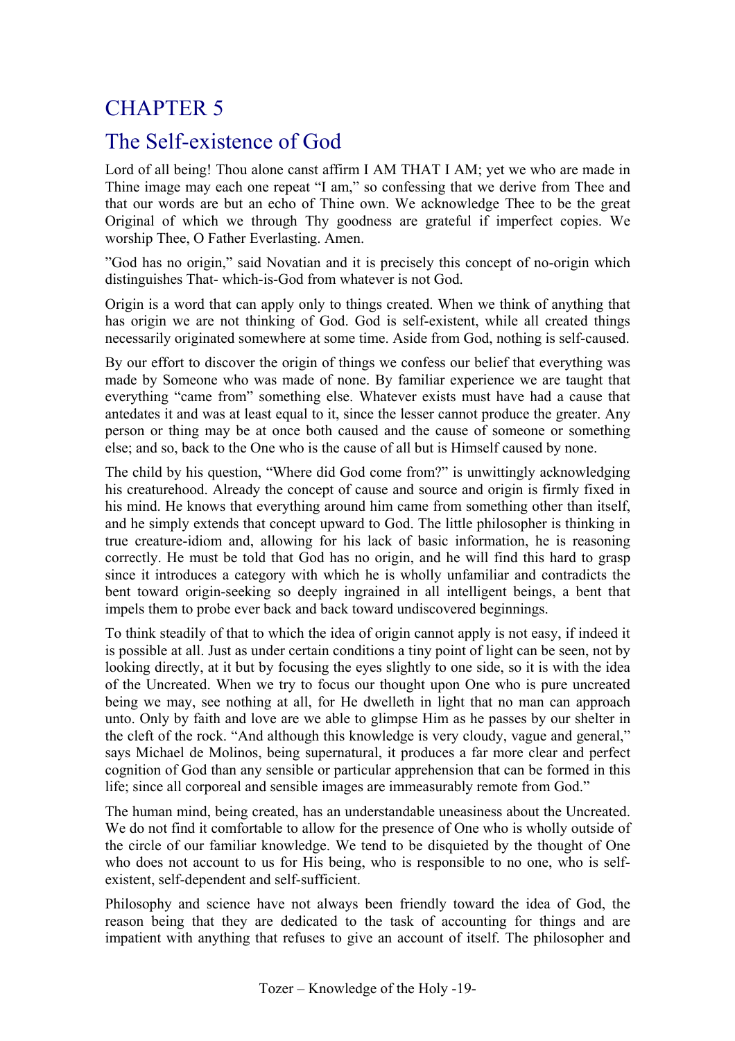# CHAPTER 5

# The Self-existence of God

Lord of all being! Thou alone canst affirm I AM THAT I AM; yet we who are made in Thine image may each one repeat "I am," so confessing that we derive from Thee and that our words are but an echo of Thine own. We acknowledge Thee to be the great Original of which we through Thy goodness are grateful if imperfect copies. We worship Thee, O Father Everlasting. Amen.

"God has no origin," said Novatian and it is precisely this concept of no-origin which distinguishes That- which-is-God from whatever is not God.

Origin is a word that can apply only to things created. When we think of anything that has origin we are not thinking of God. God is self-existent, while all created things necessarily originated somewhere at some time. Aside from God, nothing is self-caused.

By our effort to discover the origin of things we confess our belief that everything was made by Someone who was made of none. By familiar experience we are taught that everything "came from" something else. Whatever exists must have had a cause that antedates it and was at least equal to it, since the lesser cannot produce the greater. Any person or thing may be at once both caused and the cause of someone or something else; and so, back to the One who is the cause of all but is Himself caused by none.

The child by his question, "Where did God come from?" is unwittingly acknowledging his creaturehood. Already the concept of cause and source and origin is firmly fixed in his mind. He knows that everything around him came from something other than itself, and he simply extends that concept upward to God. The little philosopher is thinking in true creature-idiom and, allowing for his lack of basic information, he is reasoning correctly. He must be told that God has no origin, and he will find this hard to grasp since it introduces a category with which he is wholly unfamiliar and contradicts the bent toward origin-seeking so deeply ingrained in all intelligent beings, a bent that impels them to probe ever back and back toward undiscovered beginnings.

To think steadily of that to which the idea of origin cannot apply is not easy, if indeed it is possible at all. Just as under certain conditions a tiny point of light can be seen, not by looking directly, at it but by focusing the eyes slightly to one side, so it is with the idea of the Uncreated. When we try to focus our thought upon One who is pure uncreated being we may, see nothing at all, for He dwelleth in light that no man can approach unto. Only by faith and love are we able to glimpse Him as he passes by our shelter in the cleft of the rock. "And although this knowledge is very cloudy, vague and general," says Michael de Molinos, being supernatural, it produces a far more clear and perfect cognition of God than any sensible or particular apprehension that can be formed in this life; since all corporeal and sensible images are immeasurably remote from God."

The human mind, being created, has an understandable uneasiness about the Uncreated. We do not find it comfortable to allow for the presence of One who is wholly outside of the circle of our familiar knowledge. We tend to be disquieted by the thought of One who does not account to us for His being, who is responsible to no one, who is self-existent, self-dependent and self-sufficient.

Philosophy and science have not always been friendly toward the idea of God, the reason being that they are dedicated to the task of accounting for things and are impatient with anything that refuses to give an account of itself. The philosopher and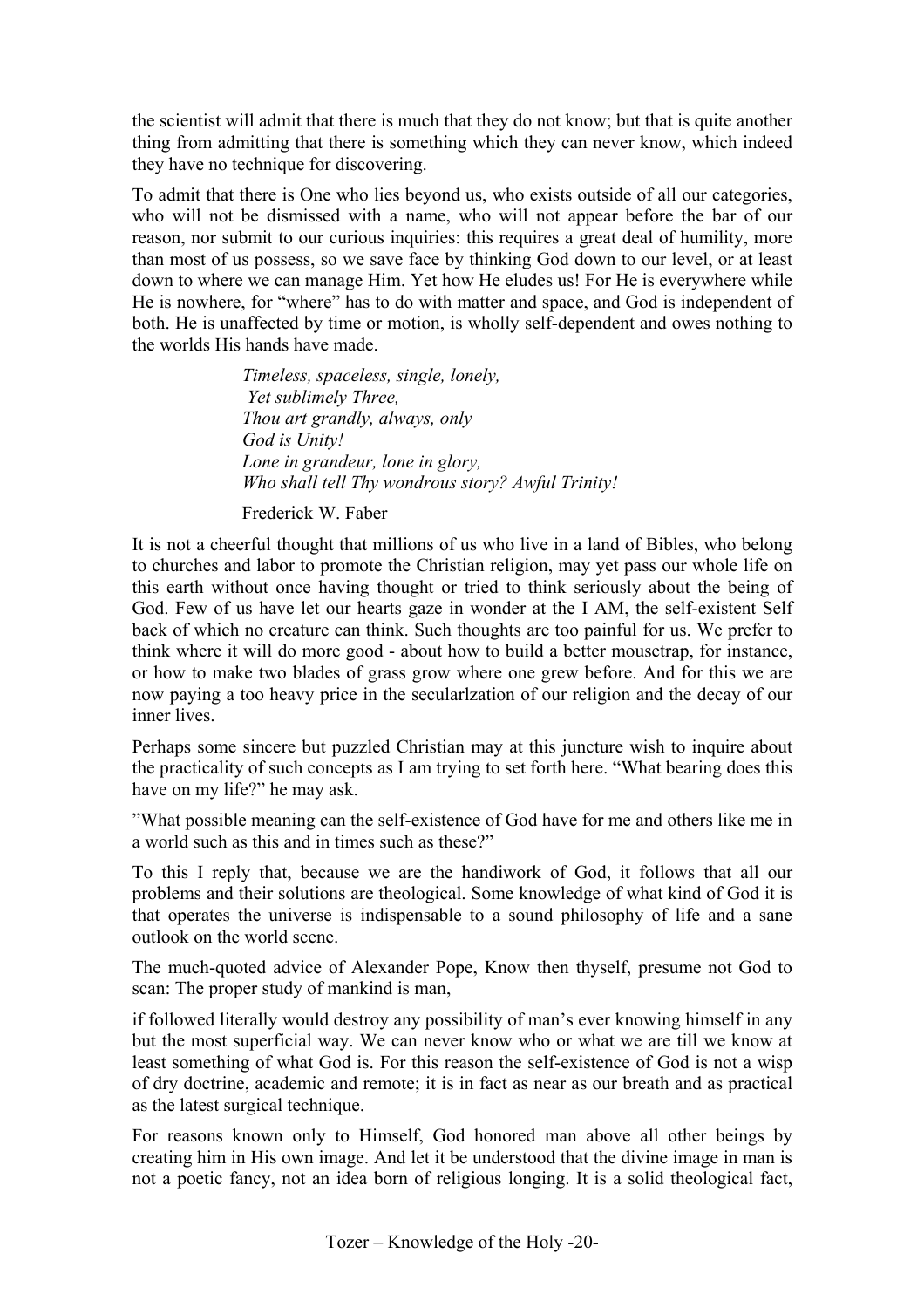the scientist will admit that there is much that they do not know; but that is quite another thing from admitting that there is something which they can never know, which indeed they have no technique for discovering.

To admit that there is One who lies beyond us, who exists outside of all our categories, who will not be dismissed with a name, who will not appear before the bar of our reason, nor submit to our curious inquiries: this requires a great deal of humility, more than most of us possess, so we save face by thinking God down to our level, or at least down to where we can manage Him. Yet how He eludes us! For He is everywhere while He is nowhere, for "where" has to do with matter and space, and God is independent of both. He is unaffected by time or motion, is wholly self-dependent and owes nothing to the worlds His hands have made.

> *Timeless, spaceless, single, lonely,*
> *Yet sublimely Three,*
> *Thou art grandly, always, only*
> *God is Unity!*
> *Lone in grandeur, lone in glory,*
> *Who shall tell Thy wondrous story? Awful Trinity!*
>
> Frederick W. Faber

It is not a cheerful thought that millions of us who live in a land of Bibles, who belong to churches and labor to promote the Christian religion, may yet pass our whole life on this earth without once having thought or tried to think seriously about the being of God. Few of us have let our hearts gaze in wonder at the I AM, the self-existent Self back of which no creature can think. Such thoughts are too painful for us. We prefer to think where it will do more good - about how to build a better mousetrap, for instance, or how to make two blades of grass grow where one grew before. And for this we are now paying a too heavy price in the secularlzation of our religion and the decay of our inner lives.

Perhaps some sincere but puzzled Christian may at this juncture wish to inquire about the practicality of such concepts as I am trying to set forth here. "What bearing does this have on my life?" he may ask.

"What possible meaning can the self-existence of God have for me and others like me in a world such as this and in times such as these?"

To this I reply that, because we are the handiwork of God, it follows that all our problems and their solutions are theological. Some knowledge of what kind of God it is that operates the universe is indispensable to a sound philosophy of life and a sane outlook on the world scene.

The much-quoted advice of Alexander Pope, Know then thyself, presume not God to scan: The proper study of mankind is man,

if followed literally would destroy any possibility of man's ever knowing himself in any but the most superficial way. We can never know who or what we are till we know at least something of what God is. For this reason the self-existence of God is not a wisp of dry doctrine, academic and remote; it is in fact as near as our breath and as practical as the latest surgical technique.

For reasons known only to Himself, God honored man above all other beings by creating him in His own image. And let it be understood that the divine image in man is not a poetic fancy, not an idea born of religious longing. It is a solid theological fact,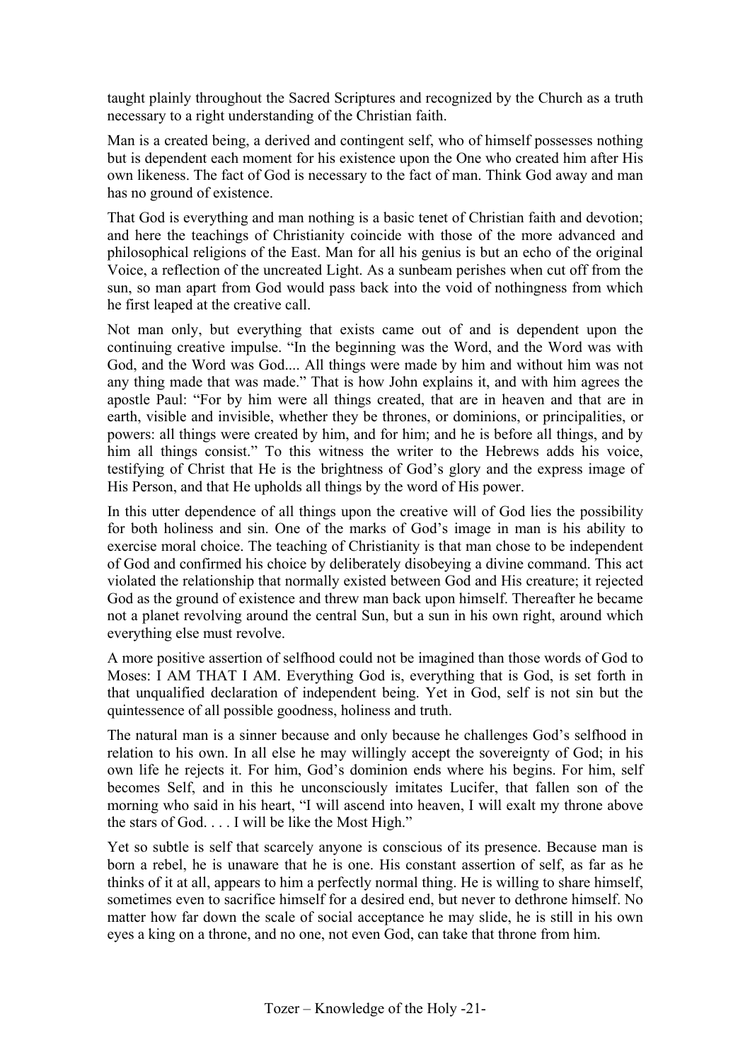taught plainly throughout the Sacred Scriptures and recognized by the Church as a truth necessary to a right understanding of the Christian faith.

Man is a created being, a derived and contingent self, who of himself possesses nothing but is dependent each moment for his existence upon the One who created him after His own likeness. The fact of God is necessary to the fact of man. Think God away and man has no ground of existence.

That God is everything and man nothing is a basic tenet of Christian faith and devotion; and here the teachings of Christianity coincide with those of the more advanced and philosophical religions of the East. Man for all his genius is but an echo of the original Voice, a reflection of the uncreated Light. As a sunbeam perishes when cut off from the sun, so man apart from God would pass back into the void of nothingness from which he first leaped at the creative call.

Not man only, but everything that exists came out of and is dependent upon the continuing creative impulse. "In the beginning was the Word, and the Word was with God, and the Word was God.... All things were made by him and without him was not any thing made that was made." That is how John explains it, and with him agrees the apostle Paul: "For by him were all things created, that are in heaven and that are in earth, visible and invisible, whether they be thrones, or dominions, or principalities, or powers: all things were created by him, and for him; and he is before all things, and by him all things consist." To this witness the writer to the Hebrews adds his voice, testifying of Christ that He is the brightness of God's glory and the express image of His Person, and that He upholds all things by the word of His power.

In this utter dependence of all things upon the creative will of God lies the possibility for both holiness and sin. One of the marks of God's image in man is his ability to exercise moral choice. The teaching of Christianity is that man chose to be independent of God and confirmed his choice by deliberately disobeying a divine command. This act violated the relationship that normally existed between God and His creature; it rejected God as the ground of existence and threw man back upon himself. Thereafter he became not a planet revolving around the central Sun, but a sun in his own right, around which everything else must revolve.

A more positive assertion of selfhood could not be imagined than those words of God to Moses: I AM THAT I AM. Everything God is, everything that is God, is set forth in that unqualified declaration of independent being. Yet in God, self is not sin but the quintessence of all possible goodness, holiness and truth.

The natural man is a sinner because and only because he challenges God's selfhood in relation to his own. In all else he may willingly accept the sovereignty of God; in his own life he rejects it. For him, God's dominion ends where his begins. For him, self becomes Self, and in this he unconsciously imitates Lucifer, that fallen son of the morning who said in his heart, "I will ascend into heaven, I will exalt my throne above the stars of God. . . . I will be like the Most High."

Yet so subtle is self that scarcely anyone is conscious of its presence. Because man is born a rebel, he is unaware that he is one. His constant assertion of self, as far as he thinks of it at all, appears to him a perfectly normal thing. He is willing to share himself, sometimes even to sacrifice himself for a desired end, but never to dethrone himself. No matter how far down the scale of social acceptance he may slide, he is still in his own eyes a king on a throne, and no one, not even God, can take that throne from him.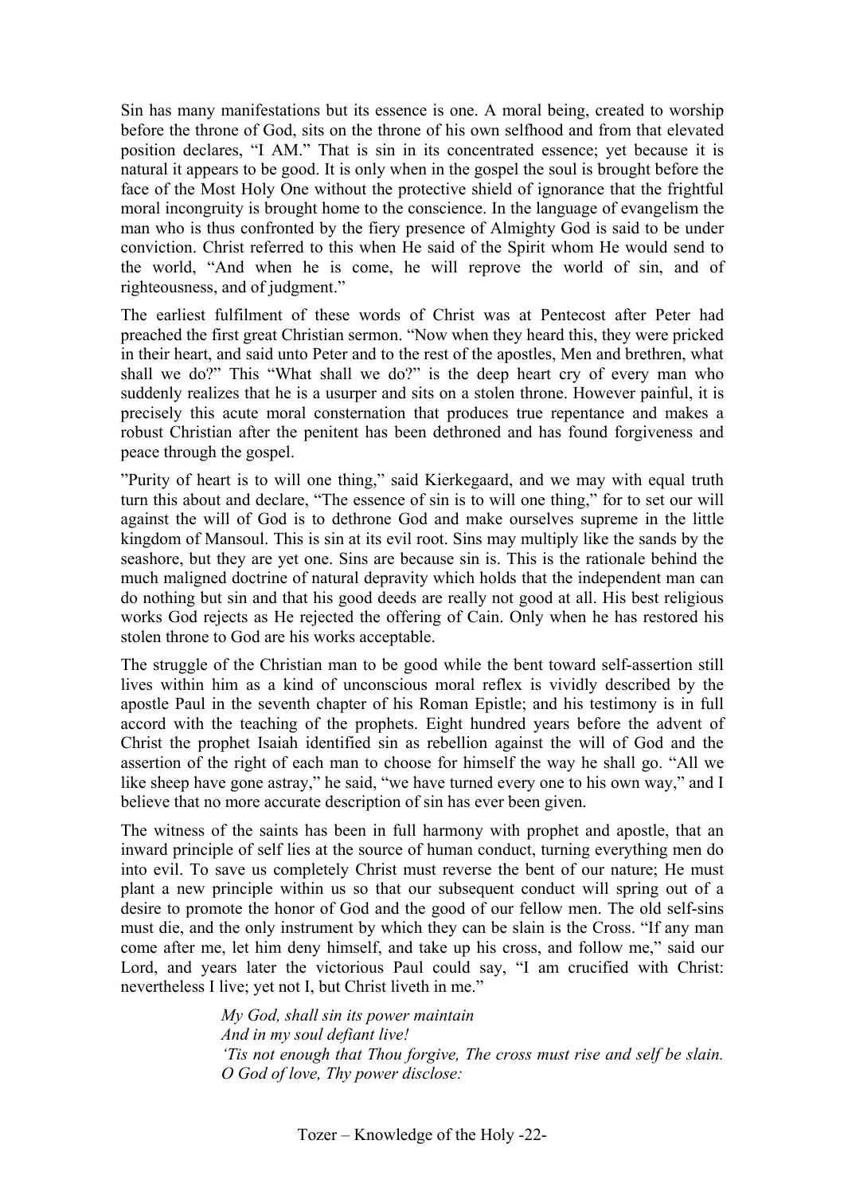Sin has many manifestations but its essence is one. A moral being, created to worship before the throne of God, sits on the throne of his own selfhood and from that elevated position declares, "I AM." That is sin in its concentrated essence; yet because it is natural it appears to be good. It is only when in the gospel the soul is brought before the face of the Most Holy One without the protective shield of ignorance that the frightful moral incongruity is brought home to the conscience. In the language of evangelism the man who is thus confronted by the fiery presence of Almighty God is said to be under conviction. Christ referred to this when He said of the Spirit whom He would send to the world, "And when he is come, he will reprove the world of sin, and of righteousness, and of judgment."

The earliest fulfilment of these words of Christ was at Pentecost after Peter had preached the first great Christian sermon. "Now when they heard this, they were pricked in their heart, and said unto Peter and to the rest of the apostles, Men and brethren, what shall we do?" This "What shall we do?" is the deep heart cry of every man who suddenly realizes that he is a usurper and sits on a stolen throne. However painful, it is precisely this acute moral consternation that produces true repentance and makes a robust Christian after the penitent has been dethroned and has found forgiveness and peace through the gospel.

"Purity of heart is to will one thing," said Kierkegaard, and we may with equal truth turn this about and declare, "The essence of sin is to will one thing," for to set our will against the will of God is to dethrone God and make ourselves supreme in the little kingdom of Mansoul. This is sin at its evil root. Sins may multiply like the sands by the seashore, but they are yet one. Sins are because sin is. This is the rationale behind the much maligned doctrine of natural depravity which holds that the independent man can do nothing but sin and that his good deeds are really not good at all. His best religious works God rejects as He rejected the offering of Cain. Only when he has restored his stolen throne to God are his works acceptable.

The struggle of the Christian man to be good while the bent toward self-assertion still lives within him as a kind of unconscious moral reflex is vividly described by the apostle Paul in the seventh chapter of his Roman Epistle; and his testimony is in full accord with the teaching of the prophets. Eight hundred years before the advent of Christ the prophet Isaiah identified sin as rebellion against the will of God and the assertion of the right of each man to choose for himself the way he shall go. "All we like sheep have gone astray," he said, "we have turned every one to his own way," and I believe that no more accurate description of sin has ever been given.

The witness of the saints has been in full harmony with prophet and apostle, that an inward principle of self lies at the source of human conduct, turning everything men do into evil. To save us completely Christ must reverse the bent of our nature; He must plant a new principle within us so that our subsequent conduct will spring out of a desire to promote the honor of God and the good of our fellow men. The old self-sins must die, and the only instrument by which they can be slain is the Cross. "If any man come after me, let him deny himself, and take up his cross, and follow me," said our Lord, and years later the victorious Paul could say, "I am crucified with Christ: nevertheless I live; yet not I, but Christ liveth in me."

*My God, shall sin its power maintain*  
*And in my soul defiant live!*  
*'Tis not enough that Thou forgive, The cross must rise and self be slain.*  
*O God of love, Thy power disclose:*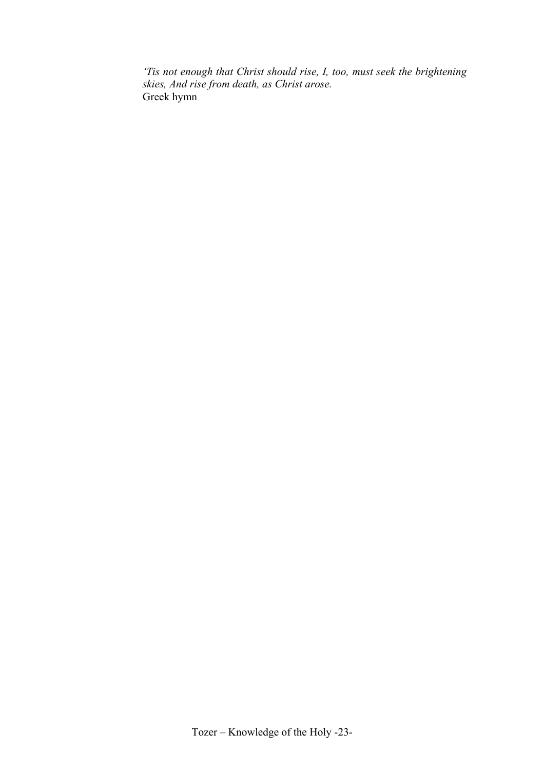*'Tis not enough that Christ should rise, I, too, must seek the brightening skies, And rise from death, as Christ arose.*
Greek hymn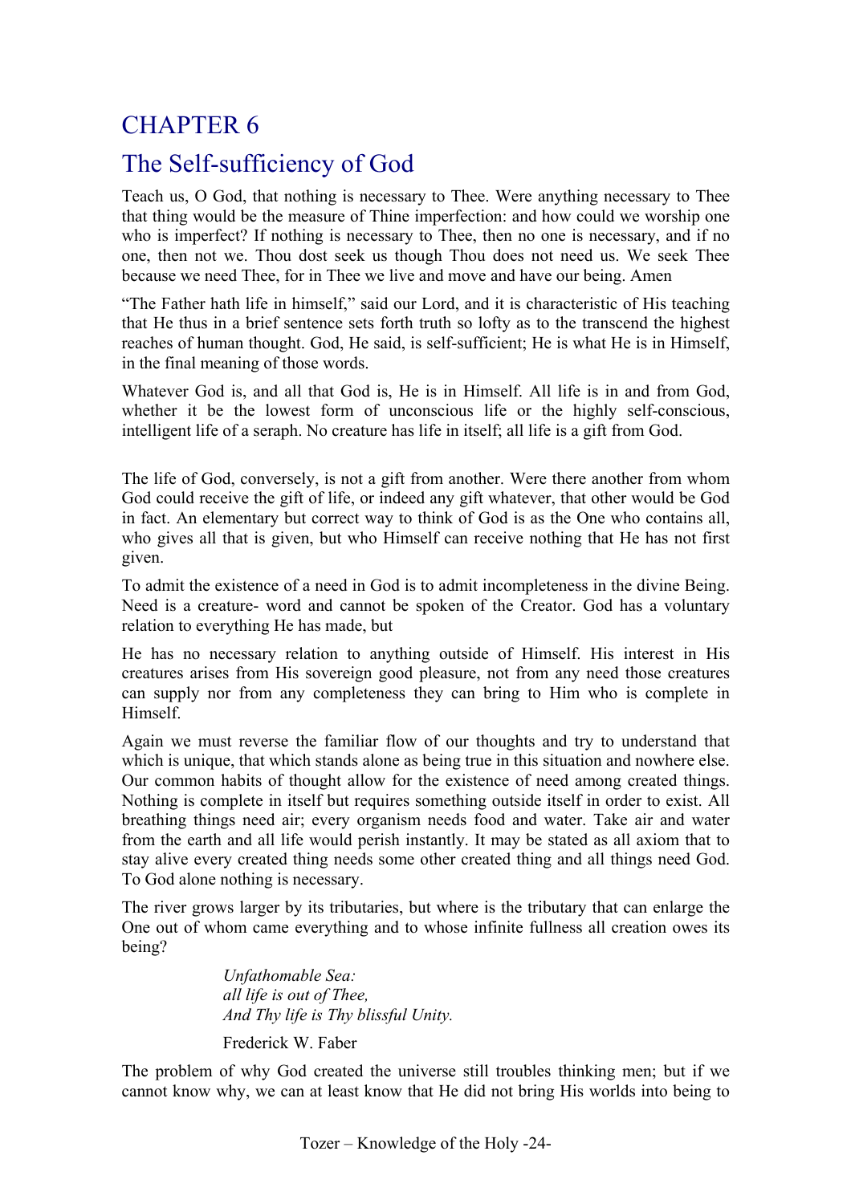# CHAPTER 6

## The Self-sufficiency of God

Teach us, O God, that nothing is necessary to Thee. Were anything necessary to Thee that thing would be the measure of Thine imperfection: and how could we worship one who is imperfect? If nothing is necessary to Thee, then no one is necessary, and if no one, then not we. Thou dost seek us though Thou does not need us. We seek Thee because we need Thee, for in Thee we live and move and have our being. Amen

"The Father hath life in himself," said our Lord, and it is characteristic of His teaching that He thus in a brief sentence sets forth truth so lofty as to the transcend the highest reaches of human thought. God, He said, is self-sufficient; He is what He is in Himself, in the final meaning of those words.

Whatever God is, and all that God is, He is in Himself. All life is in and from God, whether it be the lowest form of unconscious life or the highly self-conscious, intelligent life of a seraph. No creature has life in itself; all life is a gift from God.

The life of God, conversely, is not a gift from another. Were there another from whom God could receive the gift of life, or indeed any gift whatever, that other would be God in fact. An elementary but correct way to think of God is as the One who contains all, who gives all that is given, but who Himself can receive nothing that He has not first given.

To admit the existence of a need in God is to admit incompleteness in the divine Being. Need is a creature- word and cannot be spoken of the Creator. God has a voluntary relation to everything He has made, but

He has no necessary relation to anything outside of Himself. His interest in His creatures arises from His sovereign good pleasure, not from any need those creatures can supply nor from any completeness they can bring to Him who is complete in Himself.

Again we must reverse the familiar flow of our thoughts and try to understand that which is unique, that which stands alone as being true in this situation and nowhere else. Our common habits of thought allow for the existence of need among created things. Nothing is complete in itself but requires something outside itself in order to exist. All breathing things need air; every organism needs food and water. Take air and water from the earth and all life would perish instantly. It may be stated as all axiom that to stay alive every created thing needs some other created thing and all things need God. To God alone nothing is necessary.

The river grows larger by its tributaries, but where is the tributary that can enlarge the One out of whom came everything and to whose infinite fullness all creation owes its being?

> *Unfathomable Sea:*
> *all life is out of Thee,*
> *And Thy life is Thy blissful Unity.*
>
> Frederick W. Faber

The problem of why God created the universe still troubles thinking men; but if we cannot know why, we can at least know that He did not bring His worlds into being to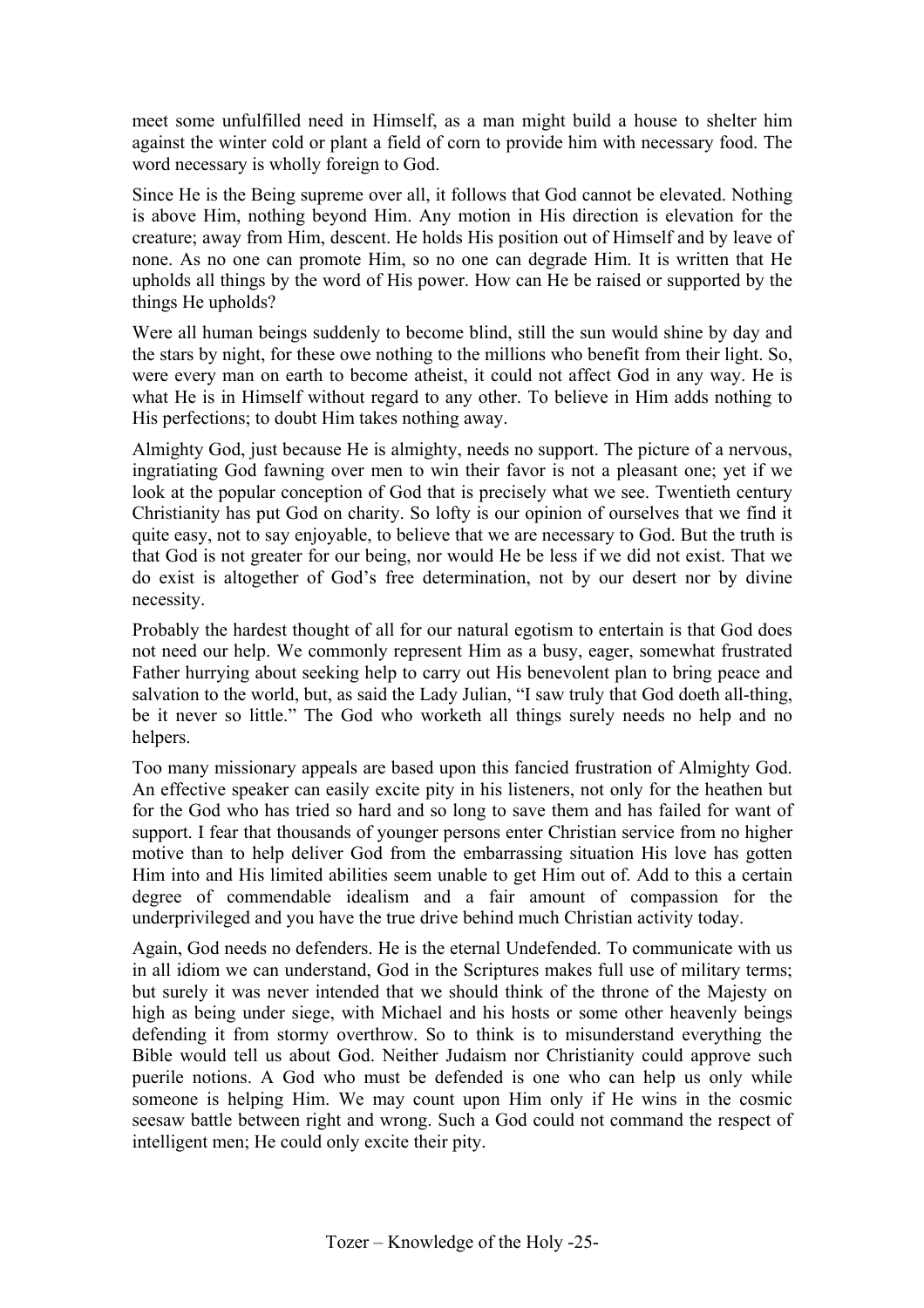meet some unfulfilled need in Himself, as a man might build a house to shelter him against the winter cold or plant a field of corn to provide him with necessary food. The word necessary is wholly foreign to God.

Since He is the Being supreme over all, it follows that God cannot be elevated. Nothing is above Him, nothing beyond Him. Any motion in His direction is elevation for the creature; away from Him, descent. He holds His position out of Himself and by leave of none. As no one can promote Him, so no one can degrade Him. It is written that He upholds all things by the word of His power. How can He be raised or supported by the things He upholds?

Were all human beings suddenly to become blind, still the sun would shine by day and the stars by night, for these owe nothing to the millions who benefit from their light. So, were every man on earth to become atheist, it could not affect God in any way. He is what He is in Himself without regard to any other. To believe in Him adds nothing to His perfections; to doubt Him takes nothing away.

Almighty God, just because He is almighty, needs no support. The picture of a nervous, ingratiating God fawning over men to win their favor is not a pleasant one; yet if we look at the popular conception of God that is precisely what we see. Twentieth century Christianity has put God on charity. So lofty is our opinion of ourselves that we find it quite easy, not to say enjoyable, to believe that we are necessary to God. But the truth is that God is not greater for our being, nor would He be less if we did not exist. That we do exist is altogether of God's free determination, not by our desert nor by divine necessity.

Probably the hardest thought of all for our natural egotism to entertain is that God does not need our help. We commonly represent Him as a busy, eager, somewhat frustrated Father hurrying about seeking help to carry out His benevolent plan to bring peace and salvation to the world, but, as said the Lady Julian, "I saw truly that God doeth all-thing, be it never so little." The God who worketh all things surely needs no help and no helpers.

Too many missionary appeals are based upon this fancied frustration of Almighty God. An effective speaker can easily excite pity in his listeners, not only for the heathen but for the God who has tried so hard and so long to save them and has failed for want of support. I fear that thousands of younger persons enter Christian service from no higher motive than to help deliver God from the embarrassing situation His love has gotten Him into and His limited abilities seem unable to get Him out of. Add to this a certain degree of commendable idealism and a fair amount of compassion for the underprivileged and you have the true drive behind much Christian activity today.

Again, God needs no defenders. He is the eternal Undefended. To communicate with us in all idiom we can understand, God in the Scriptures makes full use of military terms; but surely it was never intended that we should think of the throne of the Majesty on high as being under siege, with Michael and his hosts or some other heavenly beings defending it from stormy overthrow. So to think is to misunderstand everything the Bible would tell us about God. Neither Judaism nor Christianity could approve such puerile notions. A God who must be defended is one who can help us only while someone is helping Him. We may count upon Him only if He wins in the cosmic seesaw battle between right and wrong. Such a God could not command the respect of intelligent men; He could only excite their pity.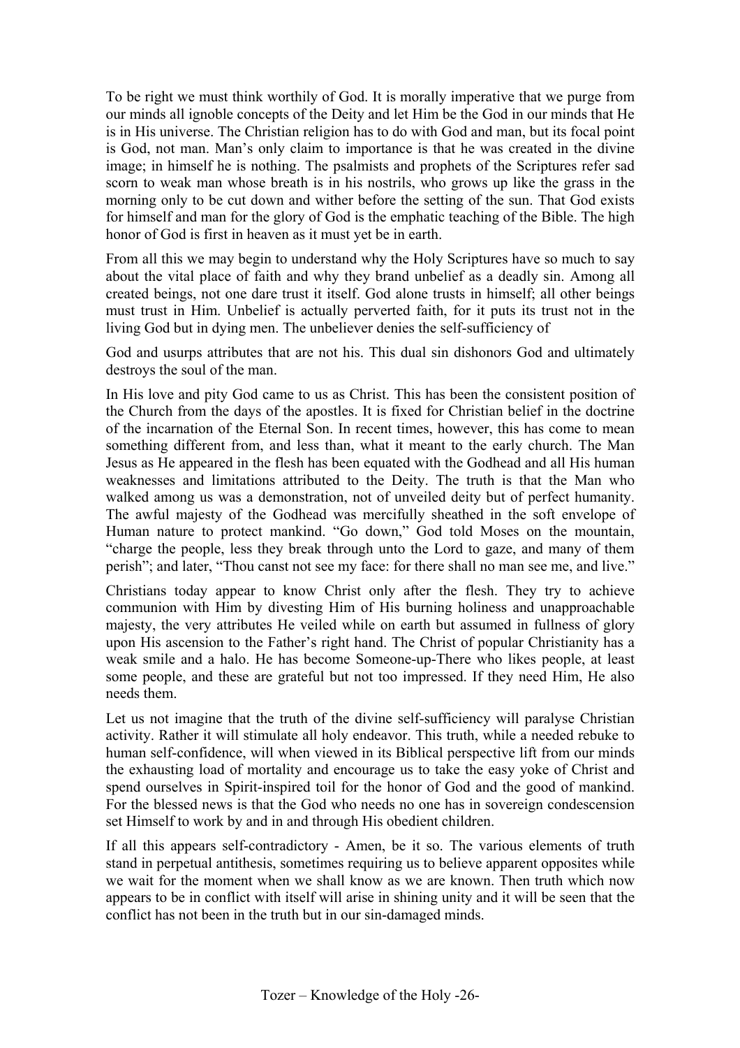To be right we must think worthily of God. It is morally imperative that we purge from our minds all ignoble concepts of the Deity and let Him be the God in our minds that He is in His universe. The Christian religion has to do with God and man, but its focal point is God, not man. Man's only claim to importance is that he was created in the divine image; in himself he is nothing. The psalmists and prophets of the Scriptures refer sad scorn to weak man whose breath is in his nostrils, who grows up like the grass in the morning only to be cut down and wither before the setting of the sun. That God exists for himself and man for the glory of God is the emphatic teaching of the Bible. The high honor of God is first in heaven as it must yet be in earth.

From all this we may begin to understand why the Holy Scriptures have so much to say about the vital place of faith and why they brand unbelief as a deadly sin. Among all created beings, not one dare trust it itself. God alone trusts in himself; all other beings must trust in Him. Unbelief is actually perverted faith, for it puts its trust not in the living God but in dying men. The unbeliever denies the self-sufficiency of

God and usurps attributes that are not his. This dual sin dishonors God and ultimately destroys the soul of the man.

In His love and pity God came to us as Christ. This has been the consistent position of the Church from the days of the apostles. It is fixed for Christian belief in the doctrine of the incarnation of the Eternal Son. In recent times, however, this has come to mean something different from, and less than, what it meant to the early church. The Man Jesus as He appeared in the flesh has been equated with the Godhead and all His human weaknesses and limitations attributed to the Deity. The truth is that the Man who walked among us was a demonstration, not of unveiled deity but of perfect humanity. The awful majesty of the Godhead was mercifully sheathed in the soft envelope of Human nature to protect mankind. "Go down," God told Moses on the mountain, "charge the people, less they break through unto the Lord to gaze, and many of them perish"; and later, "Thou canst not see my face: for there shall no man see me, and live."

Christians today appear to know Christ only after the flesh. They try to achieve communion with Him by divesting Him of His burning holiness and unapproachable majesty, the very attributes He veiled while on earth but assumed in fullness of glory upon His ascension to the Father's right hand. The Christ of popular Christianity has a weak smile and a halo. He has become Someone-up-There who likes people, at least some people, and these are grateful but not too impressed. If they need Him, He also needs them.

Let us not imagine that the truth of the divine self-sufficiency will paralyse Christian activity. Rather it will stimulate all holy endeavor. This truth, while a needed rebuke to human self-confidence, will when viewed in its Biblical perspective lift from our minds the exhausting load of mortality and encourage us to take the easy yoke of Christ and spend ourselves in Spirit-inspired toil for the honor of God and the good of mankind. For the blessed news is that the God who needs no one has in sovereign condescension set Himself to work by and in and through His obedient children.

If all this appears self-contradictory - Amen, be it so. The various elements of truth stand in perpetual antithesis, sometimes requiring us to believe apparent opposites while we wait for the moment when we shall know as we are known. Then truth which now appears to be in conflict with itself will arise in shining unity and it will be seen that the conflict has not been in the truth but in our sin-damaged minds.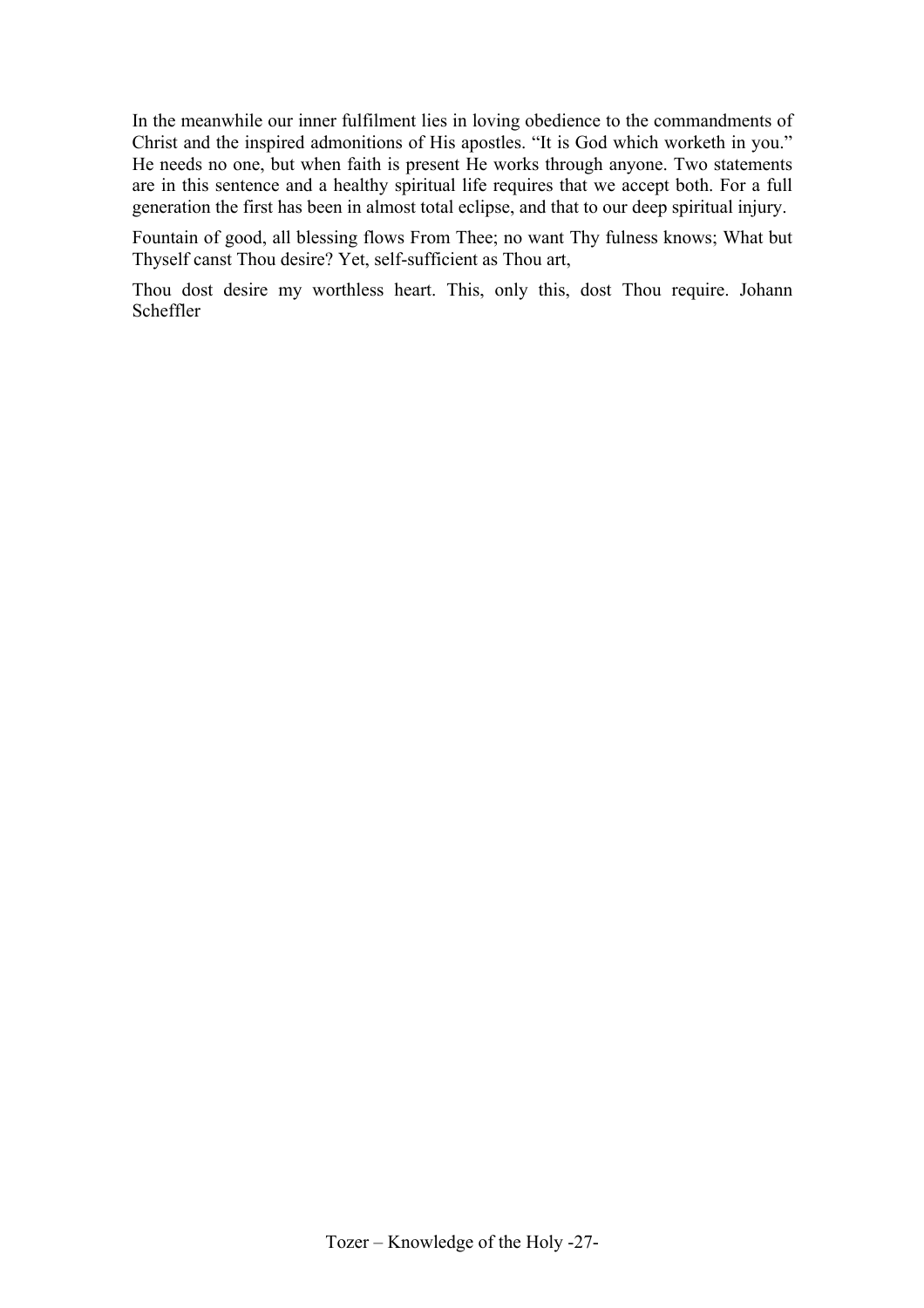In the meanwhile our inner fulfilment lies in loving obedience to the commandments of Christ and the inspired admonitions of His apostles. “It is God which worketh in you.” He needs no one, but when faith is present He works through anyone. Two statements are in this sentence and a healthy spiritual life requires that we accept both. For a full generation the first has been in almost total eclipse, and that to our deep spiritual injury.

Fountain of good, all blessing flows From Thee; no want Thy fulness knows; What but Thyself canst Thou desire? Yet, self-sufficient as Thou art,

Thou dost desire my worthless heart. This, only this, dost Thou require. Johann Scheffler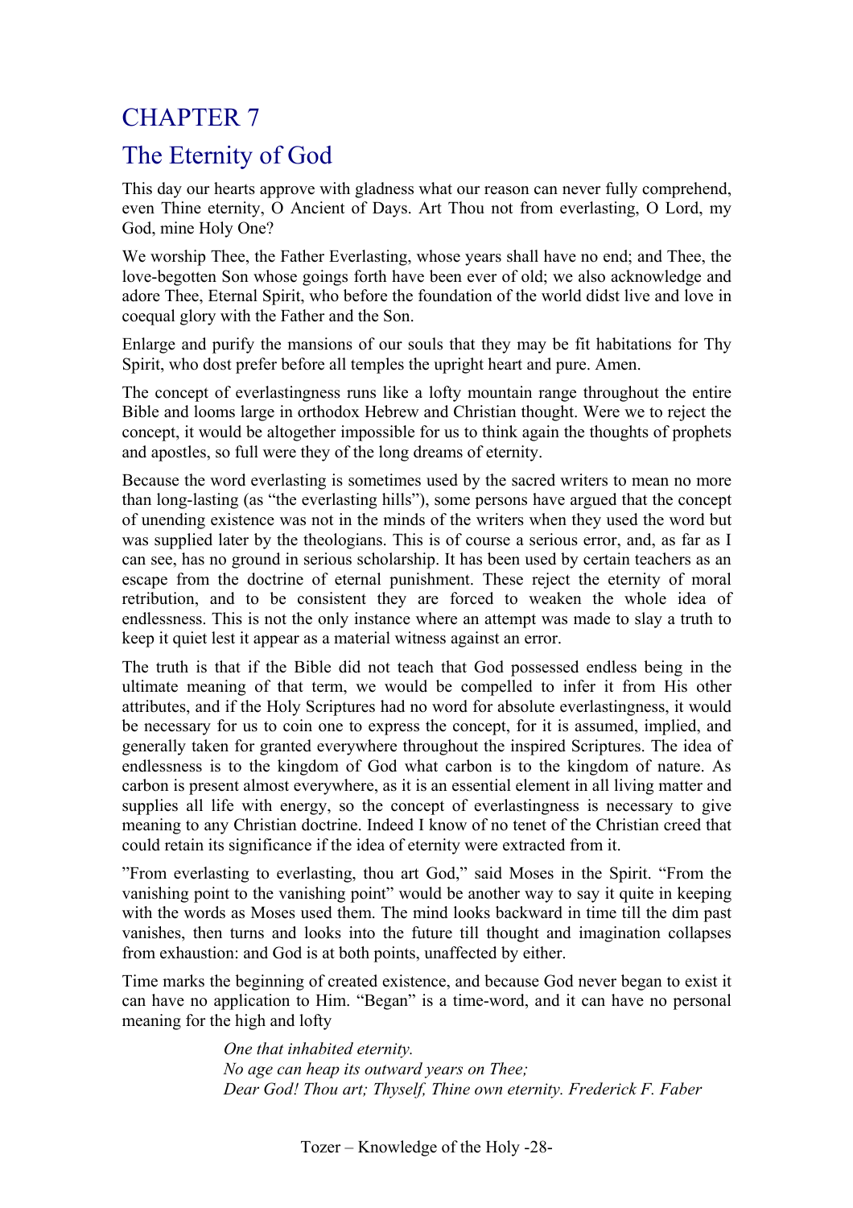# CHAPTER 7

## The Eternity of God

This day our hearts approve with gladness what our reason can never fully comprehend, even Thine eternity, O Ancient of Days. Art Thou not from everlasting, O Lord, my God, mine Holy One?

We worship Thee, the Father Everlasting, whose years shall have no end; and Thee, the love-begotten Son whose goings forth have been ever of old; we also acknowledge and adore Thee, Eternal Spirit, who before the foundation of the world didst live and love in coequal glory with the Father and the Son.

Enlarge and purify the mansions of our souls that they may be fit habitations for Thy Spirit, who dost prefer before all temples the upright heart and pure. Amen.

The concept of everlastingness runs like a lofty mountain range throughout the entire Bible and looms large in orthodox Hebrew and Christian thought. Were we to reject the concept, it would be altogether impossible for us to think again the thoughts of prophets and apostles, so full were they of the long dreams of eternity.

Because the word everlasting is sometimes used by the sacred writers to mean no more than long-lasting (as "the everlasting hills"), some persons have argued that the concept of unending existence was not in the minds of the writers when they used the word but was supplied later by the theologians. This is of course a serious error, and, as far as I can see, has no ground in serious scholarship. It has been used by certain teachers as an escape from the doctrine of eternal punishment. These reject the eternity of moral retribution, and to be consistent they are forced to weaken the whole idea of endlessness. This is not the only instance where an attempt was made to slay a truth to keep it quiet lest it appear as a material witness against an error.

The truth is that if the Bible did not teach that God possessed endless being in the ultimate meaning of that term, we would be compelled to infer it from His other attributes, and if the Holy Scriptures had no word for absolute everlastingness, it would be necessary for us to coin one to express the concept, for it is assumed, implied, and generally taken for granted everywhere throughout the inspired Scriptures. The idea of endlessness is to the kingdom of God what carbon is to the kingdom of nature. As carbon is present almost everywhere, as it is an essential element in all living matter and supplies all life with energy, so the concept of everlastingness is necessary to give meaning to any Christian doctrine. Indeed I know of no tenet of the Christian creed that could retain its significance if the idea of eternity were extracted from it.

"From everlasting to everlasting, thou art God," said Moses in the Spirit. "From the vanishing point to the vanishing point" would be another way to say it quite in keeping with the words as Moses used them. The mind looks backward in time till the dim past vanishes, then turns and looks into the future till thought and imagination collapses from exhaustion: and God is at both points, unaffected by either.

Time marks the beginning of created existence, and because God never began to exist it can have no application to Him. "Began" is a time-word, and it can have no personal meaning for the high and lofty

> *One that inhabited eternity.*
> *No age can heap its outward years on Thee;*
> *Dear God! Thou art; Thyself, Thine own eternity. Frederick F. Faber*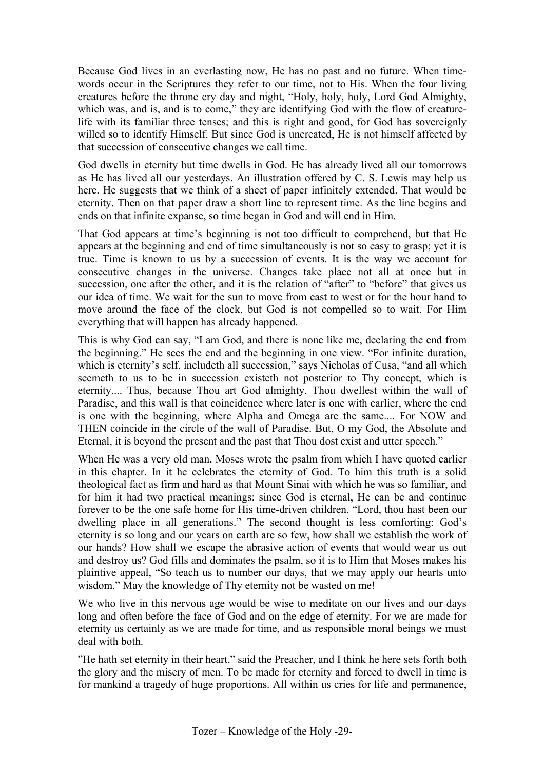Because God lives in an everlasting now, He has no past and no future. When time-words occur in the Scriptures they refer to our time, not to His. When the four living creatures before the throne cry day and night, "Holy, holy, holy, Lord God Almighty, which was, and is, and is to come," they are identifying God with the flow of creature-life with its familiar three tenses; and this is right and good, for God has sovereignly willed so to identify Himself. But since God is uncreated, He is not himself affected by that succession of consecutive changes we call time.

God dwells in eternity but time dwells in God. He has already lived all our tomorrows as He has lived all our yesterdays. An illustration offered by C. S. Lewis may help us here. He suggests that we think of a sheet of paper infinitely extended. That would be eternity. Then on that paper draw a short line to represent time. As the line begins and ends on that infinite expanse, so time began in God and will end in Him.

That God appears at time's beginning is not too difficult to comprehend, but that He appears at the beginning and end of time simultaneously is not so easy to grasp; yet it is true. Time is known to us by a succession of events. It is the way we account for consecutive changes in the universe. Changes take place not all at once but in succession, one after the other, and it is the relation of "after" to "before" that gives us our idea of time. We wait for the sun to move from east to west or for the hour hand to move around the face of the clock, but God is not compelled so to wait. For Him everything that will happen has already happened.

This is why God can say, "I am God, and there is none like me, declaring the end from the beginning." He sees the end and the beginning in one view. "For infinite duration, which is eternity's self, includeth all succession," says Nicholas of Cusa, "and all which seemeth to us to be in succession existeth not posterior to Thy concept, which is eternity.... Thus, because Thou art God almighty, Thou dwellest within the wall of Paradise, and this wall is that coincidence where later is one with earlier, where the end is one with the beginning, where Alpha and Omega are the same.... For NOW and THEN coincide in the circle of the wall of Paradise. But, O my God, the Absolute and Eternal, it is beyond the present and the past that Thou dost exist and utter speech."

When He was a very old man, Moses wrote the psalm from which I have quoted earlier in this chapter. In it he celebrates the eternity of God. To him this truth is a solid theological fact as firm and hard as that Mount Sinai with which he was so familiar, and for him it had two practical meanings: since God is eternal, He can be and continue forever to be the one safe home for His time-driven children. "Lord, thou hast been our dwelling place in all generations." The second thought is less comforting: God's eternity is so long and our years on earth are so few, how shall we establish the work of our hands? How shall we escape the abrasive action of events that would wear us out and destroy us? God fills and dominates the psalm, so it is to Him that Moses makes his plaintive appeal, "So teach us to number our days, that we may apply our hearts unto wisdom." May the knowledge of Thy eternity not be wasted on me!

We who live in this nervous age would be wise to meditate on our lives and our days long and often before the face of God and on the edge of eternity. For we are made for eternity as certainly as we are made for time, and as responsible moral beings we must deal with both.

"He hath set eternity in their heart," said the Preacher, and I think he here sets forth both the glory and the misery of men. To be made for eternity and forced to dwell in time is for mankind a tragedy of huge proportions. All within us cries for life and permanence,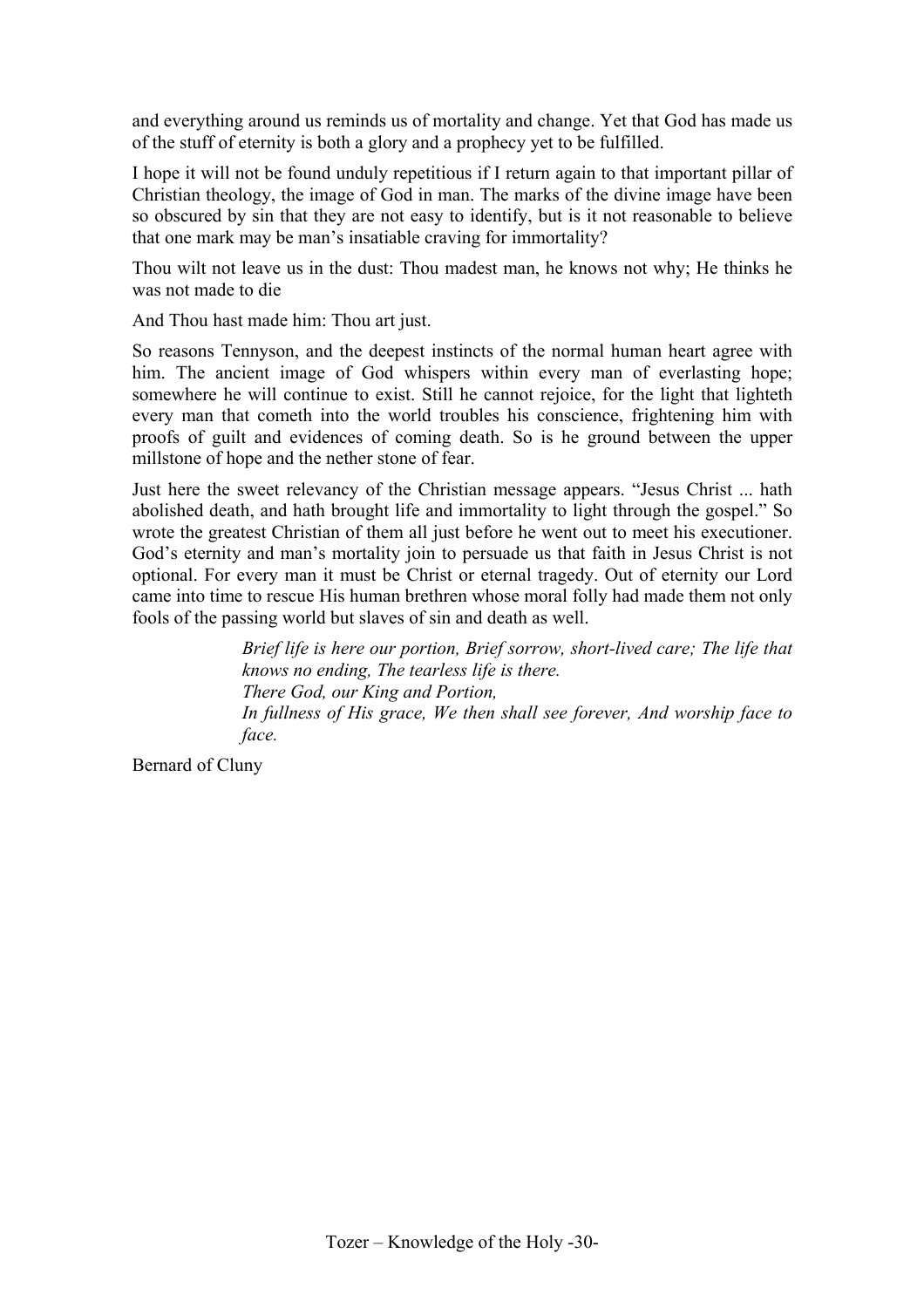and everything around us reminds us of mortality and change. Yet that God has made us of the stuff of eternity is both a glory and a prophecy yet to be fulfilled.

I hope it will not be found unduly repetitious if I return again to that important pillar of Christian theology, the image of God in man. The marks of the divine image have been so obscured by sin that they are not easy to identify, but is it not reasonable to believe that one mark may be man's insatiable craving for immortality?

Thou wilt not leave us in the dust: Thou madest man, he knows not why; He thinks he was not made to die

And Thou hast made him: Thou art just.

So reasons Tennyson, and the deepest instincts of the normal human heart agree with him. The ancient image of God whispers within every man of everlasting hope; somewhere he will continue to exist. Still he cannot rejoice, for the light that lighteth every man that cometh into the world troubles his conscience, frightening him with proofs of guilt and evidences of coming death. So is he ground between the upper millstone of hope and the nether stone of fear.

Just here the sweet relevancy of the Christian message appears. "Jesus Christ ... hath abolished death, and hath brought life and immortality to light through the gospel." So wrote the greatest Christian of them all just before he went out to meet his executioner. God's eternity and man's mortality join to persuade us that faith in Jesus Christ is not optional. For every man it must be Christ or eternal tragedy. Out of eternity our Lord came into time to rescue His human brethren whose moral folly had made them not only fools of the passing world but slaves of sin and death as well.

> *Brief life is here our portion, Brief sorrow, short-lived care; The life that knows no ending, The tearless life is there.*
> *There God, our King and Portion,*
> *In fullness of His grace, We then shall see forever, And worship face to face.*

Bernard of Cluny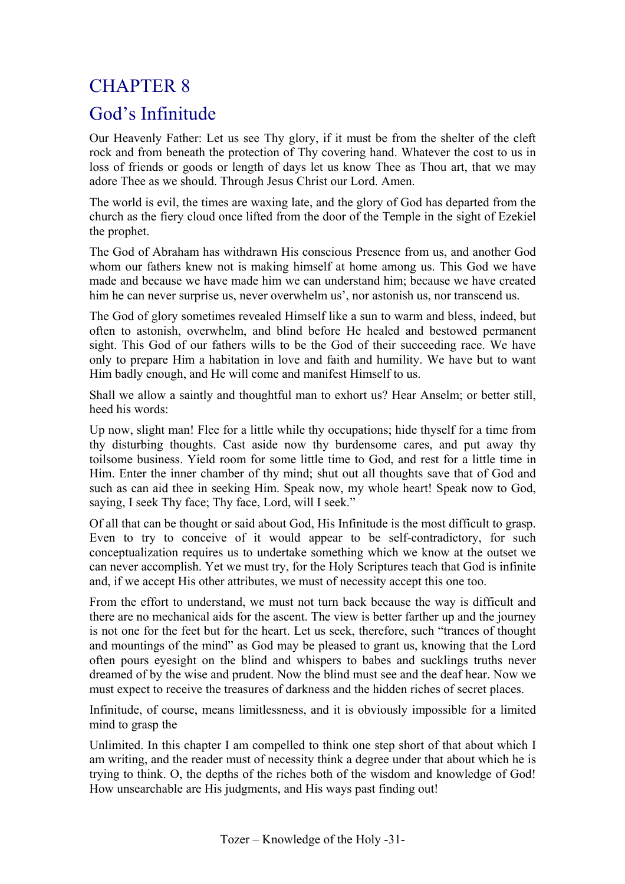# CHAPTER 8

# God's Infinitude

Our Heavenly Father: Let us see Thy glory, if it must be from the shelter of the cleft rock and from beneath the protection of Thy covering hand. Whatever the cost to us in loss of friends or goods or length of days let us know Thee as Thou art, that we may adore Thee as we should. Through Jesus Christ our Lord. Amen.

The world is evil, the times are waxing late, and the glory of God has departed from the church as the fiery cloud once lifted from the door of the Temple in the sight of Ezekiel the prophet.

The God of Abraham has withdrawn His conscious Presence from us, and another God whom our fathers knew not is making himself at home among us. This God we have made and because we have made him we can understand him; because we have created him he can never surprise us, never overwhelm us', nor astonish us, nor transcend us.

The God of glory sometimes revealed Himself like a sun to warm and bless, indeed, but often to astonish, overwhelm, and blind before He healed and bestowed permanent sight. This God of our fathers wills to be the God of their succeeding race. We have only to prepare Him a habitation in love and faith and humility. We have but to want Him badly enough, and He will come and manifest Himself to us.

Shall we allow a saintly and thoughtful man to exhort us? Hear Anselm; or better still, heed his words:

Up now, slight man! Flee for a little while thy occupations; hide thyself for a time from thy disturbing thoughts. Cast aside now thy burdensome cares, and put away thy toilsome business. Yield room for some little time to God, and rest for a little time in Him. Enter the inner chamber of thy mind; shut out all thoughts save that of God and such as can aid thee in seeking Him. Speak now, my whole heart! Speak now to God, saying, I seek Thy face; Thy face, Lord, will I seek."

Of all that can be thought or said about God, His Infinitude is the most difficult to grasp. Even to try to conceive of it would appear to be self-contradictory, for such conceptualization requires us to undertake something which we know at the outset we can never accomplish. Yet we must try, for the Holy Scriptures teach that God is infinite and, if we accept His other attributes, we must of necessity accept this one too.

From the effort to understand, we must not turn back because the way is difficult and there are no mechanical aids for the ascent. The view is better farther up and the journey is not one for the feet but for the heart. Let us seek, therefore, such "trances of thought and mountings of the mind" as God may be pleased to grant us, knowing that the Lord often pours eyesight on the blind and whispers to babes and sucklings truths never dreamed of by the wise and prudent. Now the blind must see and the deaf hear. Now we must expect to receive the treasures of darkness and the hidden riches of secret places.

Infinitude, of course, means limitlessness, and it is obviously impossible for a limited mind to grasp the

Unlimited. In this chapter I am compelled to think one step short of that about which I am writing, and the reader must of necessity think a degree under that about which he is trying to think. O, the depths of the riches both of the wisdom and knowledge of God! How unsearchable are His judgments, and His ways past finding out!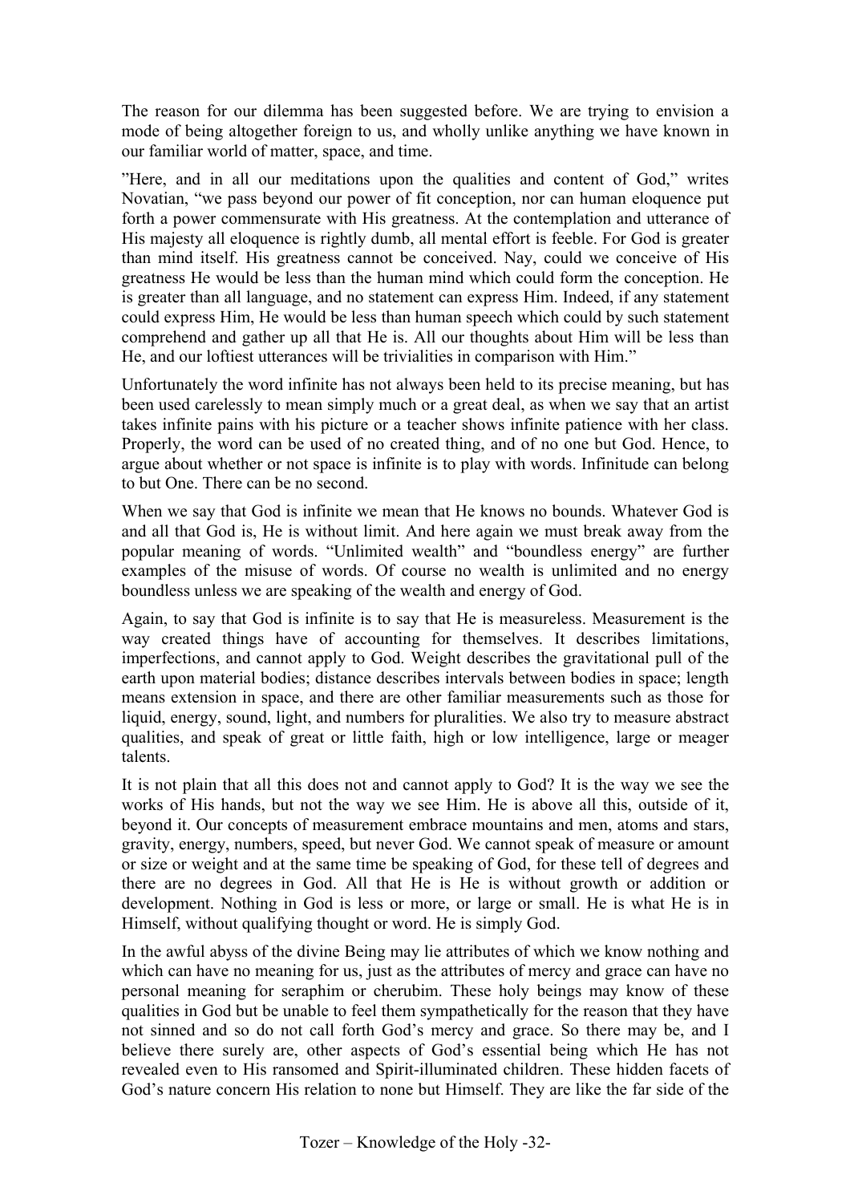The reason for our dilemma has been suggested before. We are trying to envision a mode of being altogether foreign to us, and wholly unlike anything we have known in our familiar world of matter, space, and time.

"Here, and in all our meditations upon the qualities and content of God," writes Novatian, "we pass beyond our power of fit conception, nor can human eloquence put forth a power commensurate with His greatness. At the contemplation and utterance of His majesty all eloquence is rightly dumb, all mental effort is feeble. For God is greater than mind itself. His greatness cannot be conceived. Nay, could we conceive of His greatness He would be less than the human mind which could form the conception. He is greater than all language, and no statement can express Him. Indeed, if any statement could express Him, He would be less than human speech which could by such statement comprehend and gather up all that He is. All our thoughts about Him will be less than He, and our loftiest utterances will be trivialities in comparison with Him."

Unfortunately the word infinite has not always been held to its precise meaning, but has been used carelessly to mean simply much or a great deal, as when we say that an artist takes infinite pains with his picture or a teacher shows infinite patience with her class. Properly, the word can be used of no created thing, and of no one but God. Hence, to argue about whether or not space is infinite is to play with words. Infinitude can belong to but One. There can be no second.

When we say that God is infinite we mean that He knows no bounds. Whatever God is and all that God is, He is without limit. And here again we must break away from the popular meaning of words. "Unlimited wealth" and "boundless energy" are further examples of the misuse of words. Of course no wealth is unlimited and no energy boundless unless we are speaking of the wealth and energy of God.

Again, to say that God is infinite is to say that He is measureless. Measurement is the way created things have of accounting for themselves. It describes limitations, imperfections, and cannot apply to God. Weight describes the gravitational pull of the earth upon material bodies; distance describes intervals between bodies in space; length means extension in space, and there are other familiar measurements such as those for liquid, energy, sound, light, and numbers for pluralities. We also try to measure abstract qualities, and speak of great or little faith, high or low intelligence, large or meager talents.

It is not plain that all this does not and cannot apply to God? It is the way we see the works of His hands, but not the way we see Him. He is above all this, outside of it, beyond it. Our concepts of measurement embrace mountains and men, atoms and stars, gravity, energy, numbers, speed, but never God. We cannot speak of measure or amount or size or weight and at the same time be speaking of God, for these tell of degrees and there are no degrees in God. All that He is He is without growth or addition or development. Nothing in God is less or more, or large or small. He is what He is in Himself, without qualifying thought or word. He is simply God.

In the awful abyss of the divine Being may lie attributes of which we know nothing and which can have no meaning for us, just as the attributes of mercy and grace can have no personal meaning for seraphim or cherubim. These holy beings may know of these qualities in God but be unable to feel them sympathetically for the reason that they have not sinned and so do not call forth God's mercy and grace. So there may be, and I believe there surely are, other aspects of God's essential being which He has not revealed even to His ransomed and Spirit-illuminated children. These hidden facets of God's nature concern His relation to none but Himself. They are like the far side of the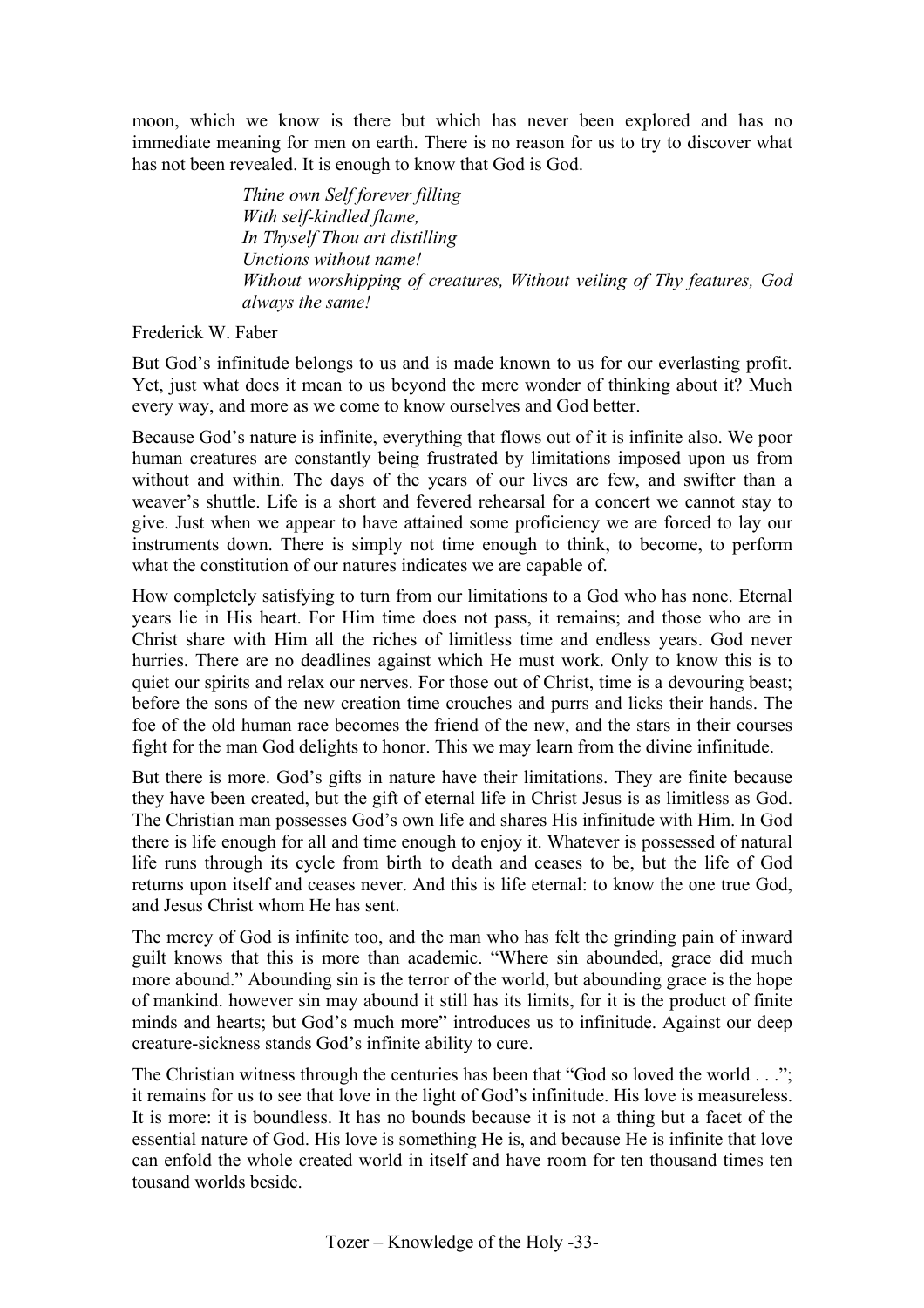moon, which we know is there but which has never been explored and has no immediate meaning for men on earth. There is no reason for us to try to discover what has not been revealed. It is enough to know that God is God.

> *Thine own Self forever filling*
> *With self-kindled flame,*
> *In Thyself Thou art distilling*
> *Unctions without name!*
> *Without worshipping of creatures, Without veiling of Thy features, God always the same!*

Frederick W. Faber

But God's infinitude belongs to us and is made known to us for our everlasting profit. Yet, just what does it mean to us beyond the mere wonder of thinking about it? Much every way, and more as we come to know ourselves and God better.

Because God's nature is infinite, everything that flows out of it is infinite also. We poor human creatures are constantly being frustrated by limitations imposed upon us from without and within. The days of the years of our lives are few, and swifter than a weaver's shuttle. Life is a short and fevered rehearsal for a concert we cannot stay to give. Just when we appear to have attained some proficiency we are forced to lay our instruments down. There is simply not time enough to think, to become, to perform what the constitution of our natures indicates we are capable of.

How completely satisfying to turn from our limitations to a God who has none. Eternal years lie in His heart. For Him time does not pass, it remains; and those who are in Christ share with Him all the riches of limitless time and endless years. God never hurries. There are no deadlines against which He must work. Only to know this is to quiet our spirits and relax our nerves. For those out of Christ, time is a devouring beast; before the sons of the new creation time crouches and purrs and licks their hands. The foe of the old human race becomes the friend of the new, and the stars in their courses fight for the man God delights to honor. This we may learn from the divine infinitude.

But there is more. God's gifts in nature have their limitations. They are finite because they have been created, but the gift of eternal life in Christ Jesus is as limitless as God. The Christian man possesses God's own life and shares His infinitude with Him. In God there is life enough for all and time enough to enjoy it. Whatever is possessed of natural life runs through its cycle from birth to death and ceases to be, but the life of God returns upon itself and ceases never. And this is life eternal: to know the one true God, and Jesus Christ whom He has sent.

The mercy of God is infinite too, and the man who has felt the grinding pain of inward guilt knows that this is more than academic. "Where sin abounded, grace did much more abound." Abounding sin is the terror of the world, but abounding grace is the hope of mankind. however sin may abound it still has its limits, for it is the product of finite minds and hearts; but God's much more" introduces us to infinitude. Against our deep creature-sickness stands God's infinite ability to cure.

The Christian witness through the centuries has been that "God so loved the world . . ."; it remains for us to see that love in the light of God's infinitude. His love is measureless. It is more: it is boundless. It has no bounds because it is not a thing but a facet of the essential nature of God. His love is something He is, and because He is infinite that love can enfold the whole created world in itself and have room for ten thousand times ten tousand worlds beside.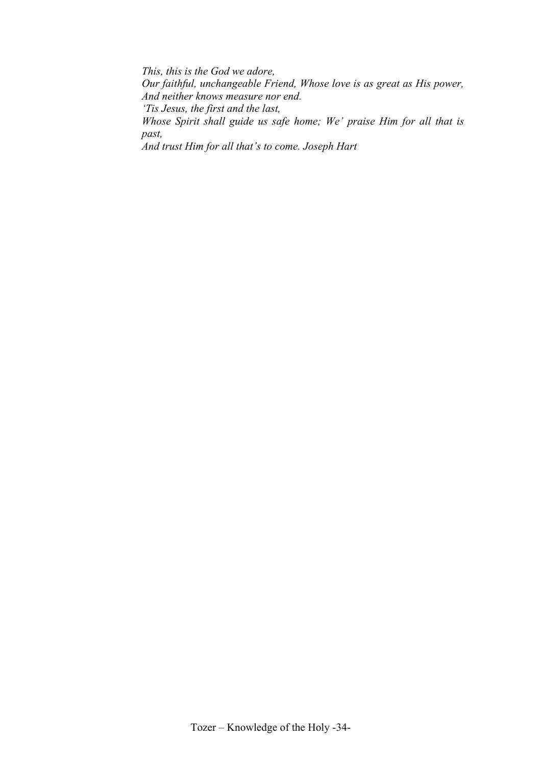*This, this is the God we adore,*
*Our faithful, unchangeable Friend, Whose love is as great as His power,*
*And neither knows measure nor end.*
*'Tis Jesus, the first and the last,*
*Whose Spirit shall guide us safe home; We' praise Him for all that is past,*
*And trust Him for all that's to come. Joseph Hart*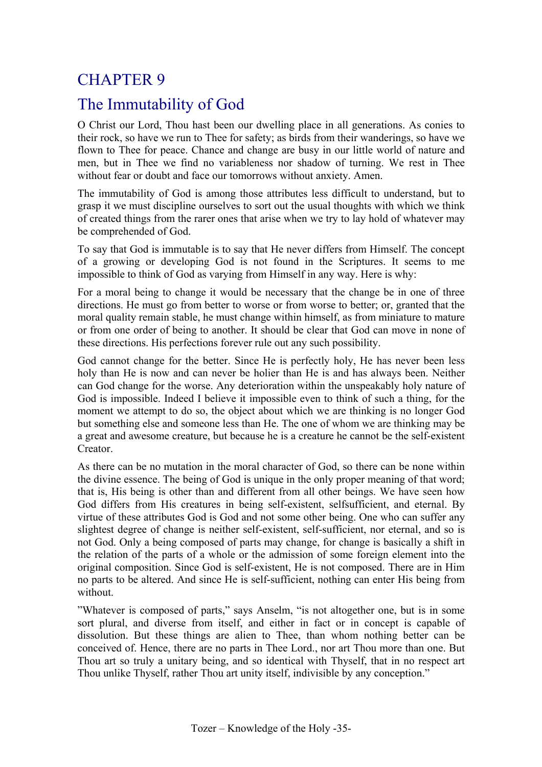# CHAPTER 9

## The Immutability of God

O Christ our Lord, Thou hast been our dwelling place in all generations. As conies to their rock, so have we run to Thee for safety; as birds from their wanderings, so have we flown to Thee for peace. Chance and change are busy in our little world of nature and men, but in Thee we find no variableness nor shadow of turning. We rest in Thee without fear or doubt and face our tomorrows without anxiety. Amen.

The immutability of God is among those attributes less difficult to understand, but to grasp it we must discipline ourselves to sort out the usual thoughts with which we think of created things from the rarer ones that arise when we try to lay hold of whatever may be comprehended of God.

To say that God is immutable is to say that He never differs from Himself. The concept of a growing or developing God is not found in the Scriptures. It seems to me impossible to think of God as varying from Himself in any way. Here is why:

For a moral being to change it would be necessary that the change be in one of three directions. He must go from better to worse or from worse to better; or, granted that the moral quality remain stable, he must change within himself, as from miniature to mature or from one order of being to another. It should be clear that God can move in none of these directions. His perfections forever rule out any such possibility.

God cannot change for the better. Since He is perfectly holy, He has never been less holy than He is now and can never be holier than He is and has always been. Neither can God change for the worse. Any deterioration within the unspeakably holy nature of God is impossible. Indeed I believe it impossible even to think of such a thing, for the moment we attempt to do so, the object about which we are thinking is no longer God but something else and someone less than He. The one of whom we are thinking may be a great and awesome creature, but because he is a creature he cannot be the self-existent Creator.

As there can be no mutation in the moral character of God, so there can be none within the divine essence. The being of God is unique in the only proper meaning of that word; that is, His being is other than and different from all other beings. We have seen how God differs from His creatures in being self-existent, selfsufficient, and eternal. By virtue of these attributes God is God and not some other being. One who can suffer any slightest degree of change is neither self-existent, self-sufficient, nor eternal, and so is not God. Only a being composed of parts may change, for change is basically a shift in the relation of the parts of a whole or the admission of some foreign element into the original composition. Since God is self-existent, He is not composed. There are in Him no parts to be altered. And since He is self-sufficient, nothing can enter His being from without.

"Whatever is composed of parts," says Anselm, "is not altogether one, but is in some sort plural, and diverse from itself, and either in fact or in concept is capable of dissolution. But these things are alien to Thee, than whom nothing better can be conceived of. Hence, there are no parts in Thee Lord., nor art Thou more than one. But Thou art so truly a unitary being, and so identical with Thyself, that in no respect art Thou unlike Thyself, rather Thou art unity itself, indivisible by any conception."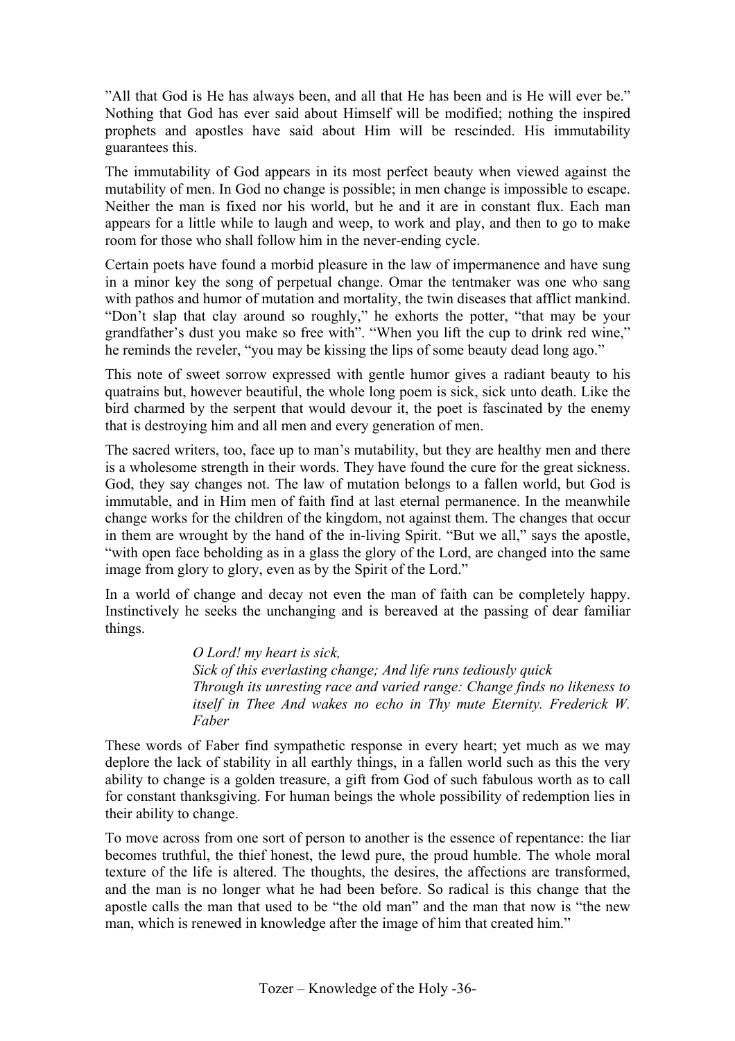"All that God is He has always been, and all that He has been and is He will ever be." Nothing that God has ever said about Himself will be modified; nothing the inspired prophets and apostles have said about Him will be rescinded. His immutability guarantees this.

The immutability of God appears in its most perfect beauty when viewed against the mutability of men. In God no change is possible; in men change is impossible to escape. Neither the man is fixed nor his world, but he and it are in constant flux. Each man appears for a little while to laugh and weep, to work and play, and then to go to make room for those who shall follow him in the never-ending cycle.

Certain poets have found a morbid pleasure in the law of impermanence and have sung in a minor key the song of perpetual change. Omar the tentmaker was one who sang with pathos and humor of mutation and mortality, the twin diseases that afflict mankind. "Don't slap that clay around so roughly," he exhorts the potter, "that may be your grandfather's dust you make so free with". "When you lift the cup to drink red wine," he reminds the reveler, "you may be kissing the lips of some beauty dead long ago."

This note of sweet sorrow expressed with gentle humor gives a radiant beauty to his quatrains but, however beautiful, the whole long poem is sick, sick unto death. Like the bird charmed by the serpent that would devour it, the poet is fascinated by the enemy that is destroying him and all men and every generation of men.

The sacred writers, too, face up to man's mutability, but they are healthy men and there is a wholesome strength in their words. They have found the cure for the great sickness. God, they say changes not. The law of mutation belongs to a fallen world, but God is immutable, and in Him men of faith find at last eternal permanence. In the meanwhile change works for the children of the kingdom, not against them. The changes that occur in them are wrought by the hand of the in-living Spirit. "But we all," says the apostle, "with open face beholding as in a glass the glory of the Lord, are changed into the same image from glory to glory, even as by the Spirit of the Lord."

In a world of change and decay not even the man of faith can be completely happy. Instinctively he seeks the unchanging and is bereaved at the passing of dear familiar things.

> *O Lord! my heart is sick,*
> *Sick of this everlasting change; And life runs tediously quick*
> *Through its unresting race and varied range: Change finds no likeness to itself in Thee And wakes no echo in Thy mute Eternity. Frederick W. Faber*

These words of Faber find sympathetic response in every heart; yet much as we may deplore the lack of stability in all earthly things, in a fallen world such as this the very ability to change is a golden treasure, a gift from God of such fabulous worth as to call for constant thanksgiving. For human beings the whole possibility of redemption lies in their ability to change.

To move across from one sort of person to another is the essence of repentance: the liar becomes truthful, the thief honest, the lewd pure, the proud humble. The whole moral texture of the life is altered. The thoughts, the desires, the affections are transformed, and the man is no longer what he had been before. So radical is this change that the apostle calls the man that used to be "the old man" and the man that now is "the new man, which is renewed in knowledge after the image of him that created him."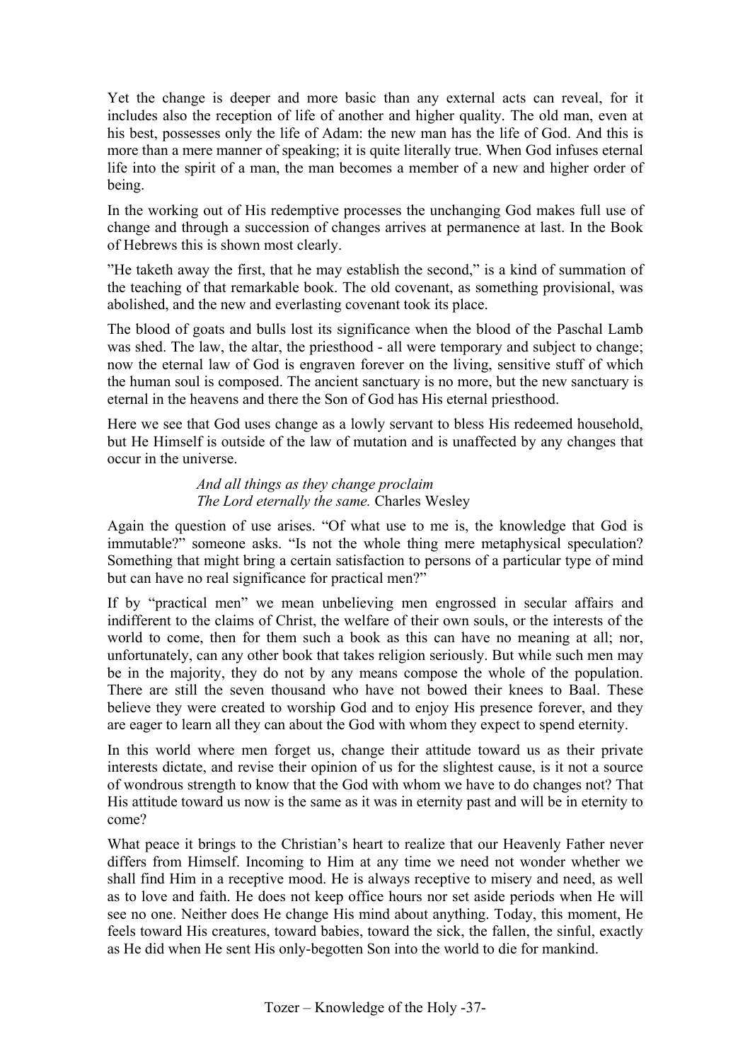Yet the change is deeper and more basic than any external acts can reveal, for it includes also the reception of life of another and higher quality. The old man, even at his best, possesses only the life of Adam: the new man has the life of God. And this is more than a mere manner of speaking; it is quite literally true. When God infuses eternal life into the spirit of a man, the man becomes a member of a new and higher order of being.

In the working out of His redemptive processes the unchanging God makes full use of change and through a succession of changes arrives at permanence at last. In the Book of Hebrews this is shown most clearly.

"He taketh away the first, that he may establish the second," is a kind of summation of the teaching of that remarkable book. The old covenant, as something provisional, was abolished, and the new and everlasting covenant took its place.

The blood of goats and bulls lost its significance when the blood of the Paschal Lamb was shed. The law, the altar, the priesthood - all were temporary and subject to change; now the eternal law of God is engraven forever on the living, sensitive stuff of which the human soul is composed. The ancient sanctuary is no more, but the new sanctuary is eternal in the heavens and there the Son of God has His eternal priesthood.

Here we see that God uses change as a lowly servant to bless His redeemed household, but He Himself is outside of the law of mutation and is unaffected by any changes that occur in the universe.

> *And all things as they change proclaim*
> *The Lord eternally the same.* Charles Wesley

Again the question of use arises. "Of what use to me is, the knowledge that God is immutable?" someone asks. "Is not the whole thing mere metaphysical speculation? Something that might bring a certain satisfaction to persons of a particular type of mind but can have no real significance for practical men?"

If by "practical men" we mean unbelieving men engrossed in secular affairs and indifferent to the claims of Christ, the welfare of their own souls, or the interests of the world to come, then for them such a book as this can have no meaning at all; nor, unfortunately, can any other book that takes religion seriously. But while such men may be in the majority, they do not by any means compose the whole of the population. There are still the seven thousand who have not bowed their knees to Baal. These believe they were created to worship God and to enjoy His presence forever, and they are eager to learn all they can about the God with whom they expect to spend eternity.

In this world where men forget us, change their attitude toward us as their private interests dictate, and revise their opinion of us for the slightest cause, is it not a source of wondrous strength to know that the God with whom we have to do changes not? That His attitude toward us now is the same as it was in eternity past and will be in eternity to come?

What peace it brings to the Christian's heart to realize that our Heavenly Father never differs from Himself. Incoming to Him at any time we need not wonder whether we shall find Him in a receptive mood. He is always receptive to misery and need, as well as to love and faith. He does not keep office hours nor set aside periods when He will see no one. Neither does He change His mind about anything. Today, this moment, He feels toward His creatures, toward babies, toward the sick, the fallen, the sinful, exactly as He did when He sent His only-begotten Son into the world to die for mankind.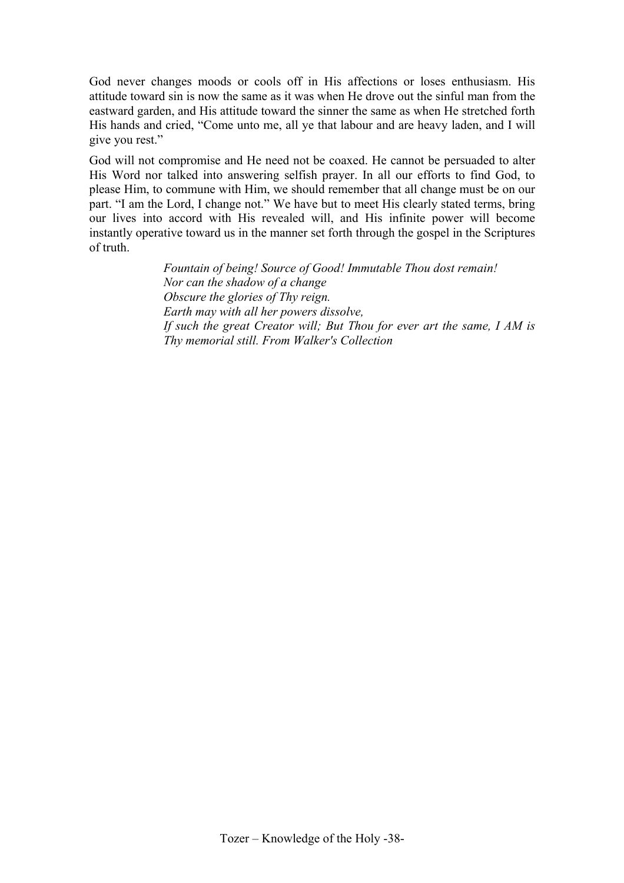God never changes moods or cools off in His affections or loses enthusiasm. His attitude toward sin is now the same as it was when He drove out the sinful man from the eastward garden, and His attitude toward the sinner the same as when He stretched forth His hands and cried, "Come unto me, all ye that labour and are heavy laden, and I will give you rest."

God will not compromise and He need not be coaxed. He cannot be persuaded to alter His Word nor talked into answering selfish prayer. In all our efforts to find God, to please Him, to commune with Him, we should remember that all change must be on our part. "I am the Lord, I change not." We have but to meet His clearly stated terms, bring our lives into accord with His revealed will, and His infinite power will become instantly operative toward us in the manner set forth through the gospel in the Scriptures of truth.

> *Fountain of being! Source of Good! Immutable Thou dost remain!*
> *Nor can the shadow of a change*
> *Obscure the glories of Thy reign.*
> *Earth may with all her powers dissolve,*
> *If such the great Creator will; But Thou for ever art the same, I AM is Thy memorial still. From Walker's Collection*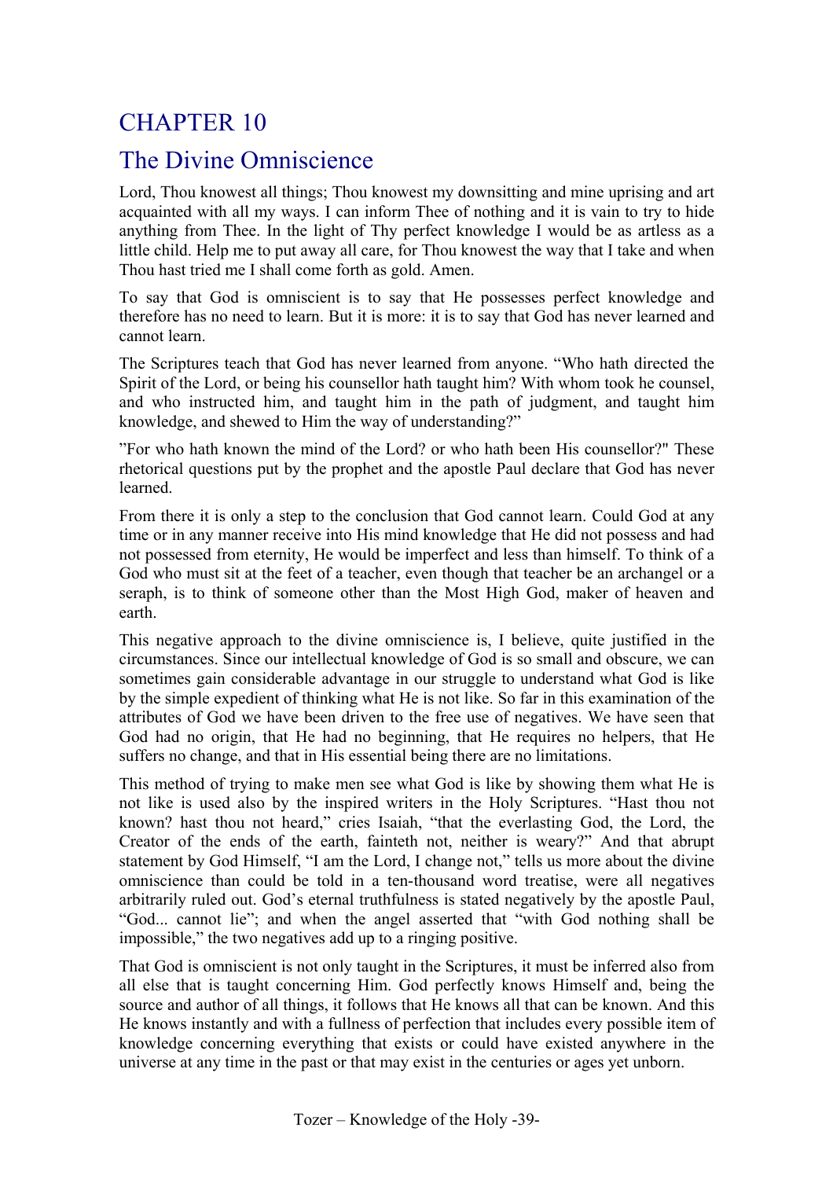# CHAPTER 10

## The Divine Omniscience

Lord, Thou knowest all things; Thou knowest my downsitting and mine uprising and art acquainted with all my ways. I can inform Thee of nothing and it is vain to try to hide anything from Thee. In the light of Thy perfect knowledge I would be as artless as a little child. Help me to put away all care, for Thou knowest the way that I take and when Thou hast tried me I shall come forth as gold. Amen.

To say that God is omniscient is to say that He possesses perfect knowledge and therefore has no need to learn. But it is more: it is to say that God has never learned and cannot learn.

The Scriptures teach that God has never learned from anyone. "Who hath directed the Spirit of the Lord, or being his counsellor hath taught him? With whom took he counsel, and who instructed him, and taught him in the path of judgment, and taught him knowledge, and shewed to Him the way of understanding?"

"For who hath known the mind of the Lord? or who hath been His counsellor?" These rhetorical questions put by the prophet and the apostle Paul declare that God has never learned.

From there it is only a step to the conclusion that God cannot learn. Could God at any time or in any manner receive into His mind knowledge that He did not possess and had not possessed from eternity, He would be imperfect and less than himself. To think of a God who must sit at the feet of a teacher, even though that teacher be an archangel or a seraph, is to think of someone other than the Most High God, maker of heaven and earth.

This negative approach to the divine omniscience is, I believe, quite justified in the circumstances. Since our intellectual knowledge of God is so small and obscure, we can sometimes gain considerable advantage in our struggle to understand what God is like by the simple expedient of thinking what He is not like. So far in this examination of the attributes of God we have been driven to the free use of negatives. We have seen that God had no origin, that He had no beginning, that He requires no helpers, that He suffers no change, and that in His essential being there are no limitations.

This method of trying to make men see what God is like by showing them what He is not like is used also by the inspired writers in the Holy Scriptures. "Hast thou not known? hast thou not heard," cries Isaiah, "that the everlasting God, the Lord, the Creator of the ends of the earth, fainteth not, neither is weary?" And that abrupt statement by God Himself, "I am the Lord, I change not," tells us more about the divine omniscience than could be told in a ten-thousand word treatise, were all negatives arbitrarily ruled out. God's eternal truthfulness is stated negatively by the apostle Paul, "God... cannot lie"; and when the angel asserted that "with God nothing shall be impossible," the two negatives add up to a ringing positive.

That God is omniscient is not only taught in the Scriptures, it must be inferred also from all else that is taught concerning Him. God perfectly knows Himself and, being the source and author of all things, it follows that He knows all that can be known. And this He knows instantly and with a fullness of perfection that includes every possible item of knowledge concerning everything that exists or could have existed anywhere in the universe at any time in the past or that may exist in the centuries or ages yet unborn.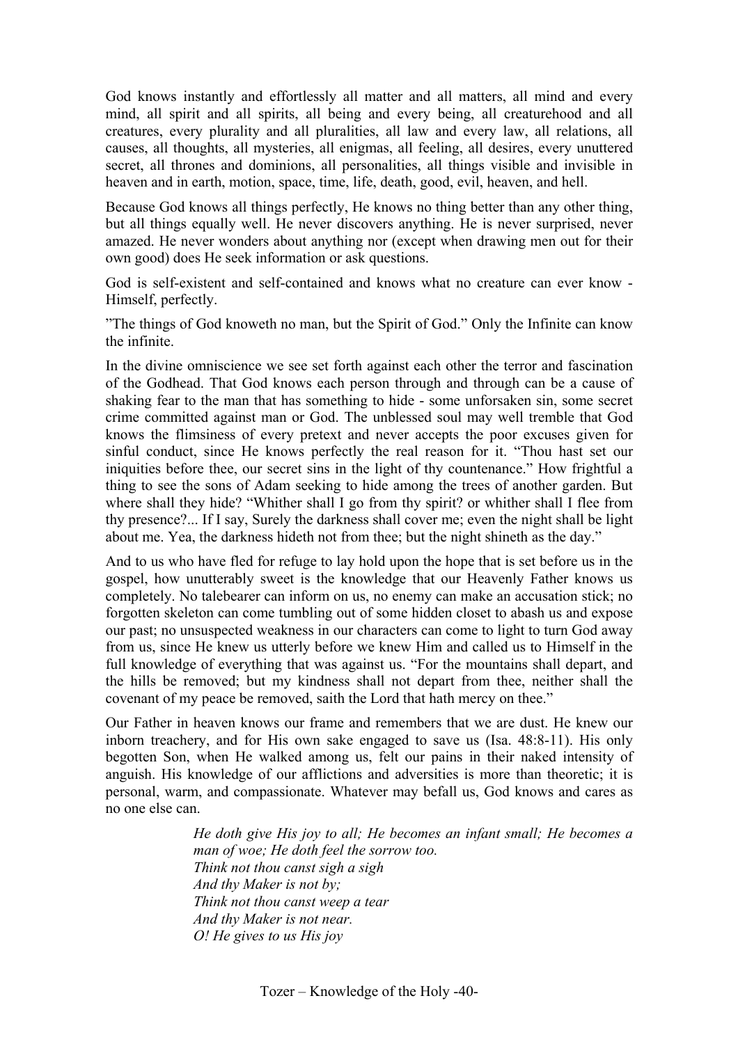God knows instantly and effortlessly all matter and all matters, all mind and every mind, all spirit and all spirits, all being and every being, all creaturehood and all creatures, every plurality and all pluralities, all law and every law, all relations, all causes, all thoughts, all mysteries, all enigmas, all feeling, all desires, every unuttered secret, all thrones and dominions, all personalities, all things visible and invisible in heaven and in earth, motion, space, time, life, death, good, evil, heaven, and hell.

Because God knows all things perfectly, He knows no thing better than any other thing, but all things equally well. He never discovers anything. He is never surprised, never amazed. He never wonders about anything nor (except when drawing men out for their own good) does He seek information or ask questions.

God is self-existent and self-contained and knows what no creature can ever know - Himself, perfectly.

"The things of God knoweth no man, but the Spirit of God." Only the Infinite can know the infinite.

In the divine omniscience we see set forth against each other the terror and fascination of the Godhead. That God knows each person through and through can be a cause of shaking fear to the man that has something to hide - some unforsaken sin, some secret crime committed against man or God. The unblessed soul may well tremble that God knows the flimsiness of every pretext and never accepts the poor excuses given for sinful conduct, since He knows perfectly the real reason for it. "Thou hast set our iniquities before thee, our secret sins in the light of thy countenance." How frightful a thing to see the sons of Adam seeking to hide among the trees of another garden. But where shall they hide? "Whither shall I go from thy spirit? or whither shall I flee from thy presence?... If I say, Surely the darkness shall cover me; even the night shall be light about me. Yea, the darkness hideth not from thee; but the night shineth as the day."

And to us who have fled for refuge to lay hold upon the hope that is set before us in the gospel, how unutterably sweet is the knowledge that our Heavenly Father knows us completely. No talebearer can inform on us, no enemy can make an accusation stick; no forgotten skeleton can come tumbling out of some hidden closet to abash us and expose our past; no unsuspected weakness in our characters can come to light to turn God away from us, since He knew us utterly before we knew Him and called us to Himself in the full knowledge of everything that was against us. "For the mountains shall depart, and the hills be removed; but my kindness shall not depart from thee, neither shall the covenant of my peace be removed, saith the Lord that hath mercy on thee."

Our Father in heaven knows our frame and remembers that we are dust. He knew our inborn treachery, and for His own sake engaged to save us (Isa. 48:8-11). His only begotten Son, when He walked among us, felt our pains in their naked intensity of anguish. His knowledge of our afflictions and adversities is more than theoretic; it is personal, warm, and compassionate. Whatever may befall us, God knows and cares as no one else can.

> *He doth give His joy to all; He becomes an infant small; He becomes a man of woe; He doth feel the sorrow too.*
> *Think not thou canst sigh a sigh*
> *And thy Maker is not by;*
> *Think not thou canst weep a tear*
> *And thy Maker is not near.*
> *O! He gives to us His joy*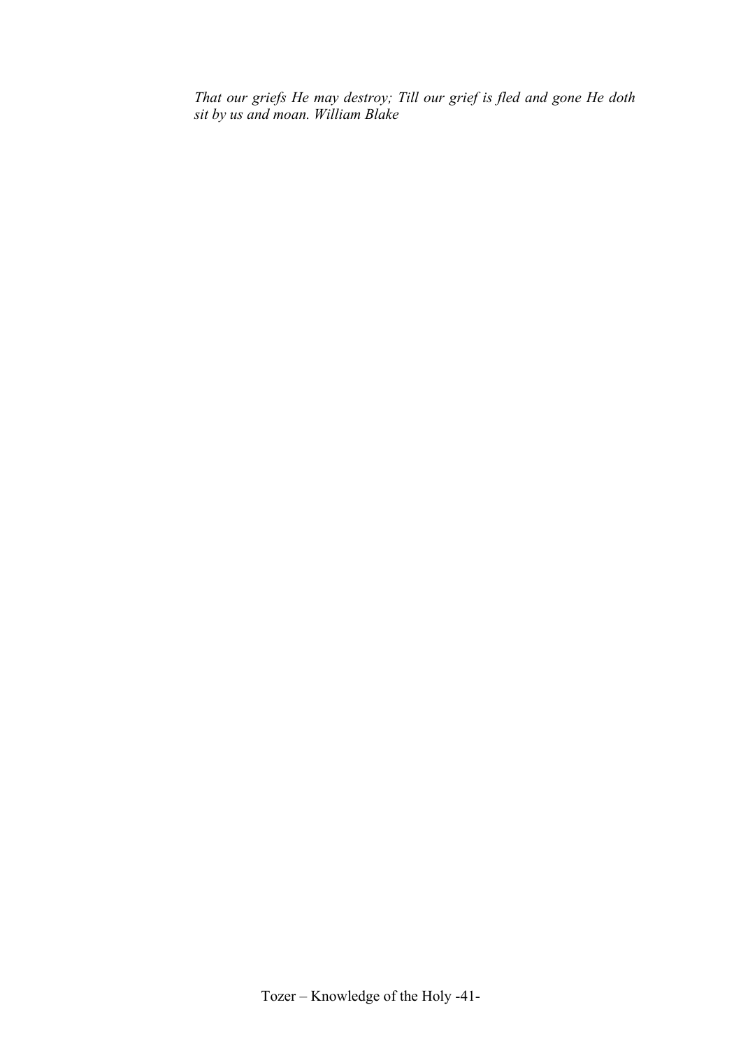*That our griefs He may destroy; Till our grief is fled and gone He doth sit by us and moan. William Blake*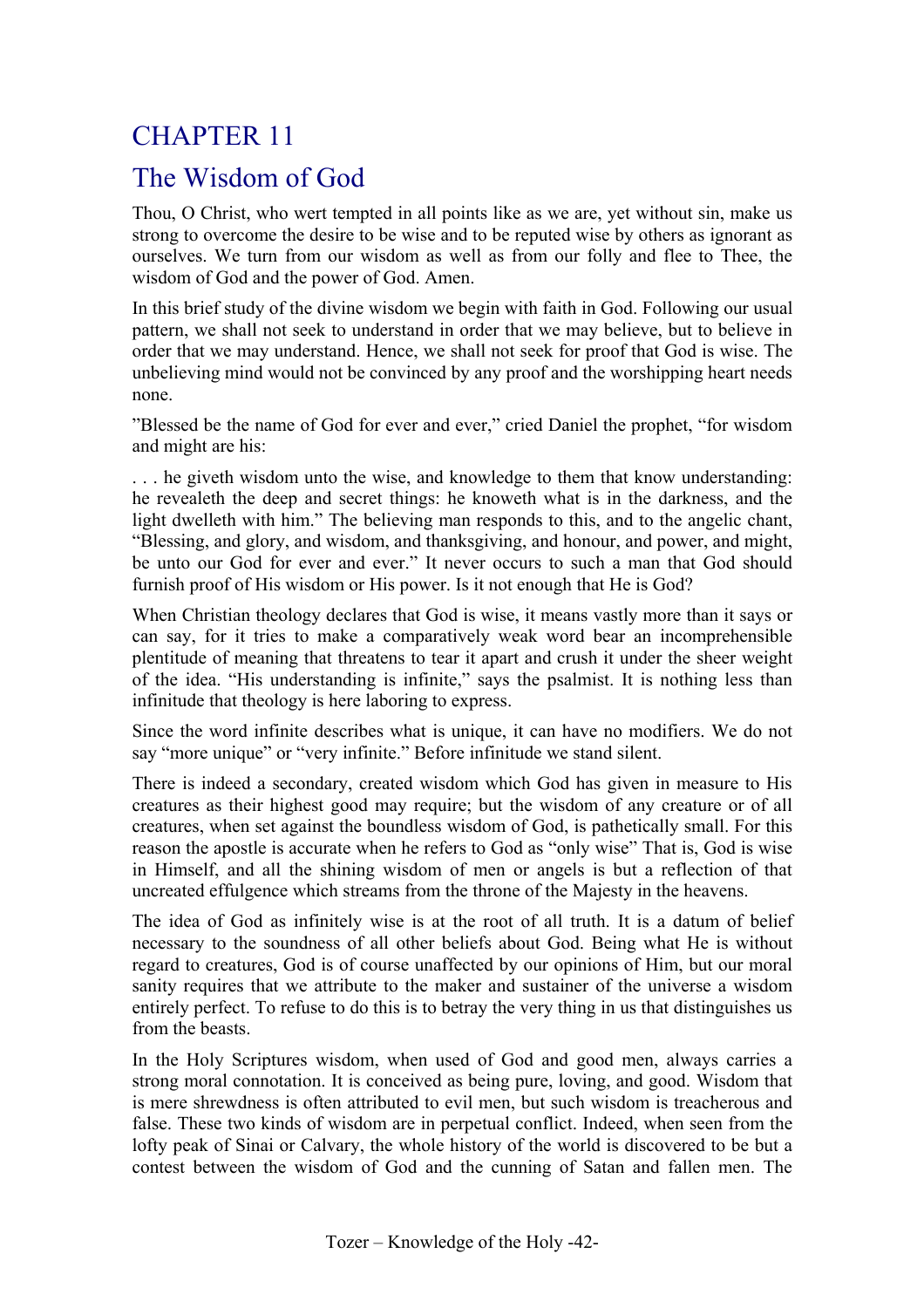# CHAPTER 11

## The Wisdom of God

Thou, O Christ, who wert tempted in all points like as we are, yet without sin, make us strong to overcome the desire to be wise and to be reputed wise by others as ignorant as ourselves. We turn from our wisdom as well as from our folly and flee to Thee, the wisdom of God and the power of God. Amen.

In this brief study of the divine wisdom we begin with faith in God. Following our usual pattern, we shall not seek to understand in order that we may believe, but to believe in order that we may understand. Hence, we shall not seek for proof that God is wise. The unbelieving mind would not be convinced by any proof and the worshipping heart needs none.

"Blessed be the name of God for ever and ever," cried Daniel the prophet, "for wisdom and might are his:

. . . he giveth wisdom unto the wise, and knowledge to them that know understanding: he revealeth the deep and secret things: he knoweth what is in the darkness, and the light dwelleth with him." The believing man responds to this, and to the angelic chant, "Blessing, and glory, and wisdom, and thanksgiving, and honour, and power, and might, be unto our God for ever and ever." It never occurs to such a man that God should furnish proof of His wisdom or His power. Is it not enough that He is God?

When Christian theology declares that God is wise, it means vastly more than it says or can say, for it tries to make a comparatively weak word bear an incomprehensible plentitude of meaning that threatens to tear it apart and crush it under the sheer weight of the idea. "His understanding is infinite," says the psalmist. It is nothing less than infinitude that theology is here laboring to express.

Since the word infinite describes what is unique, it can have no modifiers. We do not say "more unique" or "very infinite." Before infinitude we stand silent.

There is indeed a secondary, created wisdom which God has given in measure to His creatures as their highest good may require; but the wisdom of any creature or of all creatures, when set against the boundless wisdom of God, is pathetically small. For this reason the apostle is accurate when he refers to God as "only wise" That is, God is wise in Himself, and all the shining wisdom of men or angels is but a reflection of that uncreated effulgence which streams from the throne of the Majesty in the heavens.

The idea of God as infinitely wise is at the root of all truth. It is a datum of belief necessary to the soundness of all other beliefs about God. Being what He is without regard to creatures, God is of course unaffected by our opinions of Him, but our moral sanity requires that we attribute to the maker and sustainer of the universe a wisdom entirely perfect. To refuse to do this is to betray the very thing in us that distinguishes us from the beasts.

In the Holy Scriptures wisdom, when used of God and good men, always carries a strong moral connotation. It is conceived as being pure, loving, and good. Wisdom that is mere shrewdness is often attributed to evil men, but such wisdom is treacherous and false. These two kinds of wisdom are in perpetual conflict. Indeed, when seen from the lofty peak of Sinai or Calvary, the whole history of the world is discovered to be but a contest between the wisdom of God and the cunning of Satan and fallen men. The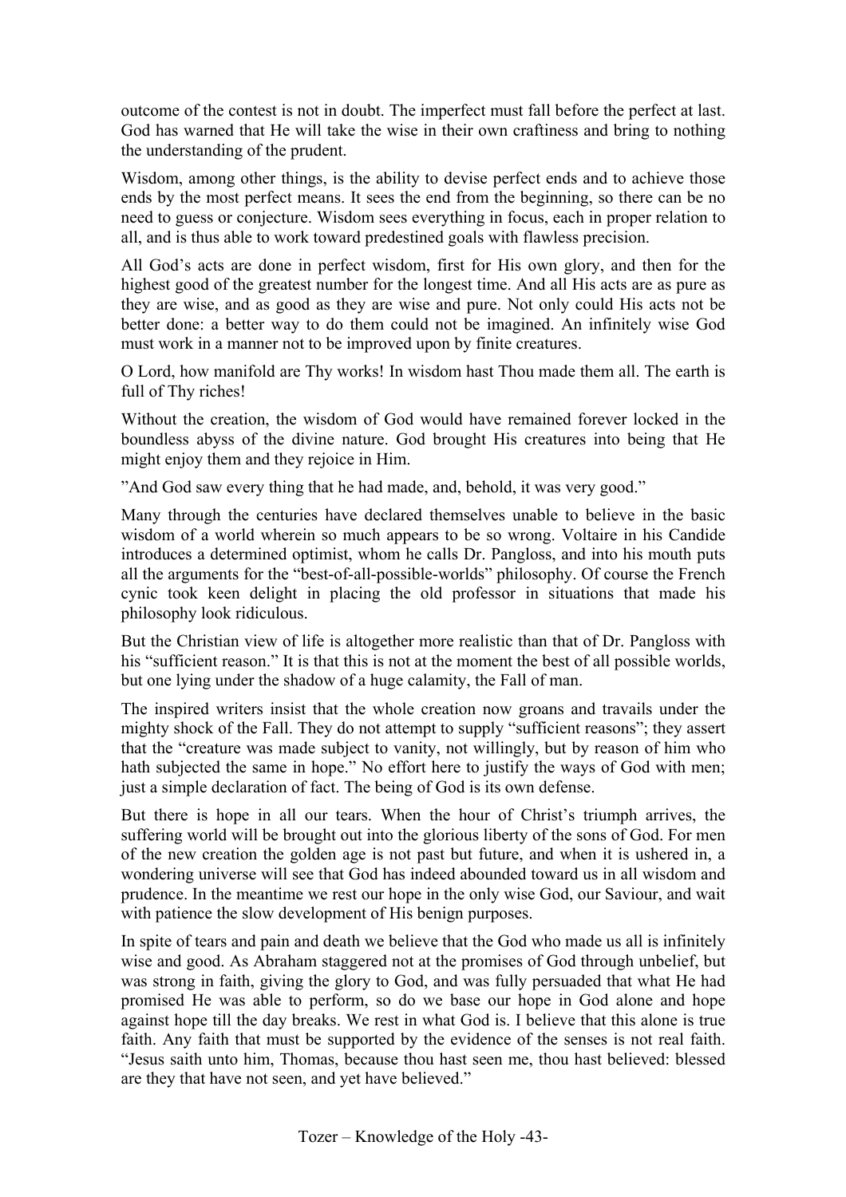outcome of the contest is not in doubt. The imperfect must fall before the perfect at last. God has warned that He will take the wise in their own craftiness and bring to nothing the understanding of the prudent.

Wisdom, among other things, is the ability to devise perfect ends and to achieve those ends by the most perfect means. It sees the end from the beginning, so there can be no need to guess or conjecture. Wisdom sees everything in focus, each in proper relation to all, and is thus able to work toward predestined goals with flawless precision.

All God's acts are done in perfect wisdom, first for His own glory, and then for the highest good of the greatest number for the longest time. And all His acts are as pure as they are wise, and as good as they are wise and pure. Not only could His acts not be better done: a better way to do them could not be imagined. An infinitely wise God must work in a manner not to be improved upon by finite creatures.

O Lord, how manifold are Thy works! In wisdom hast Thou made them all. The earth is full of Thy riches!

Without the creation, the wisdom of God would have remained forever locked in the boundless abyss of the divine nature. God brought His creatures into being that He might enjoy them and they rejoice in Him.

"And God saw every thing that he had made, and, behold, it was very good."

Many through the centuries have declared themselves unable to believe in the basic wisdom of a world wherein so much appears to be so wrong. Voltaire in his Candide introduces a determined optimist, whom he calls Dr. Pangloss, and into his mouth puts all the arguments for the "best-of-all-possible-worlds" philosophy. Of course the French cynic took keen delight in placing the old professor in situations that made his philosophy look ridiculous.

But the Christian view of life is altogether more realistic than that of Dr. Pangloss with his "sufficient reason." It is that this is not at the moment the best of all possible worlds, but one lying under the shadow of a huge calamity, the Fall of man.

The inspired writers insist that the whole creation now groans and travails under the mighty shock of the Fall. They do not attempt to supply "sufficient reasons"; they assert that the "creature was made subject to vanity, not willingly, but by reason of him who hath subjected the same in hope." No effort here to justify the ways of God with men; just a simple declaration of fact. The being of God is its own defense.

But there is hope in all our tears. When the hour of Christ's triumph arrives, the suffering world will be brought out into the glorious liberty of the sons of God. For men of the new creation the golden age is not past but future, and when it is ushered in, a wondering universe will see that God has indeed abounded toward us in all wisdom and prudence. In the meantime we rest our hope in the only wise God, our Saviour, and wait with patience the slow development of His benign purposes.

In spite of tears and pain and death we believe that the God who made us all is infinitely wise and good. As Abraham staggered not at the promises of God through unbelief, but was strong in faith, giving the glory to God, and was fully persuaded that what He had promised He was able to perform, so do we base our hope in God alone and hope against hope till the day breaks. We rest in what God is. I believe that this alone is true faith. Any faith that must be supported by the evidence of the senses is not real faith. "Jesus saith unto him, Thomas, because thou hast seen me, thou hast believed: blessed are they that have not seen, and yet have believed."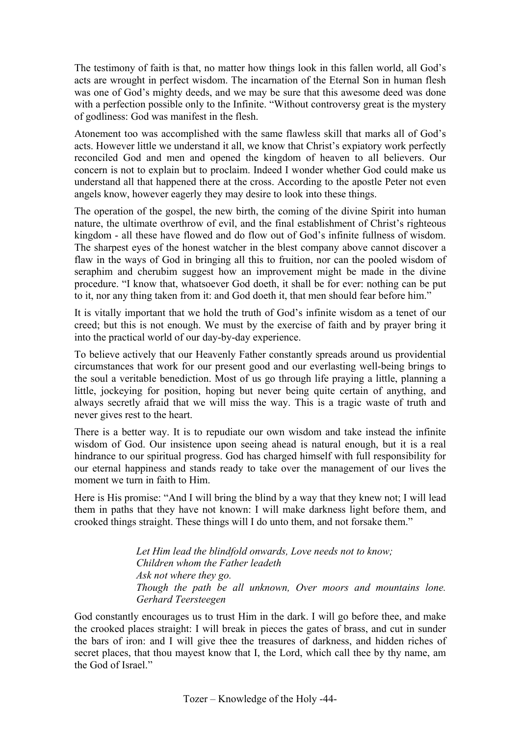The testimony of faith is that, no matter how things look in this fallen world, all God's acts are wrought in perfect wisdom. The incarnation of the Eternal Son in human flesh was one of God's mighty deeds, and we may be sure that this awesome deed was done with a perfection possible only to the Infinite. "Without controversy great is the mystery of godliness: God was manifest in the flesh.

Atonement too was accomplished with the same flawless skill that marks all of God's acts. However little we understand it all, we know that Christ's expiatory work perfectly reconciled God and men and opened the kingdom of heaven to all believers. Our concern is not to explain but to proclaim. Indeed I wonder whether God could make us understand all that happened there at the cross. According to the apostle Peter not even angels know, however eagerly they may desire to look into these things.

The operation of the gospel, the new birth, the coming of the divine Spirit into human nature, the ultimate overthrow of evil, and the final establishment of Christ's righteous kingdom - all these have flowed and do flow out of God's infinite fullness of wisdom. The sharpest eyes of the honest watcher in the blest company above cannot discover a flaw in the ways of God in bringing all this to fruition, nor can the pooled wisdom of seraphim and cherubim suggest how an improvement might be made in the divine procedure. "I know that, whatsoever God doeth, it shall be for ever: nothing can be put to it, nor any thing taken from it: and God doeth it, that men should fear before him."

It is vitally important that we hold the truth of God's infinite wisdom as a tenet of our creed; but this is not enough. We must by the exercise of faith and by prayer bring it into the practical world of our day-by-day experience.

To believe actively that our Heavenly Father constantly spreads around us providential circumstances that work for our present good and our everlasting well-being brings to the soul a veritable benediction. Most of us go through life praying a little, planning a little, jockeying for position, hoping but never being quite certain of anything, and always secretly afraid that we will miss the way. This is a tragic waste of truth and never gives rest to the heart.

There is a better way. It is to repudiate our own wisdom and take instead the infinite wisdom of God. Our insistence upon seeing ahead is natural enough, but it is a real hindrance to our spiritual progress. God has charged himself with full responsibility for our eternal happiness and stands ready to take over the management of our lives the moment we turn in faith to Him.

Here is His promise: "And I will bring the blind by a way that they knew not; I will lead them in paths that they have not known: I will make darkness light before them, and crooked things straight. These things will I do unto them, and not forsake them."

> *Let Him lead the blindfold onwards, Love needs not to know;*
> *Children whom the Father leadeth*
> *Ask not where they go.*
> *Though the path be all unknown, Over moors and mountains lone.*
> *Gerhard Teersteegen*

God constantly encourages us to trust Him in the dark. I will go before thee, and make the crooked places straight: I will break in pieces the gates of brass, and cut in sunder the bars of iron: and I will give thee the treasures of darkness, and hidden riches of secret places, that thou mayest know that I, the Lord, which call thee by thy name, am the God of Israel."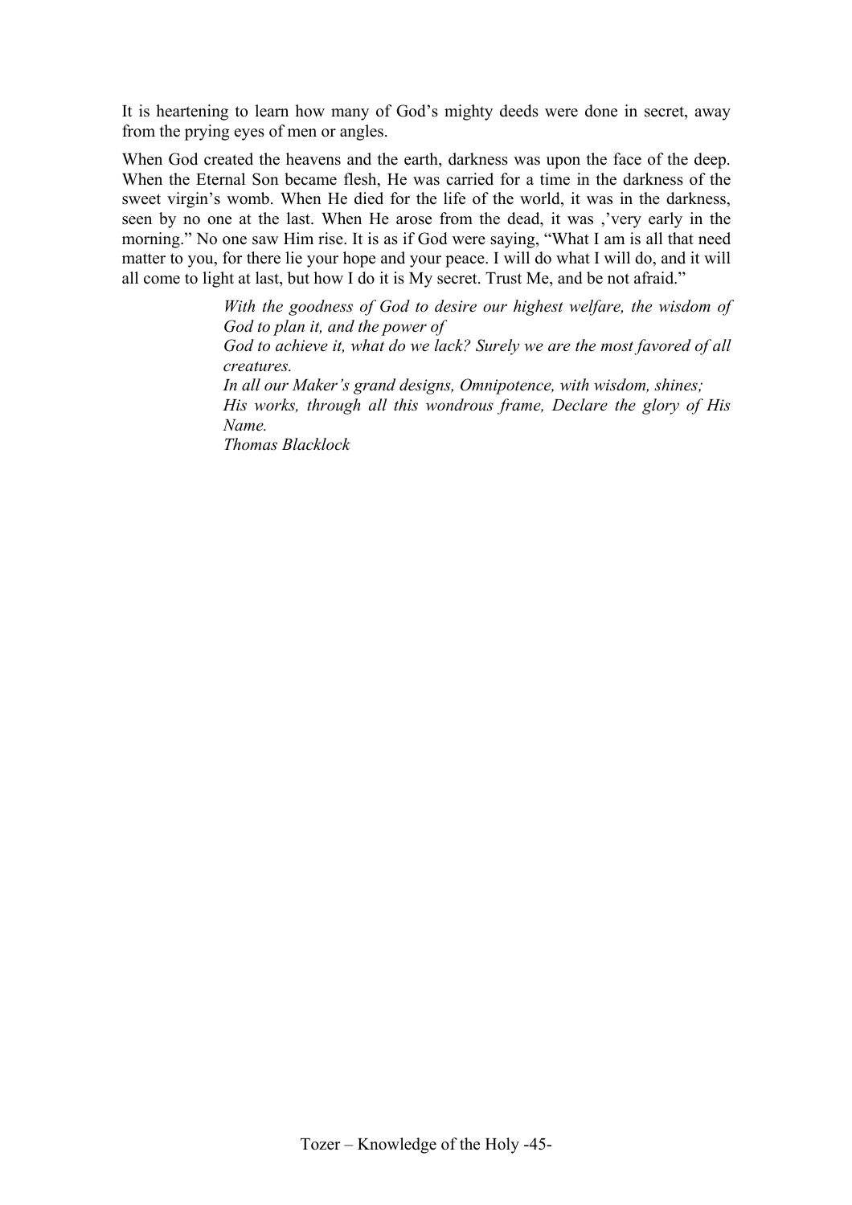It is heartening to learn how many of God's mighty deeds were done in secret, away from the prying eyes of men or angles.

When God created the heavens and the earth, darkness was upon the face of the deep. When the Eternal Son became flesh, He was carried for a time in the darkness of the sweet virgin's womb. When He died for the life of the world, it was in the darkness, seen by no one at the last. When He arose from the dead, it was ,'very early in the morning." No one saw Him rise. It is as if God were saying, "What I am is all that need matter to you, for there lie your hope and your peace. I will do what I will do, and it will all come to light at last, but how I do it is My secret. Trust Me, and be not afraid."

> *With the goodness of God to desire our highest welfare, the wisdom of God to plan it, and the power of*
> *God to achieve it, what do we lack? Surely we are the most favored of all creatures.*
> *In all our Maker's grand designs, Omnipotence, with wisdom, shines;*
> *His works, through all this wondrous frame, Declare the glory of His Name.*
> *Thomas Blacklock*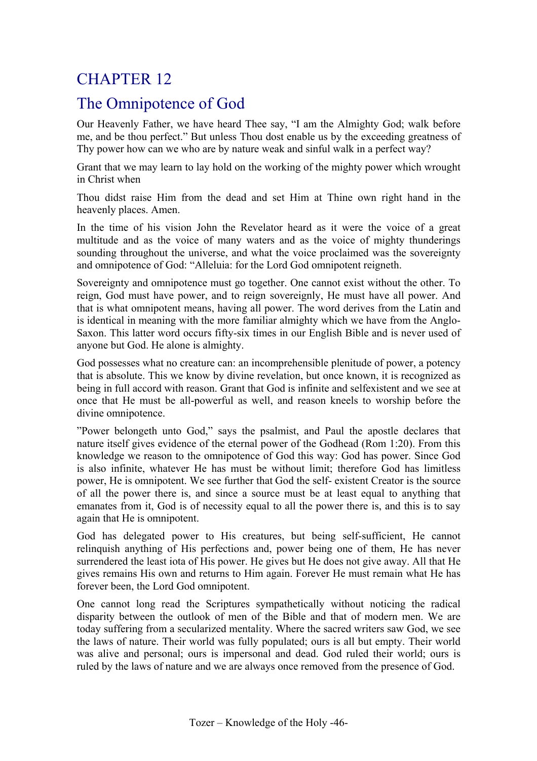# CHAPTER 12

## The Omnipotence of God

Our Heavenly Father, we have heard Thee say, "I am the Almighty God; walk before me, and be thou perfect." But unless Thou dost enable us by the exceeding greatness of Thy power how can we who are by nature weak and sinful walk in a perfect way?

Grant that we may learn to lay hold on the working of the mighty power which wrought in Christ when

Thou didst raise Him from the dead and set Him at Thine own right hand in the heavenly places. Amen.

In the time of his vision John the Revelator heard as it were the voice of a great multitude and as the voice of many waters and as the voice of mighty thunderings sounding throughout the universe, and what the voice proclaimed was the sovereignty and omnipotence of God: "Alleluia: for the Lord God omnipotent reigneth.

Sovereignty and omnipotence must go together. One cannot exist without the other. To reign, God must have power, and to reign sovereignly, He must have all power. And that is what omnipotent means, having all power. The word derives from the Latin and is identical in meaning with the more familiar almighty which we have from the Anglo-Saxon. This latter word occurs fifty-six times in our English Bible and is never used of anyone but God. He alone is almighty.

God possesses what no creature can: an incomprehensible plenitude of power, a potency that is absolute. This we know by divine revelation, but once known, it is recognized as being in full accord with reason. Grant that God is infinite and selfexistent and we see at once that He must be all-powerful as well, and reason kneels to worship before the divine omnipotence.

"Power belongeth unto God," says the psalmist, and Paul the apostle declares that nature itself gives evidence of the eternal power of the Godhead (Rom 1:20). From this knowledge we reason to the omnipotence of God this way: God has power. Since God is also infinite, whatever He has must be without limit; therefore God has limitless power, He is omnipotent. We see further that God the self- existent Creator is the source of all the power there is, and since a source must be at least equal to anything that emanates from it, God is of necessity equal to all the power there is, and this is to say again that He is omnipotent.

God has delegated power to His creatures, but being self-sufficient, He cannot relinquish anything of His perfections and, power being one of them, He has never surrendered the least iota of His power. He gives but He does not give away. All that He gives remains His own and returns to Him again. Forever He must remain what He has forever been, the Lord God omnipotent.

One cannot long read the Scriptures sympathetically without noticing the radical disparity between the outlook of men of the Bible and that of modern men. We are today suffering from a secularized mentality. Where the sacred writers saw God, we see the laws of nature. Their world was fully populated; ours is all but empty. Their world was alive and personal; ours is impersonal and dead. God ruled their world; ours is ruled by the laws of nature and we are always once removed from the presence of God.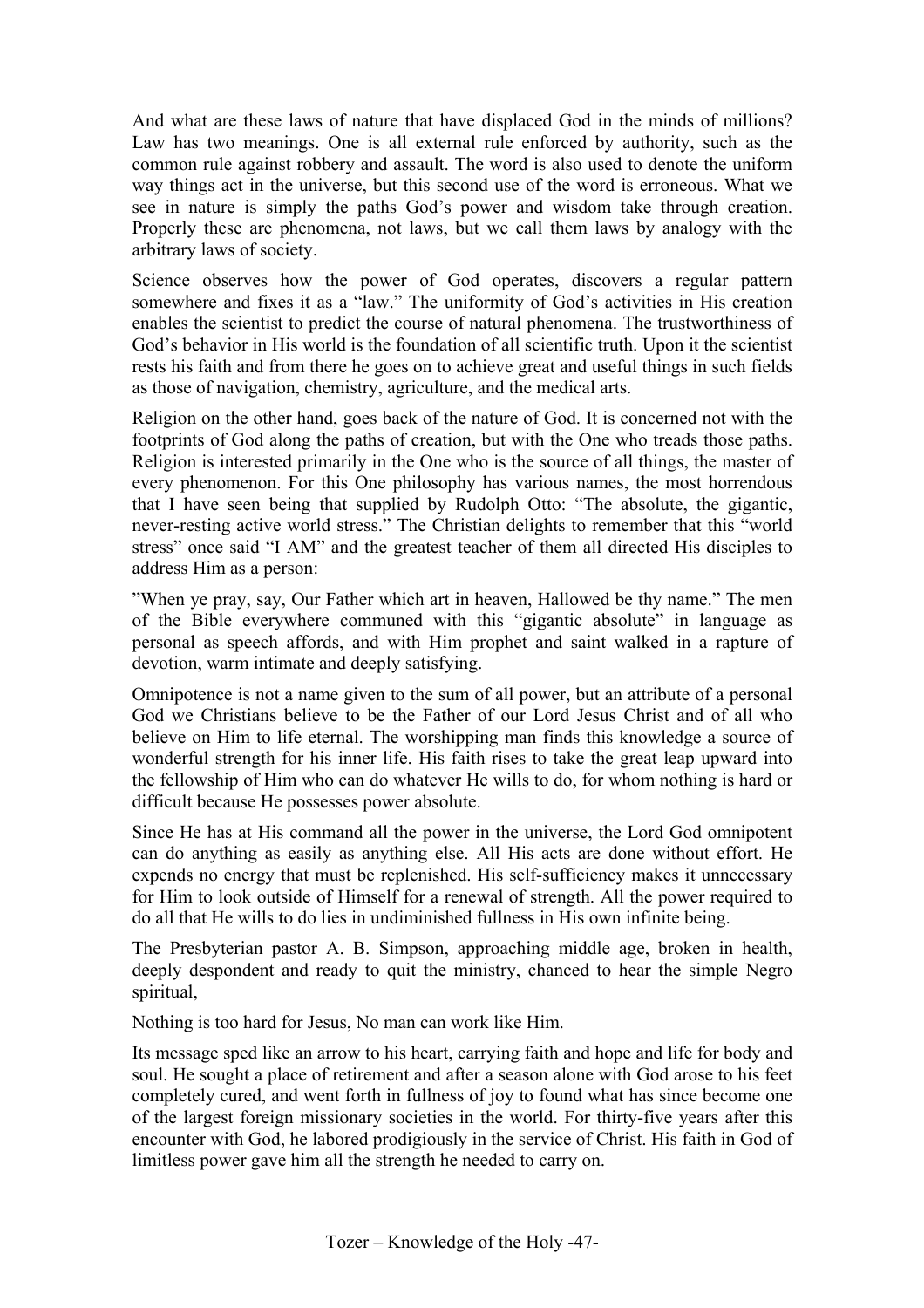And what are these laws of nature that have displaced God in the minds of millions? Law has two meanings. One is all external rule enforced by authority, such as the common rule against robbery and assault. The word is also used to denote the uniform way things act in the universe, but this second use of the word is erroneous. What we see in nature is simply the paths God's power and wisdom take through creation. Properly these are phenomena, not laws, but we call them laws by analogy with the arbitrary laws of society.

Science observes how the power of God operates, discovers a regular pattern somewhere and fixes it as a "law." The uniformity of God's activities in His creation enables the scientist to predict the course of natural phenomena. The trustworthiness of God's behavior in His world is the foundation of all scientific truth. Upon it the scientist rests his faith and from there he goes on to achieve great and useful things in such fields as those of navigation, chemistry, agriculture, and the medical arts.

Religion on the other hand, goes back of the nature of God. It is concerned not with the footprints of God along the paths of creation, but with the One who treads those paths. Religion is interested primarily in the One who is the source of all things, the master of every phenomenon. For this One philosophy has various names, the most horrendous that I have seen being that supplied by Rudolph Otto: "The absolute, the gigantic, never-resting active world stress." The Christian delights to remember that this "world stress" once said "I AM" and the greatest teacher of them all directed His disciples to address Him as a person:

"When ye pray, say, Our Father which art in heaven, Hallowed be thy name." The men of the Bible everywhere communed with this "gigantic absolute" in language as personal as speech affords, and with Him prophet and saint walked in a rapture of devotion, warm intimate and deeply satisfying.

Omnipotence is not a name given to the sum of all power, but an attribute of a personal God we Christians believe to be the Father of our Lord Jesus Christ and of all who believe on Him to life eternal. The worshipping man finds this knowledge a source of wonderful strength for his inner life. His faith rises to take the great leap upward into the fellowship of Him who can do whatever He wills to do, for whom nothing is hard or difficult because He possesses power absolute.

Since He has at His command all the power in the universe, the Lord God omnipotent can do anything as easily as anything else. All His acts are done without effort. He expends no energy that must be replenished. His self-sufficiency makes it unnecessary for Him to look outside of Himself for a renewal of strength. All the power required to do all that He wills to do lies in undiminished fullness in His own infinite being.

The Presbyterian pastor A. B. Simpson, approaching middle age, broken in health, deeply despondent and ready to quit the ministry, chanced to hear the simple Negro spiritual,

Nothing is too hard for Jesus, No man can work like Him.

Its message sped like an arrow to his heart, carrying faith and hope and life for body and soul. He sought a place of retirement and after a season alone with God arose to his feet completely cured, and went forth in fullness of joy to found what has since become one of the largest foreign missionary societies in the world. For thirty-five years after this encounter with God, he labored prodigiously in the service of Christ. His faith in God of limitless power gave him all the strength he needed to carry on.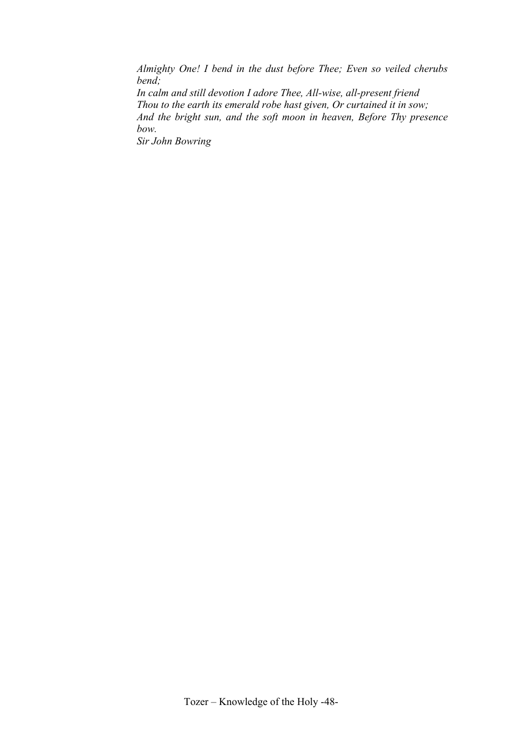*Almighty One! I bend in the dust before Thee; Even so veiled cherubs bend;*
*In calm and still devotion I adore Thee, All-wise, all-present friend*
*Thou to the earth its emerald robe hast given, Or curtained it in sow;*
*And the bright sun, and the soft moon in heaven, Before Thy presence bow.*
*Sir John Bowring*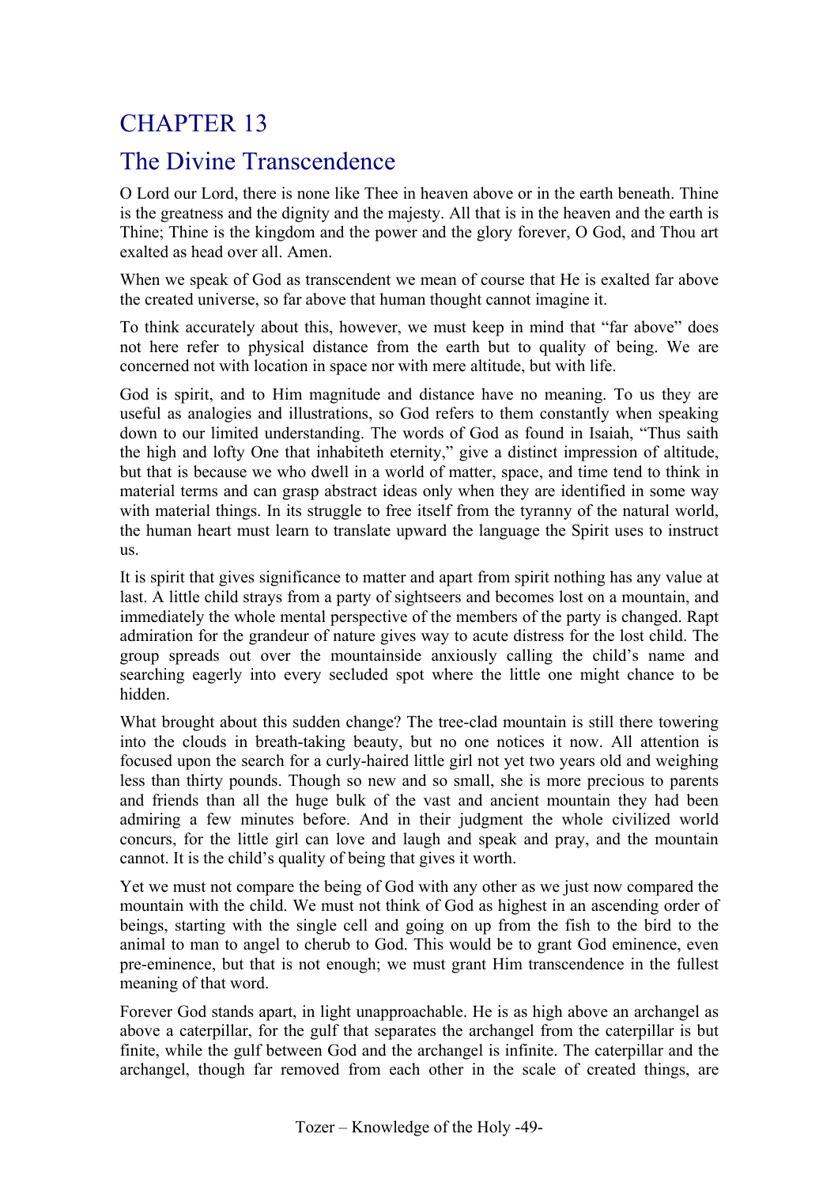# CHAPTER 13

## The Divine Transcendence

O Lord our Lord, there is none like Thee in heaven above or in the earth beneath. Thine is the greatness and the dignity and the majesty. All that is in the heaven and the earth is Thine; Thine is the kingdom and the power and the glory forever, O God, and Thou art exalted as head over all. Amen.

When we speak of God as transcendent we mean of course that He is exalted far above the created universe, so far above that human thought cannot imagine it.

To think accurately about this, however, we must keep in mind that "far above" does not here refer to physical distance from the earth but to quality of being. We are concerned not with location in space nor with mere altitude, but with life.

God is spirit, and to Him magnitude and distance have no meaning. To us they are useful as analogies and illustrations, so God refers to them constantly when speaking down to our limited understanding. The words of God as found in Isaiah, "Thus saith the high and lofty One that inhabiteth eternity," give a distinct impression of altitude, but that is because we who dwell in a world of matter, space, and time tend to think in material terms and can grasp abstract ideas only when they are identified in some way with material things. In its struggle to free itself from the tyranny of the natural world, the human heart must learn to translate upward the language the Spirit uses to instruct us.

It is spirit that gives significance to matter and apart from spirit nothing has any value at last. A little child strays from a party of sightseers and becomes lost on a mountain, and immediately the whole mental perspective of the members of the party is changed. Rapt admiration for the grandeur of nature gives way to acute distress for the lost child. The group spreads out over the mountainside anxiously calling the child's name and searching eagerly into every secluded spot where the little one might chance to be hidden.

What brought about this sudden change? The tree-clad mountain is still there towering into the clouds in breath-taking beauty, but no one notices it now. All attention is focused upon the search for a curly-haired little girl not yet two years old and weighing less than thirty pounds. Though so new and so small, she is more precious to parents and friends than all the huge bulk of the vast and ancient mountain they had been admiring a few minutes before. And in their judgment the whole civilized world concurs, for the little girl can love and laugh and speak and pray, and the mountain cannot. It is the child's quality of being that gives it worth.

Yet we must not compare the being of God with any other as we just now compared the mountain with the child. We must not think of God as highest in an ascending order of beings, starting with the single cell and going on up from the fish to the bird to the animal to man to angel to cherub to God. This would be to grant God eminence, even pre-eminence, but that is not enough; we must grant Him transcendence in the fullest meaning of that word.

Forever God stands apart, in light unapproachable. He is as high above an archangel as above a caterpillar, for the gulf that separates the archangel from the caterpillar is but finite, while the gulf between God and the archangel is infinite. The caterpillar and the archangel, though far removed from each other in the scale of created things, are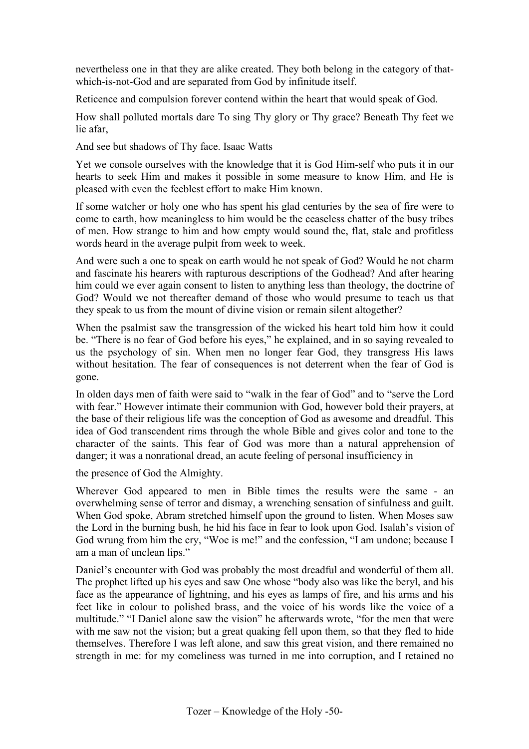nevertheless one in that they are alike created. They both belong in the category of that-which-is-not-God and are separated from God by infinitude itself.

Reticence and compulsion forever contend within the heart that would speak of God.

How shall polluted mortals dare To sing Thy glory or Thy grace? Beneath Thy feet we lie afar,

And see but shadows of Thy face. Isaac Watts

Yet we console ourselves with the knowledge that it is God Him-self who puts it in our hearts to seek Him and makes it possible in some measure to know Him, and He is pleased with even the feeblest effort to make Him known.

If some watcher or holy one who has spent his glad centuries by the sea of fire were to come to earth, how meaningless to him would be the ceaseless chatter of the busy tribes of men. How strange to him and how empty would sound the, flat, stale and profitless words heard in the average pulpit from week to week.

And were such a one to speak on earth would he not speak of God? Would he not charm and fascinate his hearers with rapturous descriptions of the Godhead? And after hearing him could we ever again consent to listen to anything less than theology, the doctrine of God? Would we not thereafter demand of those who would presume to teach us that they speak to us from the mount of divine vision or remain silent altogether?

When the psalmist saw the transgression of the wicked his heart told him how it could be. "There is no fear of God before his eyes," he explained, and in so saying revealed to us the psychology of sin. When men no longer fear God, they transgress His laws without hesitation. The fear of consequences is not deterrent when the fear of God is gone.

In olden days men of faith were said to "walk in the fear of God" and to "serve the Lord with fear." However intimate their communion with God, however bold their prayers, at the base of their religious life was the conception of God as awesome and dreadful. This idea of God transcendent rims through the whole Bible and gives color and tone to the character of the saints. This fear of God was more than a natural apprehension of danger; it was a nonrational dread, an acute feeling of personal insufficiency in the presence of God the Almighty.

Wherever God appeared to men in Bible times the results were the same - an overwhelming sense of terror and dismay, a wrenching sensation of sinfulness and guilt. When God spoke, Abram stretched himself upon the ground to listen. When Moses saw the Lord in the burning bush, he hid his face in fear to look upon God. Isalah's vision of God wrung from him the cry, "Woe is me!" and the confession, "I am undone; because I am a man of unclean lips."

Daniel's encounter with God was probably the most dreadful and wonderful of them all. The prophet lifted up his eyes and saw One whose "body also was like the beryl, and his face as the appearance of lightning, and his eyes as lamps of fire, and his arms and his feet like in colour to polished brass, and the voice of his words like the voice of a multitude." "I Daniel alone saw the vision" he afterwards wrote, "for the men that were with me saw not the vision; but a great quaking fell upon them, so that they fled to hide themselves. Therefore I was left alone, and saw this great vision, and there remained no strength in me: for my comeliness was turned in me into corruption, and I retained no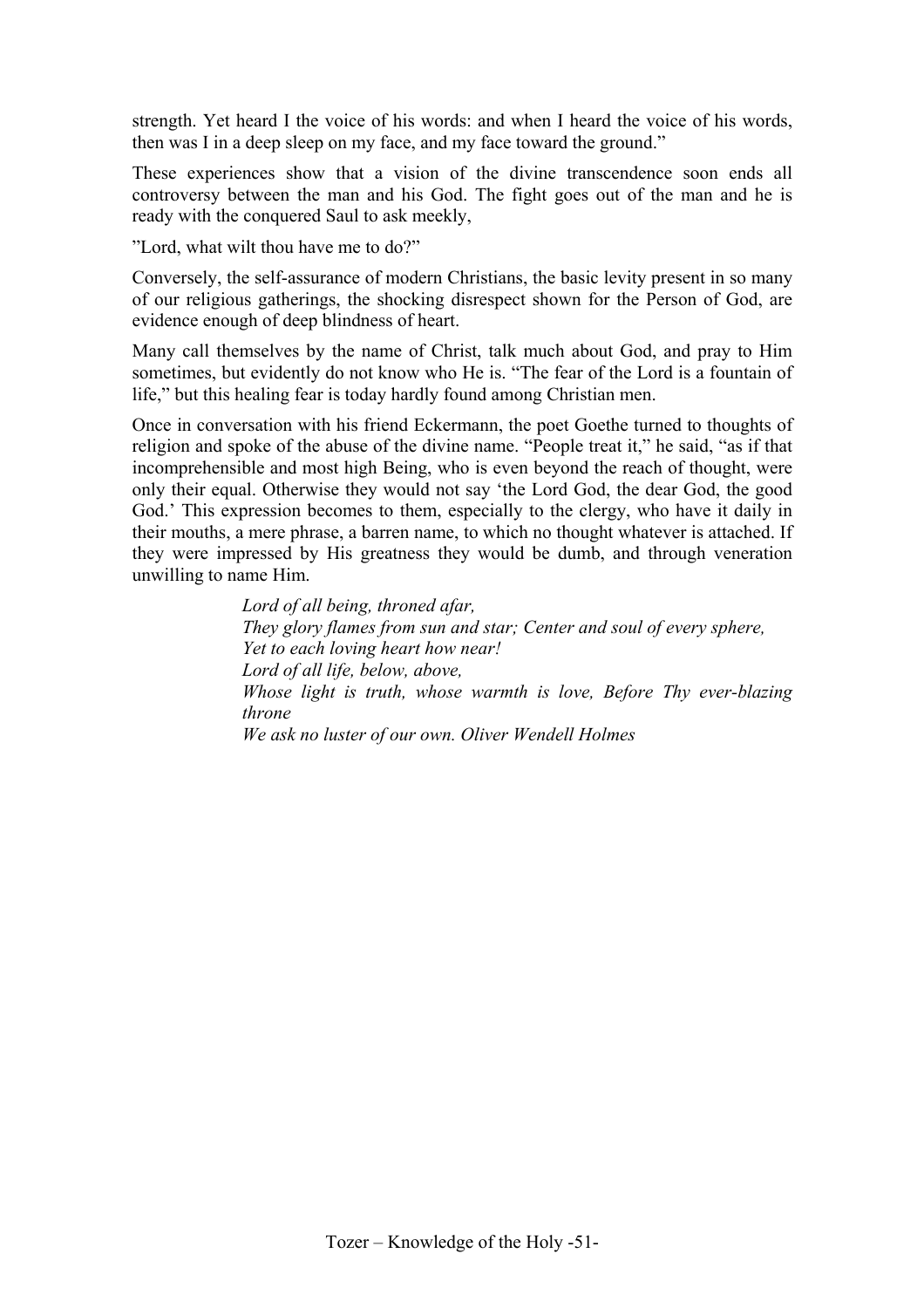strength. Yet heard I the voice of his words: and when I heard the voice of his words, then was I in a deep sleep on my face, and my face toward the ground."

These experiences show that a vision of the divine transcendence soon ends all controversy between the man and his God. The fight goes out of the man and he is ready with the conquered Saul to ask meekly,

"Lord, what wilt thou have me to do?"

Conversely, the self-assurance of modern Christians, the basic levity present in so many of our religious gatherings, the shocking disrespect shown for the Person of God, are evidence enough of deep blindness of heart.

Many call themselves by the name of Christ, talk much about God, and pray to Him sometimes, but evidently do not know who He is. "The fear of the Lord is a fountain of life," but this healing fear is today hardly found among Christian men.

Once in conversation with his friend Eckermann, the poet Goethe turned to thoughts of religion and spoke of the abuse of the divine name. "People treat it," he said, "as if that incomprehensible and most high Being, who is even beyond the reach of thought, were only their equal. Otherwise they would not say 'the Lord God, the dear God, the good God.' This expression becomes to them, especially to the clergy, who have it daily in their mouths, a mere phrase, a barren name, to which no thought whatever is attached. If they were impressed by His greatness they would be dumb, and through veneration unwilling to name Him.

*Lord of all being, throned afar,*
*They glory flames from sun and star; Center and soul of every sphere,*
*Yet to each loving heart how near!*
*Lord of all life, below, above,*
*Whose light is truth, whose warmth is love, Before Thy ever-blazing throne*
*We ask no luster of our own. Oliver Wendell Holmes*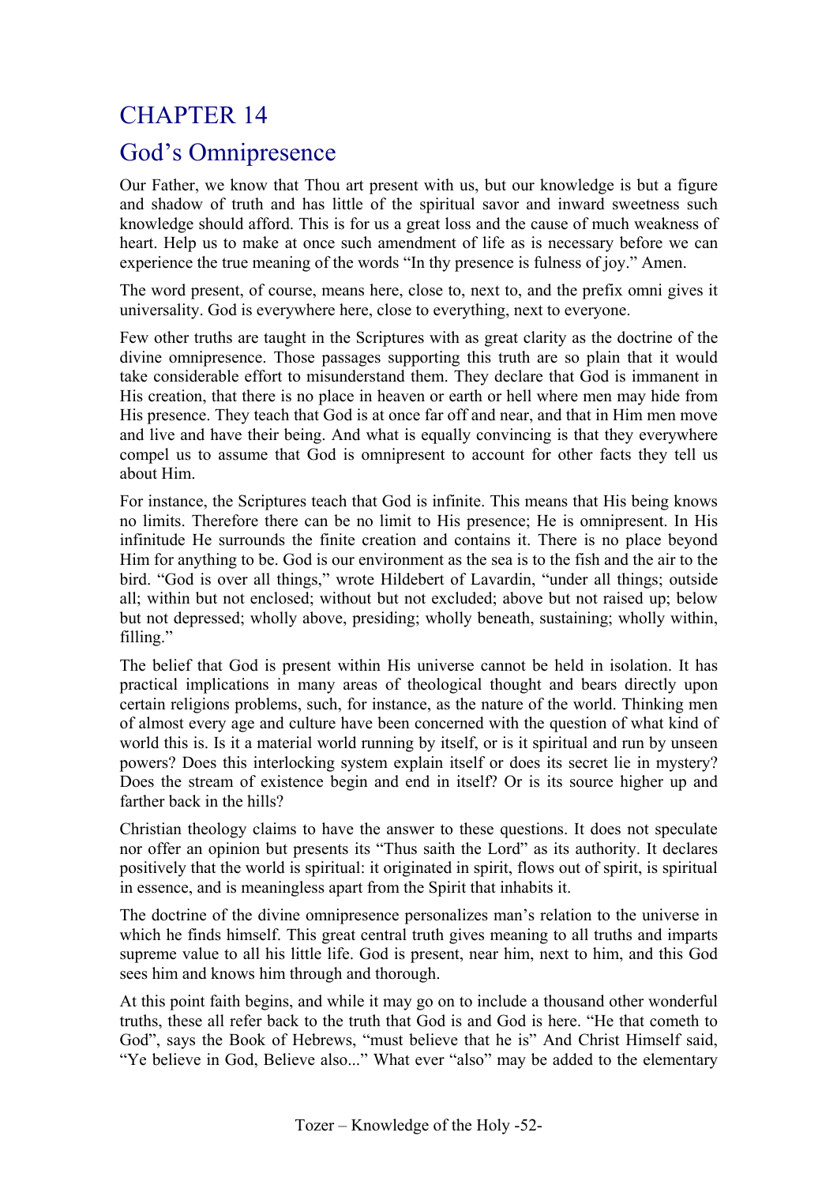# CHAPTER 14

## God's Omnipresence

Our Father, we know that Thou art present with us, but our knowledge is but a figure and shadow of truth and has little of the spiritual savor and inward sweetness such knowledge should afford. This is for us a great loss and the cause of much weakness of heart. Help us to make at once such amendment of life as is necessary before we can experience the true meaning of the words "In thy presence is fulness of joy." Amen.

The word present, of course, means here, close to, next to, and the prefix omni gives it universality. God is everywhere here, close to everything, next to everyone.

Few other truths are taught in the Scriptures with as great clarity as the doctrine of the divine omnipresence. Those passages supporting this truth are so plain that it would take considerable effort to misunderstand them. They declare that God is immanent in His creation, that there is no place in heaven or earth or hell where men may hide from His presence. They teach that God is at once far off and near, and that in Him men move and live and have their being. And what is equally convincing is that they everywhere compel us to assume that God is omnipresent to account for other facts they tell us about Him.

For instance, the Scriptures teach that God is infinite. This means that His being knows no limits. Therefore there can be no limit to His presence; He is omnipresent. In His infinitude He surrounds the finite creation and contains it. There is no place beyond Him for anything to be. God is our environment as the sea is to the fish and the air to the bird. "God is over all things," wrote Hildebert of Lavardin, "under all things; outside all; within but not enclosed; without but not excluded; above but not raised up; below but not depressed; wholly above, presiding; wholly beneath, sustaining; wholly within, filling."

The belief that God is present within His universe cannot be held in isolation. It has practical implications in many areas of theological thought and bears directly upon certain religions problems, such, for instance, as the nature of the world. Thinking men of almost every age and culture have been concerned with the question of what kind of world this is. Is it a material world running by itself, or is it spiritual and run by unseen powers? Does this interlocking system explain itself or does its secret lie in mystery? Does the stream of existence begin and end in itself? Or is its source higher up and farther back in the hills?

Christian theology claims to have the answer to these questions. It does not speculate nor offer an opinion but presents its "Thus saith the Lord" as its authority. It declares positively that the world is spiritual: it originated in spirit, flows out of spirit, is spiritual in essence, and is meaningless apart from the Spirit that inhabits it.

The doctrine of the divine omnipresence personalizes man's relation to the universe in which he finds himself. This great central truth gives meaning to all truths and imparts supreme value to all his little life. God is present, near him, next to him, and this God sees him and knows him through and thorough.

At this point faith begins, and while it may go on to include a thousand other wonderful truths, these all refer back to the truth that God is and God is here. "He that cometh to God", says the Book of Hebrews, "must believe that he is" And Christ Himself said, "Ye believe in God, Believe also..." What ever "also" may be added to the elementary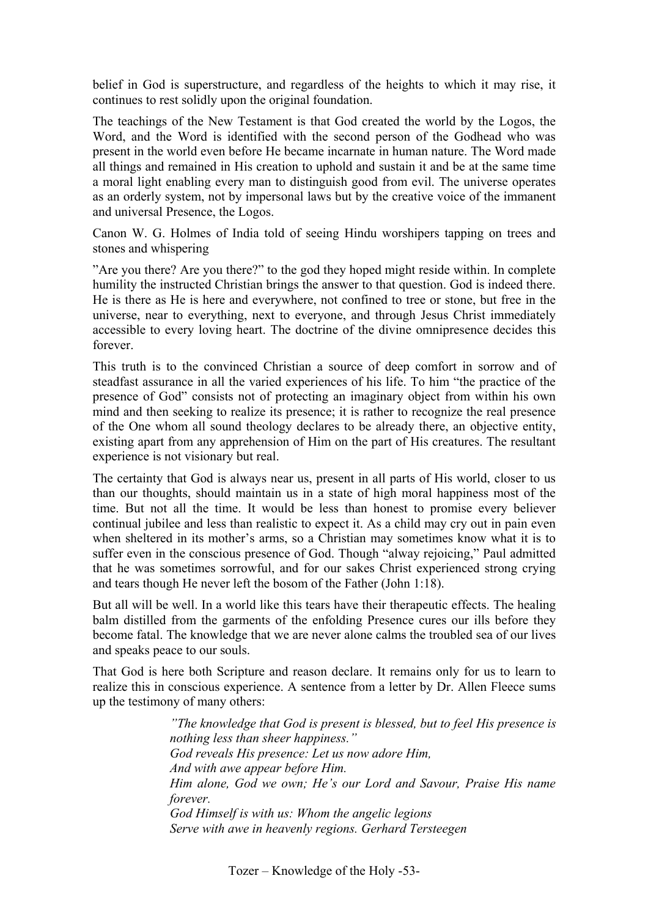belief in God is superstructure, and regardless of the heights to which it may rise, it continues to rest solidly upon the original foundation.

The teachings of the New Testament is that God created the world by the Logos, the Word, and the Word is identified with the second person of the Godhead who was present in the world even before He became incarnate in human nature. The Word made all things and remained in His creation to uphold and sustain it and be at the same time a moral light enabling every man to distinguish good from evil. The universe operates as an orderly system, not by impersonal laws but by the creative voice of the immanent and universal Presence, the Logos.

Canon W. G. Holmes of India told of seeing Hindu worshipers tapping on trees and stones and whispering

"Are you there? Are you there?" to the god they hoped might reside within. In complete humility the instructed Christian brings the answer to that question. God is indeed there. He is there as He is here and everywhere, not confined to tree or stone, but free in the universe, near to everything, next to everyone, and through Jesus Christ immediately accessible to every loving heart. The doctrine of the divine omnipresence decides this forever.

This truth is to the convinced Christian a source of deep comfort in sorrow and of steadfast assurance in all the varied experiences of his life. To him "the practice of the presence of God" consists not of protecting an imaginary object from within his own mind and then seeking to realize its presence; it is rather to recognize the real presence of the One whom all sound theology declares to be already there, an objective entity, existing apart from any apprehension of Him on the part of His creatures. The resultant experience is not visionary but real.

The certainty that God is always near us, present in all parts of His world, closer to us than our thoughts, should maintain us in a state of high moral happiness most of the time. But not all the time. It would be less than honest to promise every believer continual jubilee and less than realistic to expect it. As a child may cry out in pain even when sheltered in its mother's arms, so a Christian may sometimes know what it is to suffer even in the conscious presence of God. Though "alway rejoicing," Paul admitted that he was sometimes sorrowful, and for our sakes Christ experienced strong crying and tears though He never left the bosom of the Father (John 1:18).

But all will be well. In a world like this tears have their therapeutic effects. The healing balm distilled from the garments of the enfolding Presence cures our ills before they become fatal. The knowledge that we are never alone calms the troubled sea of our lives and speaks peace to our souls.

That God is here both Scripture and reason declare. It remains only for us to learn to realize this in conscious experience. A sentence from a letter by Dr. Allen Fleece sums up the testimony of many others:

> *"The knowledge that God is present is blessed, but to feel His presence is nothing less than sheer happiness."*
> *God reveals His presence: Let us now adore Him,*
> *And with awe appear before Him.*
> *Him alone, God we own; He's our Lord and Savour, Praise His name forever.*
> *God Himself is with us: Whom the angelic legions*
> *Serve with awe in heavenly regions. Gerhard Tersteegen*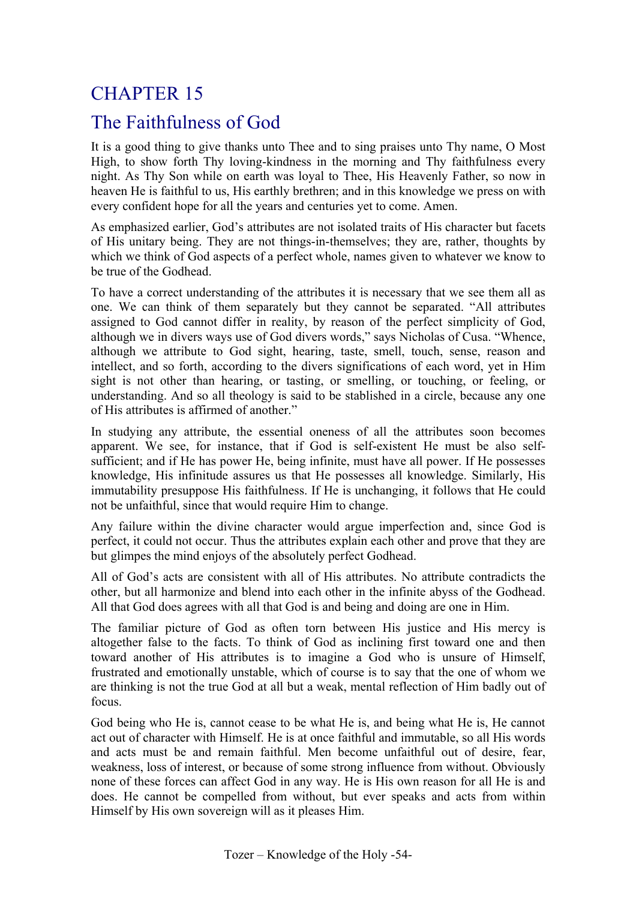# CHAPTER 15

## The Faithfulness of God

It is a good thing to give thanks unto Thee and to sing praises unto Thy name, O Most High, to show forth Thy loving-kindness in the morning and Thy faithfulness every night. As Thy Son while on earth was loyal to Thee, His Heavenly Father, so now in heaven He is faithful to us, His earthly brethren; and in this knowledge we press on with every confident hope for all the years and centuries yet to come. Amen.

As emphasized earlier, God's attributes are not isolated traits of His character but facets of His unitary being. They are not things-in-themselves; they are, rather, thoughts by which we think of God aspects of a perfect whole, names given to whatever we know to be true of the Godhead.

To have a correct understanding of the attributes it is necessary that we see them all as one. We can think of them separately but they cannot be separated. "All attributes assigned to God cannot differ in reality, by reason of the perfect simplicity of God, although we in divers ways use of God divers words," says Nicholas of Cusa. "Whence, although we attribute to God sight, hearing, taste, smell, touch, sense, reason and intellect, and so forth, according to the divers significations of each word, yet in Him sight is not other than hearing, or tasting, or smelling, or touching, or feeling, or understanding. And so all theology is said to be stablished in a circle, because any one of His attributes is affirmed of another."

In studying any attribute, the essential oneness of all the attributes soon becomes apparent. We see, for instance, that if God is self-existent He must be also self-sufficient; and if He has power He, being infinite, must have all power. If He possesses knowledge, His infinitude assures us that He possesses all knowledge. Similarly, His immutability presuppose His faithfulness. If He is unchanging, it follows that He could not be unfaithful, since that would require Him to change.

Any failure within the divine character would argue imperfection and, since God is perfect, it could not occur. Thus the attributes explain each other and prove that they are but glimpes the mind enjoys of the absolutely perfect Godhead.

All of God's acts are consistent with all of His attributes. No attribute contradicts the other, but all harmonize and blend into each other in the infinite abyss of the Godhead. All that God does agrees with all that God is and being and doing are one in Him.

The familiar picture of God as often torn between His justice and His mercy is altogether false to the facts. To think of God as inclining first toward one and then toward another of His attributes is to imagine a God who is unsure of Himself, frustrated and emotionally unstable, which of course is to say that the one of whom we are thinking is not the true God at all but a weak, mental reflection of Him badly out of focus.

God being who He is, cannot cease to be what He is, and being what He is, He cannot act out of character with Himself. He is at once faithful and immutable, so all His words and acts must be and remain faithful. Men become unfaithful out of desire, fear, weakness, loss of interest, or because of some strong influence from without. Obviously none of these forces can affect God in any way. He is His own reason for all He is and does. He cannot be compelled from without, but ever speaks and acts from within Himself by His own sovereign will as it pleases Him.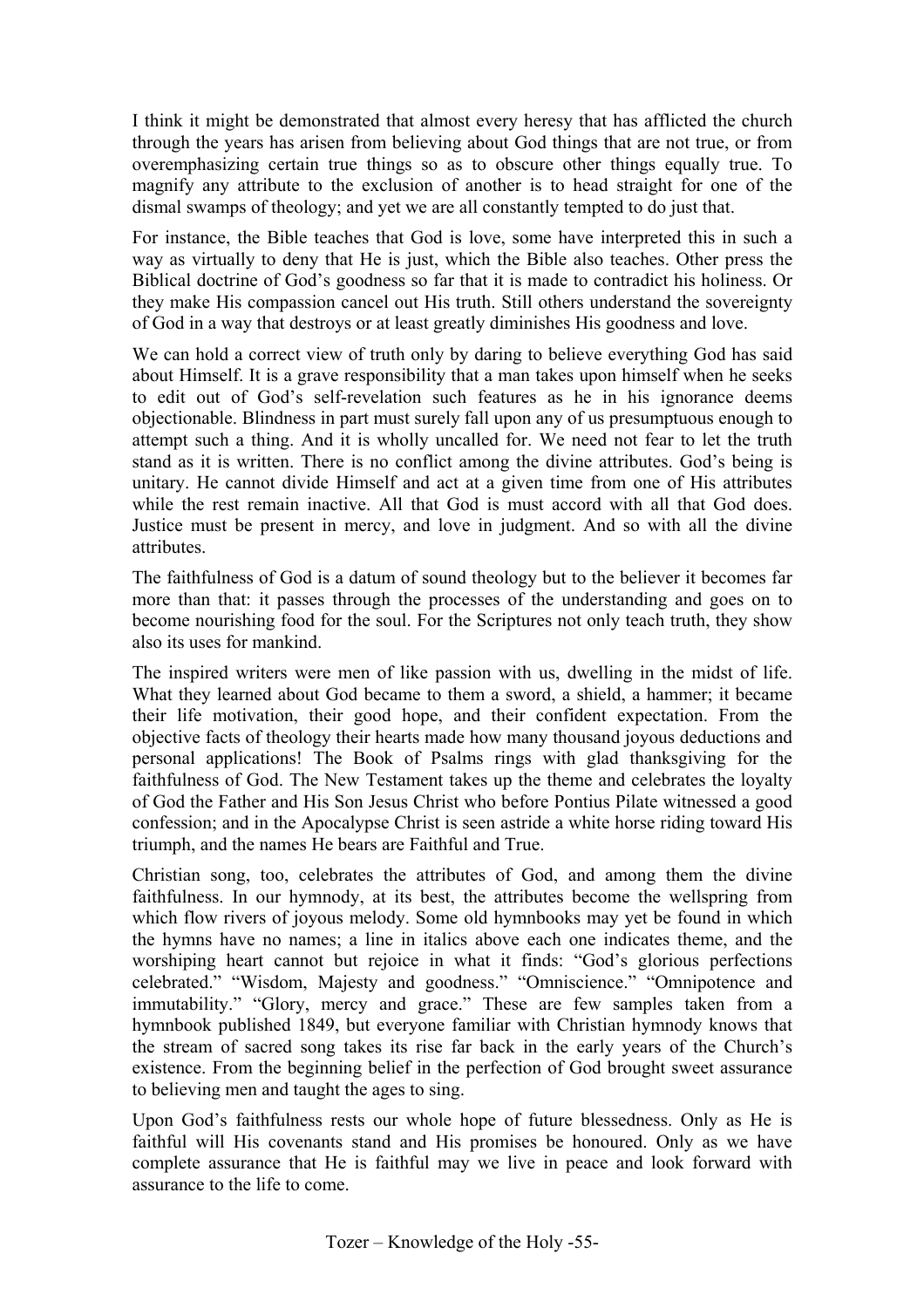I think it might be demonstrated that almost every heresy that has afflicted the church through the years has arisen from believing about God things that are not true, or from overemphasizing certain true things so as to obscure other things equally true. To magnify any attribute to the exclusion of another is to head straight for one of the dismal swamps of theology; and yet we are all constantly tempted to do just that.

For instance, the Bible teaches that God is love, some have interpreted this in such a way as virtually to deny that He is just, which the Bible also teaches. Other press the Biblical doctrine of God's goodness so far that it is made to contradict his holiness. Or they make His compassion cancel out His truth. Still others understand the sovereignty of God in a way that destroys or at least greatly diminishes His goodness and love.

We can hold a correct view of truth only by daring to believe everything God has said about Himself. It is a grave responsibility that a man takes upon himself when he seeks to edit out of God's self-revelation such features as he in his ignorance deems objectionable. Blindness in part must surely fall upon any of us presumptuous enough to attempt such a thing. And it is wholly uncalled for. We need not fear to let the truth stand as it is written. There is no conflict among the divine attributes. God's being is unitary. He cannot divide Himself and act at a given time from one of His attributes while the rest remain inactive. All that God is must accord with all that God does. Justice must be present in mercy, and love in judgment. And so with all the divine attributes.

The faithfulness of God is a datum of sound theology but to the believer it becomes far more than that: it passes through the processes of the understanding and goes on to become nourishing food for the soul. For the Scriptures not only teach truth, they show also its uses for mankind.

The inspired writers were men of like passion with us, dwelling in the midst of life. What they learned about God became to them a sword, a shield, a hammer; it became their life motivation, their good hope, and their confident expectation. From the objective facts of theology their hearts made how many thousand joyous deductions and personal applications! The Book of Psalms rings with glad thanksgiving for the faithfulness of God. The New Testament takes up the theme and celebrates the loyalty of God the Father and His Son Jesus Christ who before Pontius Pilate witnessed a good confession; and in the Apocalypse Christ is seen astride a white horse riding toward His triumph, and the names He bears are Faithful and True.

Christian song, too, celebrates the attributes of God, and among them the divine faithfulness. In our hymnody, at its best, the attributes become the wellspring from which flow rivers of joyous melody. Some old hymnbooks may yet be found in which the hymns have no names; a line in italics above each one indicates theme, and the worshiping heart cannot but rejoice in what it finds: "God's glorious perfections celebrated." "Wisdom, Majesty and goodness." "Omniscience." "Omnipotence and immutability." "Glory, mercy and grace." These are few samples taken from a hymnbook published 1849, but everyone familiar with Christian hymnody knows that the stream of sacred song takes its rise far back in the early years of the Church's existence. From the beginning belief in the perfection of God brought sweet assurance to believing men and taught the ages to sing.

Upon God's faithfulness rests our whole hope of future blessedness. Only as He is faithful will His covenants stand and His promises be honoured. Only as we have complete assurance that He is faithful may we live in peace and look forward with assurance to the life to come.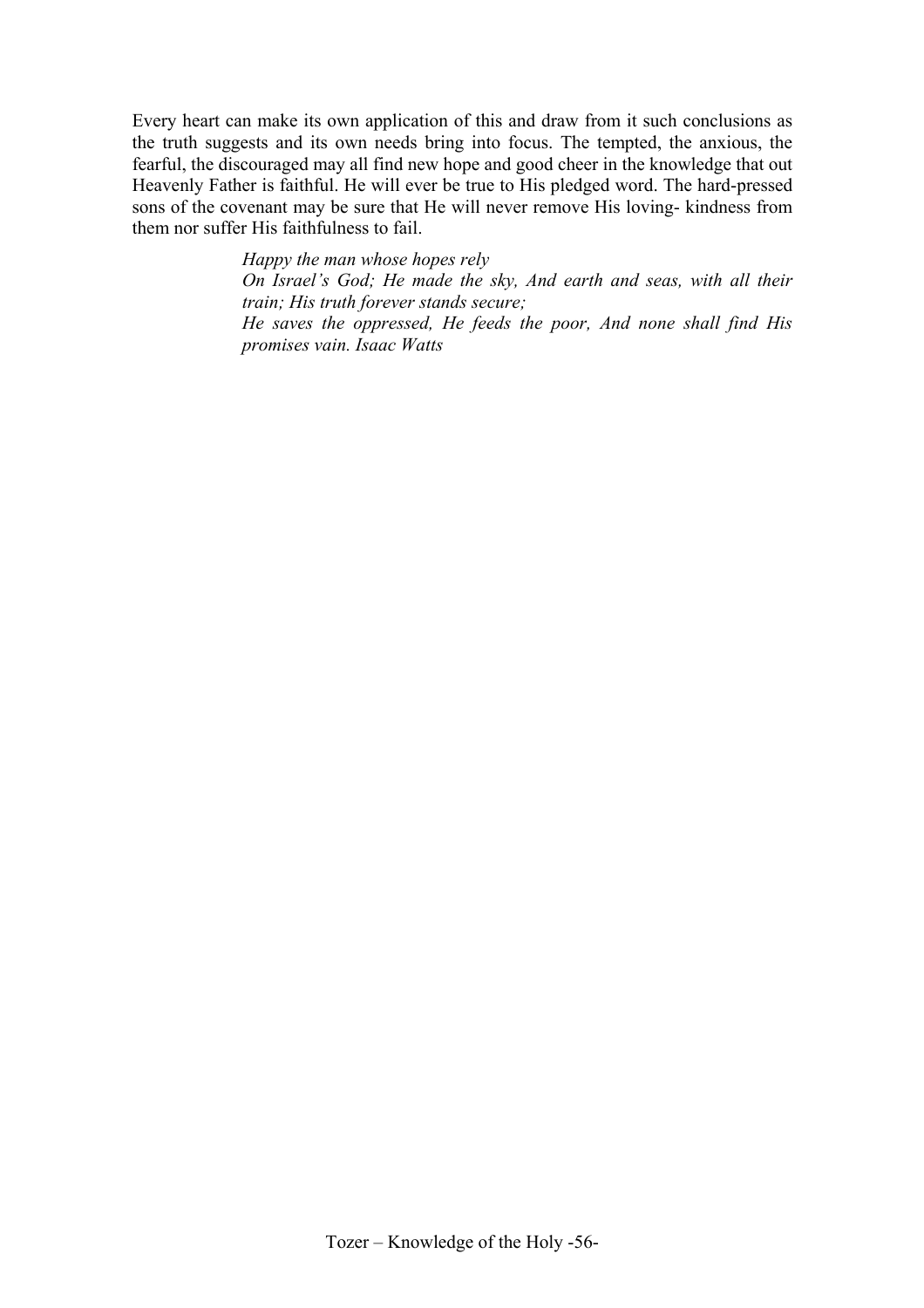Every heart can make its own application of this and draw from it such conclusions as the truth suggests and its own needs bring into focus. The tempted, the anxious, the fearful, the discouraged may all find new hope and good cheer in the knowledge that out Heavenly Father is faithful. He will ever be true to His pledged word. The hard-pressed sons of the covenant may be sure that He will never remove His loving- kindness from them nor suffer His faithfulness to fail.

> *Happy the man whose hopes rely*
> *On Israel's God; He made the sky, And earth and seas, with all their train; His truth forever stands secure;*
> *He saves the oppressed, He feeds the poor, And none shall find His promises vain. Isaac Watts*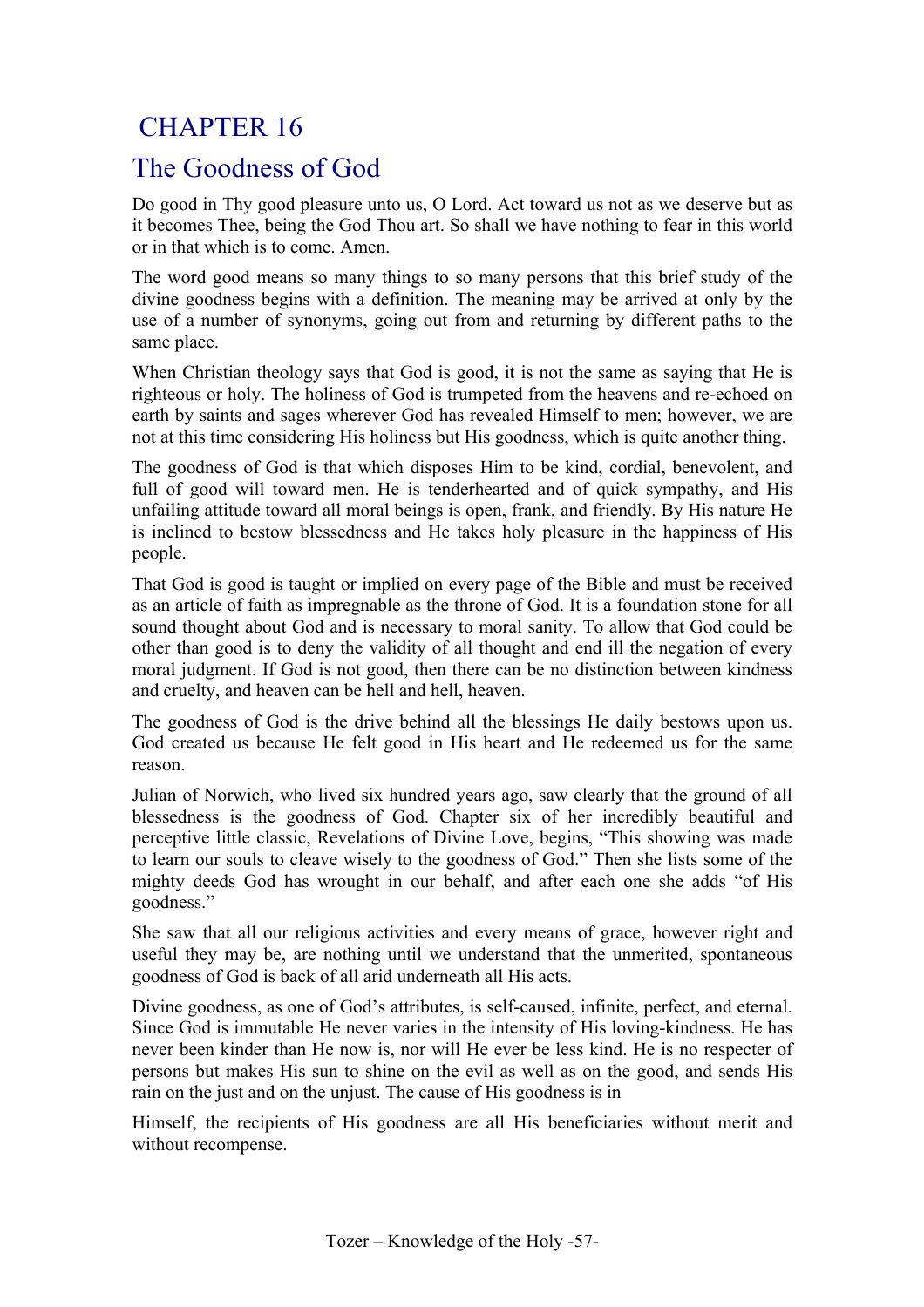# CHAPTER 16

## The Goodness of God

Do good in Thy good pleasure unto us, O Lord. Act toward us not as we deserve but as it becomes Thee, being the God Thou art. So shall we have nothing to fear in this world or in that which is to come. Amen.

The word good means so many things to so many persons that this brief study of the divine goodness begins with a definition. The meaning may be arrived at only by the use of a number of synonyms, going out from and returning by different paths to the same place.

When Christian theology says that God is good, it is not the same as saying that He is righteous or holy. The holiness of God is trumpeted from the heavens and re-echoed on earth by saints and sages wherever God has revealed Himself to men; however, we are not at this time considering His holiness but His goodness, which is quite another thing.

The goodness of God is that which disposes Him to be kind, cordial, benevolent, and full of good will toward men. He is tenderhearted and of quick sympathy, and His unfailing attitude toward all moral beings is open, frank, and friendly. By His nature He is inclined to bestow blessedness and He takes holy pleasure in the happiness of His people.

That God is good is taught or implied on every page of the Bible and must be received as an article of faith as impregnable as the throne of God. It is a foundation stone for all sound thought about God and is necessary to moral sanity. To allow that God could be other than good is to deny the validity of all thought and end ill the negation of every moral judgment. If God is not good, then there can be no distinction between kindness and cruelty, and heaven can be hell and hell, heaven.

The goodness of God is the drive behind all the blessings He daily bestows upon us. God created us because He felt good in His heart and He redeemed us for the same reason.

Julian of Norwich, who lived six hundred years ago, saw clearly that the ground of all blessedness is the goodness of God. Chapter six of her incredibly beautiful and perceptive little classic, Revelations of Divine Love, begins, "This showing was made to learn our souls to cleave wisely to the goodness of God." Then she lists some of the mighty deeds God has wrought in our behalf, and after each one she adds "of His goodness."

She saw that all our religious activities and every means of grace, however right and useful they may be, are nothing until we understand that the unmerited, spontaneous goodness of God is back of all arid underneath all His acts.

Divine goodness, as one of God's attributes, is self-caused, infinite, perfect, and eternal. Since God is immutable He never varies in the intensity of His loving-kindness. He has never been kinder than He now is, nor will He ever be less kind. He is no respecter of persons but makes His sun to shine on the evil as well as on the good, and sends His rain on the just and on the unjust. The cause of His goodness is in Himself, the recipients of His goodness are all His beneficiaries without merit and without recompense.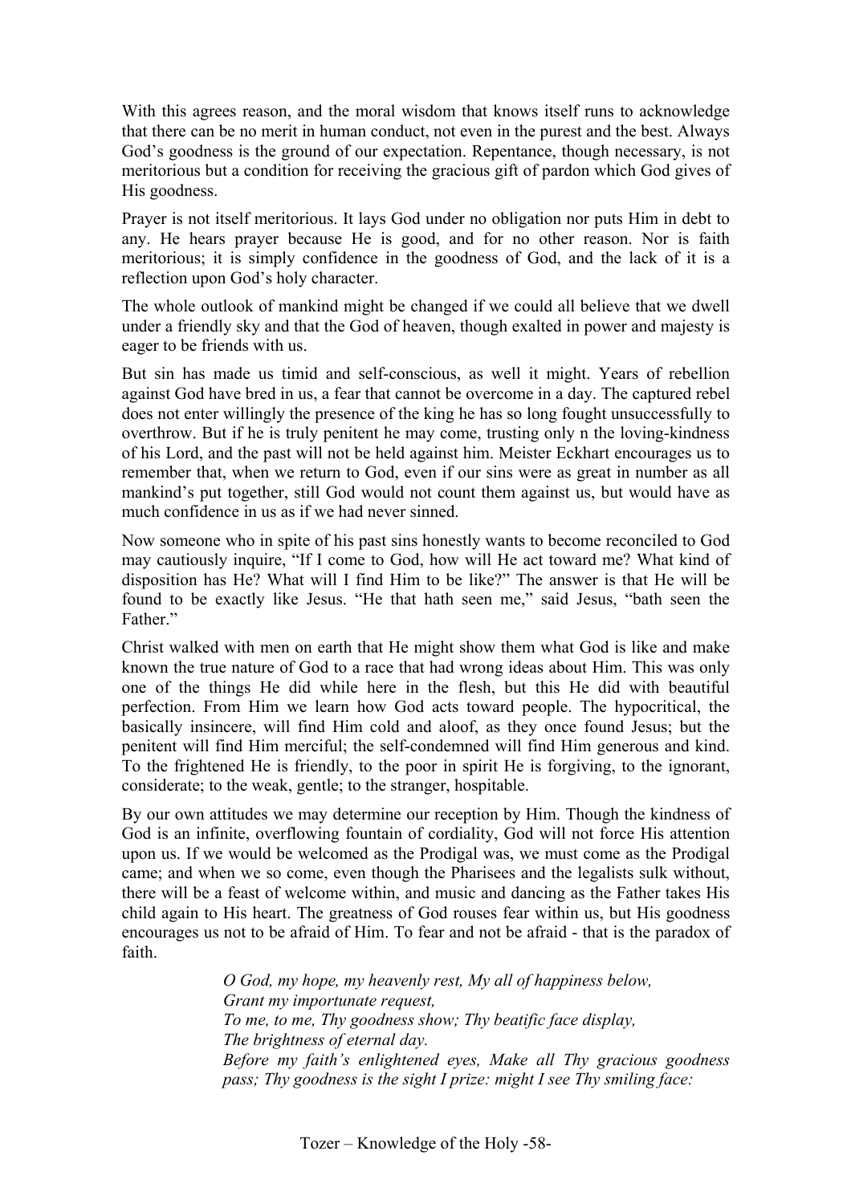With this agrees reason, and the moral wisdom that knows itself runs to acknowledge that there can be no merit in human conduct, not even in the purest and the best. Always God's goodness is the ground of our expectation. Repentance, though necessary, is not meritorious but a condition for receiving the gracious gift of pardon which God gives of His goodness.

Prayer is not itself meritorious. It lays God under no obligation nor puts Him in debt to any. He hears prayer because He is good, and for no other reason. Nor is faith meritorious; it is simply confidence in the goodness of God, and the lack of it is a reflection upon God's holy character.

The whole outlook of mankind might be changed if we could all believe that we dwell under a friendly sky and that the God of heaven, though exalted in power and majesty is eager to be friends with us.

But sin has made us timid and self-conscious, as well it might. Years of rebellion against God have bred in us, a fear that cannot be overcome in a day. The captured rebel does not enter willingly the presence of the king he has so long fought unsuccessfully to overthrow. But if he is truly penitent he may come, trusting only n the loving-kindness of his Lord, and the past will not be held against him. Meister Eckhart encourages us to remember that, when we return to God, even if our sins were as great in number as all mankind's put together, still God would not count them against us, but would have as much confidence in us as if we had never sinned.

Now someone who in spite of his past sins honestly wants to become reconciled to God may cautiously inquire, "If I come to God, how will He act toward me? What kind of disposition has He? What will I find Him to be like?" The answer is that He will be found to be exactly like Jesus. "He that hath seen me," said Jesus, "bath seen the Father."

Christ walked with men on earth that He might show them what God is like and make known the true nature of God to a race that had wrong ideas about Him. This was only one of the things He did while here in the flesh, but this He did with beautiful perfection. From Him we learn how God acts toward people. The hypocritical, the basically insincere, will find Him cold and aloof, as they once found Jesus; but the penitent will find Him merciful; the self-condemned will find Him generous and kind. To the frightened He is friendly, to the poor in spirit He is forgiving, to the ignorant, considerate; to the weak, gentle; to the stranger, hospitable.

By our own attitudes we may determine our reception by Him. Though the kindness of God is an infinite, overflowing fountain of cordiality, God will not force His attention upon us. If we would be welcomed as the Prodigal was, we must come as the Prodigal came; and when we so come, even though the Pharisees and the legalists sulk without, there will be a feast of welcome within, and music and dancing as the Father takes His child again to His heart. The greatness of God rouses fear within us, but His goodness encourages us not to be afraid of Him. To fear and not be afraid - that is the paradox of faith.

> *O God, my hope, my heavenly rest, My all of happiness below,*
> *Grant my importunate request,*
> *To me, to me, Thy goodness show; Thy beatific face display,*
> *The brightness of eternal day.*
> *Before my faith's enlightened eyes, Make all Thy gracious goodness pass; Thy goodness is the sight I prize: might I see Thy smiling face:*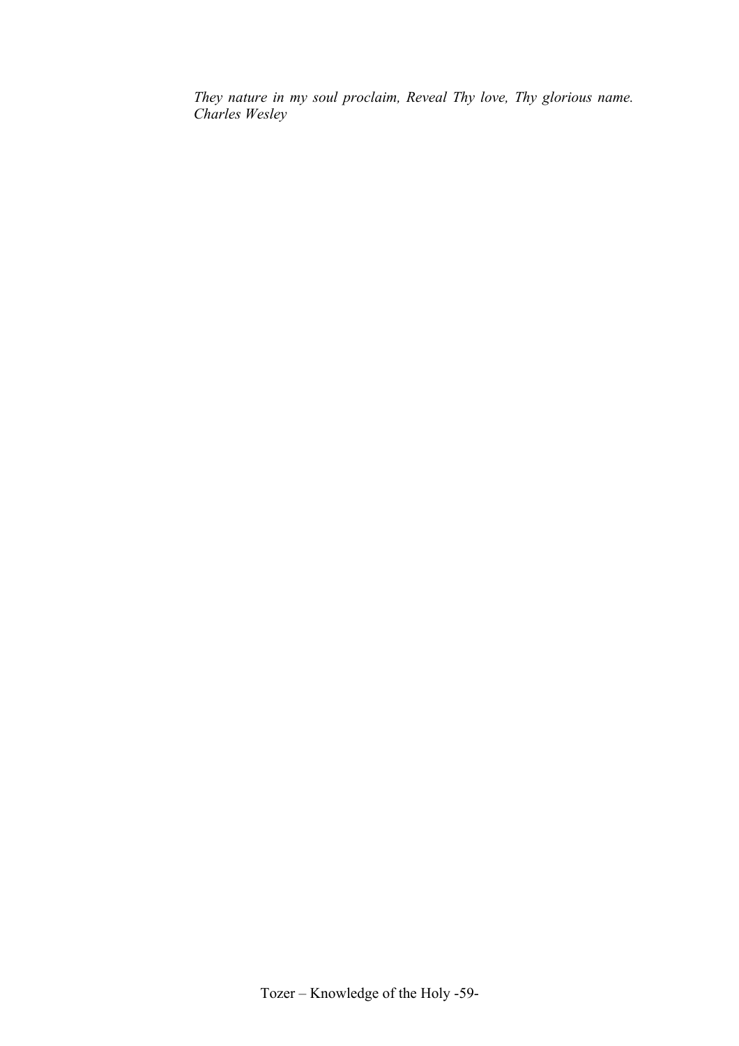*They nature in my soul proclaim, Reveal Thy love, Thy glorious name. Charles Wesley*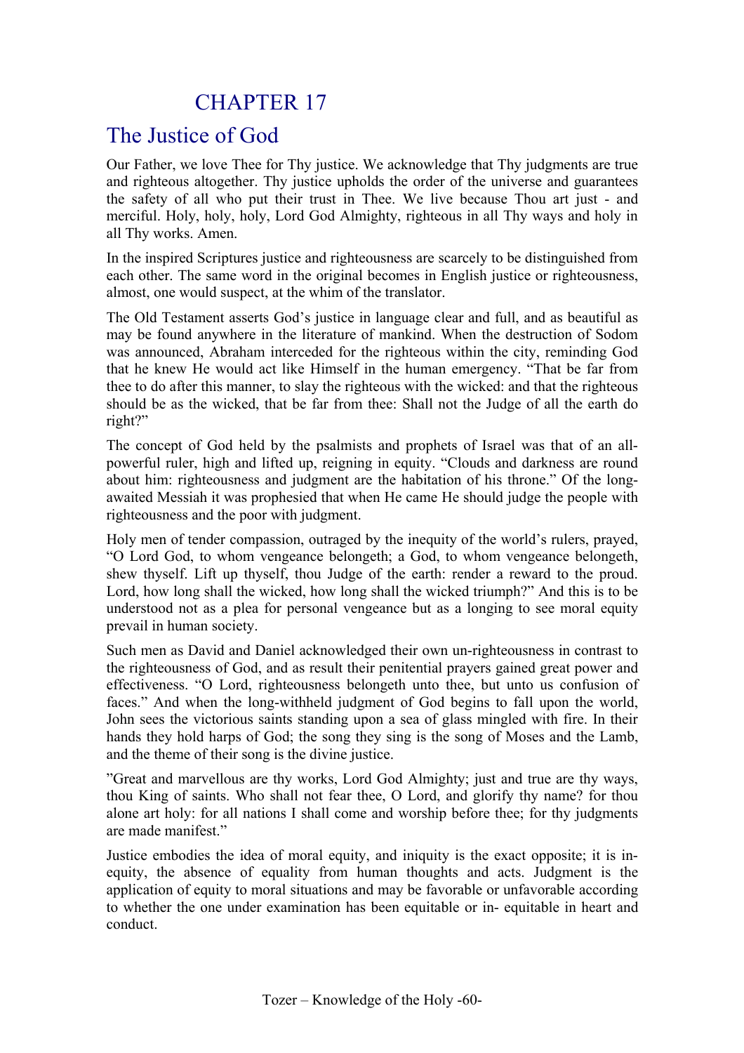# CHAPTER 17

## The Justice of God

Our Father, we love Thee for Thy justice. We acknowledge that Thy judgments are true and righteous altogether. Thy justice upholds the order of the universe and guarantees the safety of all who put their trust in Thee. We live because Thou art just - and merciful. Holy, holy, holy, Lord God Almighty, righteous in all Thy ways and holy in all Thy works. Amen.

In the inspired Scriptures justice and righteousness are scarcely to be distinguished from each other. The same word in the original becomes in English justice or righteousness, almost, one would suspect, at the whim of the translator.

The Old Testament asserts God's justice in language clear and full, and as beautiful as may be found anywhere in the literature of mankind. When the destruction of Sodom was announced, Abraham interceded for the righteous within the city, reminding God that he knew He would act like Himself in the human emergency. "That be far from thee to do after this manner, to slay the righteous with the wicked: and that the righteous should be as the wicked, that be far from thee: Shall not the Judge of all the earth do right?"

The concept of God held by the psalmists and prophets of Israel was that of an all-powerful ruler, high and lifted up, reigning in equity. "Clouds and darkness are round about him: righteousness and judgment are the habitation of his throne." Of the long-awaited Messiah it was prophesied that when He came He should judge the people with righteousness and the poor with judgment.

Holy men of tender compassion, outraged by the inequity of the world's rulers, prayed, "O Lord God, to whom vengeance belongeth; a God, to whom vengeance belongeth, shew thyself. Lift up thyself, thou Judge of the earth: render a reward to the proud. Lord, how long shall the wicked, how long shall the wicked triumph?" And this is to be understood not as a plea for personal vengeance but as a longing to see moral equity prevail in human society.

Such men as David and Daniel acknowledged their own un-righteousness in contrast to the righteousness of God, and as result their penitential prayers gained great power and effectiveness. "O Lord, righteousness belongeth unto thee, but unto us confusion of faces." And when the long-withheld judgment of God begins to fall upon the world, John sees the victorious saints standing upon a sea of glass mingled with fire. In their hands they hold harps of God; the song they sing is the song of Moses and the Lamb, and the theme of their song is the divine justice.

"Great and marvellous are thy works, Lord God Almighty; just and true are thy ways, thou King of saints. Who shall not fear thee, O Lord, and glorify thy name? for thou alone art holy: for all nations I shall come and worship before thee; for thy judgments are made manifest."

Justice embodies the idea of moral equity, and iniquity is the exact opposite; it is in-equity, the absence of equality from human thoughts and acts. Judgment is the application of equity to moral situations and may be favorable or unfavorable according to whether the one under examination has been equitable or in- equitable in heart and conduct.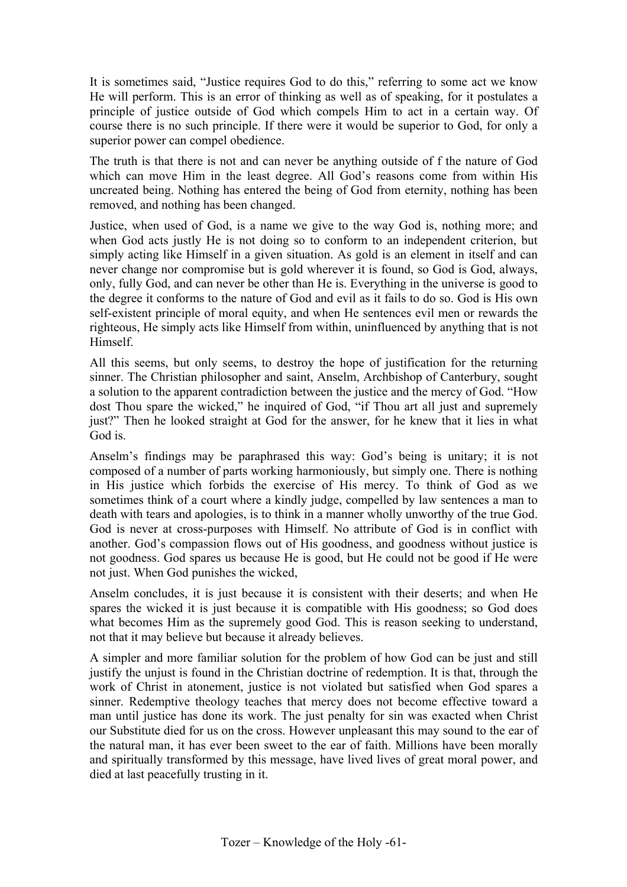It is sometimes said, “Justice requires God to do this,” referring to some act we know He will perform. This is an error of thinking as well as of speaking, for it postulates a principle of justice outside of God which compels Him to act in a certain way. Of course there is no such principle. If there were it would be superior to God, for only a superior power can compel obedience.

The truth is that there is not and can never be anything outside of f the nature of God which can move Him in the least degree. All God’s reasons come from within His uncreated being. Nothing has entered the being of God from eternity, nothing has been removed, and nothing has been changed.

Justice, when used of God, is a name we give to the way God is, nothing more; and when God acts justly He is not doing so to conform to an independent criterion, but simply acting like Himself in a given situation. As gold is an element in itself and can never change nor compromise but is gold wherever it is found, so God is God, always, only, fully God, and can never be other than He is. Everything in the universe is good to the degree it conforms to the nature of God and evil as it fails to do so. God is His own self-existent principle of moral equity, and when He sentences evil men or rewards the righteous, He simply acts like Himself from within, uninfluenced by anything that is not Himself.

All this seems, but only seems, to destroy the hope of justification for the returning sinner. The Christian philosopher and saint, Anselm, Archbishop of Canterbury, sought a solution to the apparent contradiction between the justice and the mercy of God. “How dost Thou spare the wicked,” he inquired of God, “if Thou art all just and supremely just?” Then he looked straight at God for the answer, for he knew that it lies in what God is.

Anselm’s findings may be paraphrased this way: God’s being is unitary; it is not composed of a number of parts working harmoniously, but simply one. There is nothing in His justice which forbids the exercise of His mercy. To think of God as we sometimes think of a court where a kindly judge, compelled by law sentences a man to death with tears and apologies, is to think in a manner wholly unworthy of the true God. God is never at cross-purposes with Himself. No attribute of God is in conflict with another. God’s compassion flows out of His goodness, and goodness without justice is not goodness. God spares us because He is good, but He could not be good if He were not just. When God punishes the wicked,

Anselm concludes, it is just because it is consistent with their deserts; and when He spares the wicked it is just because it is compatible with His goodness; so God does what becomes Him as the supremely good God. This is reason seeking to understand, not that it may believe but because it already believes.

A simpler and more familiar solution for the problem of how God can be just and still justify the unjust is found in the Christian doctrine of redemption. It is that, through the work of Christ in atonement, justice is not violated but satisfied when God spares a sinner. Redemptive theology teaches that mercy does not become effective toward a man until justice has done its work. The just penalty for sin was exacted when Christ our Substitute died for us on the cross. However unpleasant this may sound to the ear of the natural man, it has ever been sweet to the ear of faith. Millions have been morally and spiritually transformed by this message, have lived lives of great moral power, and died at last peacefully trusting in it.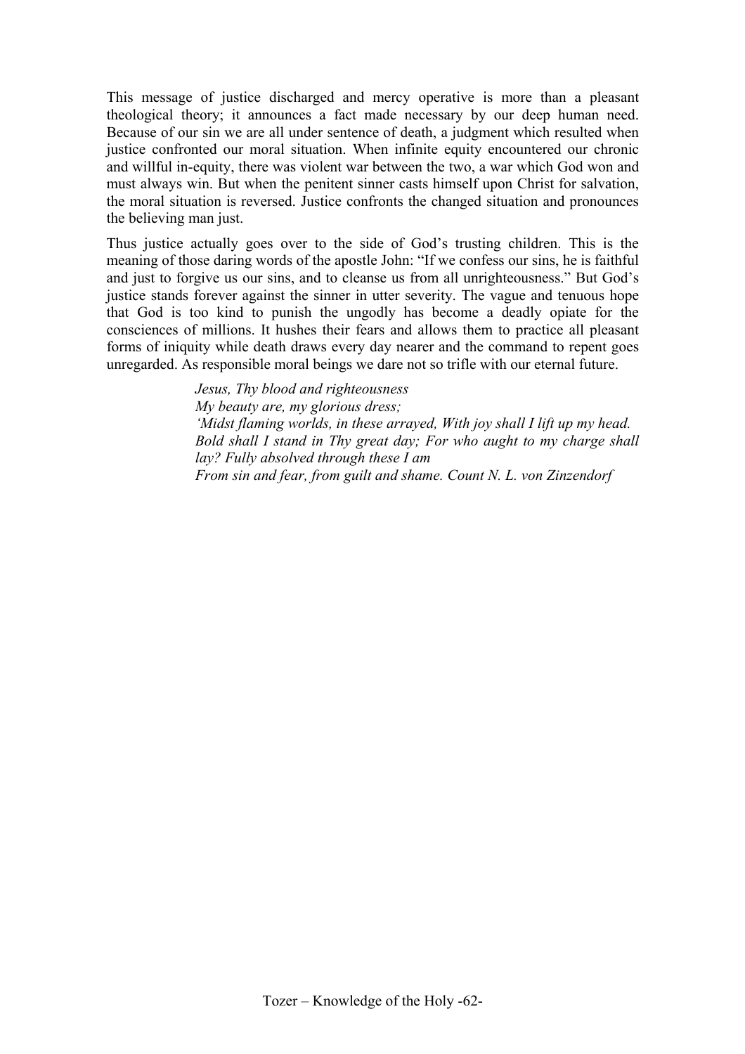This message of justice discharged and mercy operative is more than a pleasant theological theory; it announces a fact made necessary by our deep human need. Because of our sin we are all under sentence of death, a judgment which resulted when justice confronted our moral situation. When infinite equity encountered our chronic and willful in-equity, there was violent war between the two, a war which God won and must always win. But when the penitent sinner casts himself upon Christ for salvation, the moral situation is reversed. Justice confronts the changed situation and pronounces the believing man just.

Thus justice actually goes over to the side of God's trusting children. This is the meaning of those daring words of the apostle John: "If we confess our sins, he is faithful and just to forgive us our sins, and to cleanse us from all unrighteousness." But God's justice stands forever against the sinner in utter severity. The vague and tenuous hope that God is too kind to punish the ungodly has become a deadly opiate for the consciences of millions. It hushes their fears and allows them to practice all pleasant forms of iniquity while death draws every day nearer and the command to repent goes unregarded. As responsible moral beings we dare not so trifle with our eternal future.

> *Jesus, Thy blood and righteousness*
> *My beauty are, my glorious dress;*
> *'Midst flaming worlds, in these arrayed, With joy shall I lift up my head.*
> *Bold shall I stand in Thy great day; For who aught to my charge shall lay? Fully absolved through these I am*
> *From sin and fear, from guilt and shame. Count N. L. von Zinzendorf*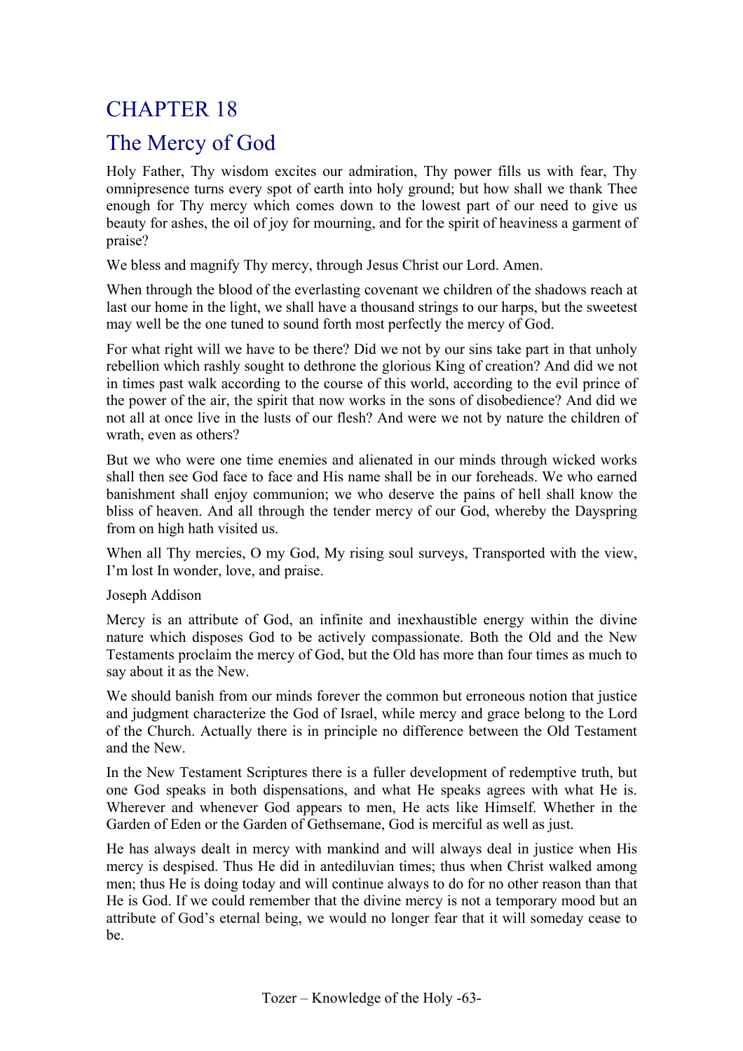# CHAPTER 18

## The Mercy of God

Holy Father, Thy wisdom excites our admiration, Thy power fills us with fear, Thy omnipresence turns every spot of earth into holy ground; but how shall we thank Thee enough for Thy mercy which comes down to the lowest part of our need to give us beauty for ashes, the oil of joy for mourning, and for the spirit of heaviness a garment of praise?

We bless and magnify Thy mercy, through Jesus Christ our Lord. Amen.

When through the blood of the everlasting covenant we children of the shadows reach at last our home in the light, we shall have a thousand strings to our harps, but the sweetest may well be the one tuned to sound forth most perfectly the mercy of God.

For what right will we have to be there? Did we not by our sins take part in that unholy rebellion which rashly sought to dethrone the glorious King of creation? And did we not in times past walk according to the course of this world, according to the evil prince of the power of the air, the spirit that now works in the sons of disobedience? And did we not all at once live in the lusts of our flesh? And were we not by nature the children of wrath, even as others?

But we who were one time enemies and alienated in our minds through wicked works shall then see God face to face and His name shall be in our foreheads. We who earned banishment shall enjoy communion; we who deserve the pains of hell shall know the bliss of heaven. And all through the tender mercy of our God, whereby the Dayspring from on high hath visited us.

When all Thy mercies, O my God, My rising soul surveys, Transported with the view, I'm lost In wonder, love, and praise.

Joseph Addison

Mercy is an attribute of God, an infinite and inexhaustible energy within the divine nature which disposes God to be actively compassionate. Both the Old and the New Testaments proclaim the mercy of God, but the Old has more than four times as much to say about it as the New.

We should banish from our minds forever the common but erroneous notion that justice and judgment characterize the God of Israel, while mercy and grace belong to the Lord of the Church. Actually there is in principle no difference between the Old Testament and the New.

In the New Testament Scriptures there is a fuller development of redemptive truth, but one God speaks in both dispensations, and what He speaks agrees with what He is. Wherever and whenever God appears to men, He acts like Himself. Whether in the Garden of Eden or the Garden of Gethsemane, God is merciful as well as just.

He has always dealt in mercy with mankind and will always deal in justice when His mercy is despised. Thus He did in antediluvian times; thus when Christ walked among men; thus He is doing today and will continue always to do for no other reason than that He is God. If we could remember that the divine mercy is not a temporary mood but an attribute of God's eternal being, we would no longer fear that it will someday cease to be.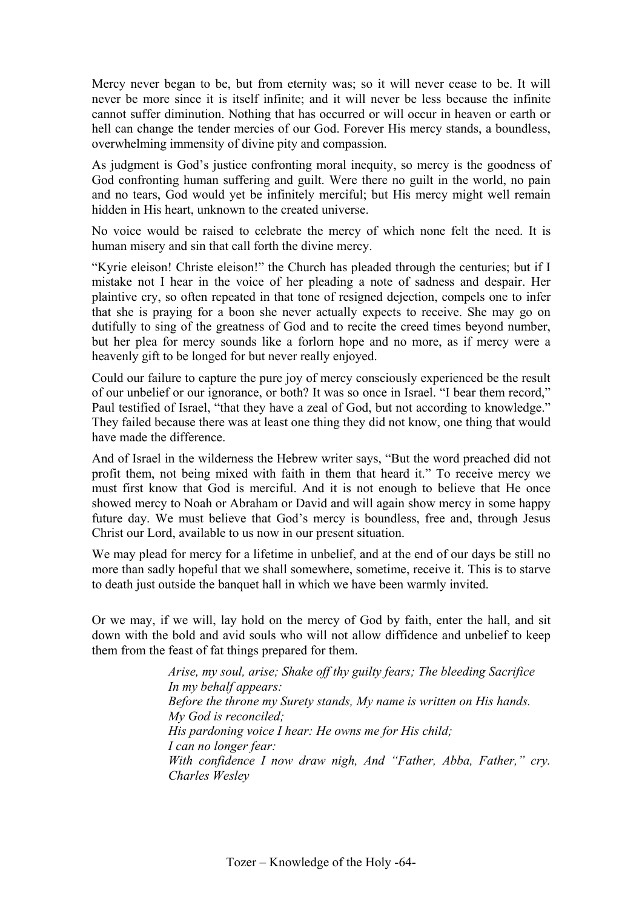Mercy never began to be, but from eternity was; so it will never cease to be. It will never be more since it is itself infinite; and it will never be less because the infinite cannot suffer diminution. Nothing that has occurred or will occur in heaven or earth or hell can change the tender mercies of our God. Forever His mercy stands, a boundless, overwhelming immensity of divine pity and compassion.

As judgment is God's justice confronting moral inequity, so mercy is the goodness of God confronting human suffering and guilt. Were there no guilt in the world, no pain and no tears, God would yet be infinitely merciful; but His mercy might well remain hidden in His heart, unknown to the created universe.

No voice would be raised to celebrate the mercy of which none felt the need. It is human misery and sin that call forth the divine mercy.

"Kyrie eleison! Christe eleison!" the Church has pleaded through the centuries; but if I mistake not I hear in the voice of her pleading a note of sadness and despair. Her plaintive cry, so often repeated in that tone of resigned dejection, compels one to infer that she is praying for a boon she never actually expects to receive. She may go on dutifully to sing of the greatness of God and to recite the creed times beyond number, but her plea for mercy sounds like a forlorn hope and no more, as if mercy were a heavenly gift to be longed for but never really enjoyed.

Could our failure to capture the pure joy of mercy consciously experienced be the result of our unbelief or our ignorance, or both? It was so once in Israel. "I bear them record," Paul testified of Israel, "that they have a zeal of God, but not according to knowledge." They failed because there was at least one thing they did not know, one thing that would have made the difference.

And of Israel in the wilderness the Hebrew writer says, "But the word preached did not profit them, not being mixed with faith in them that heard it." To receive mercy we must first know that God is merciful. And it is not enough to believe that He once showed mercy to Noah or Abraham or David and will again show mercy in some happy future day. We must believe that God's mercy is boundless, free and, through Jesus Christ our Lord, available to us now in our present situation.

We may plead for mercy for a lifetime in unbelief, and at the end of our days be still no more than sadly hopeful that we shall somewhere, sometime, receive it. This is to starve to death just outside the banquet hall in which we have been warmly invited.

Or we may, if we will, lay hold on the mercy of God by faith, enter the hall, and sit down with the bold and avid souls who will not allow diffidence and unbelief to keep them from the feast of fat things prepared for them.

> *Arise, my soul, arise; Shake off thy guilty fears; The bleeding Sacrifice*
> *In my behalf appears:*
> *Before the throne my Surety stands, My name is written on His hands.*
> *My God is reconciled;*
> *His pardoning voice I hear: He owns me for His child;*
> *I can no longer fear:*
> *With confidence I now draw nigh, And "Father, Abba, Father," cry.*
> *Charles Wesley*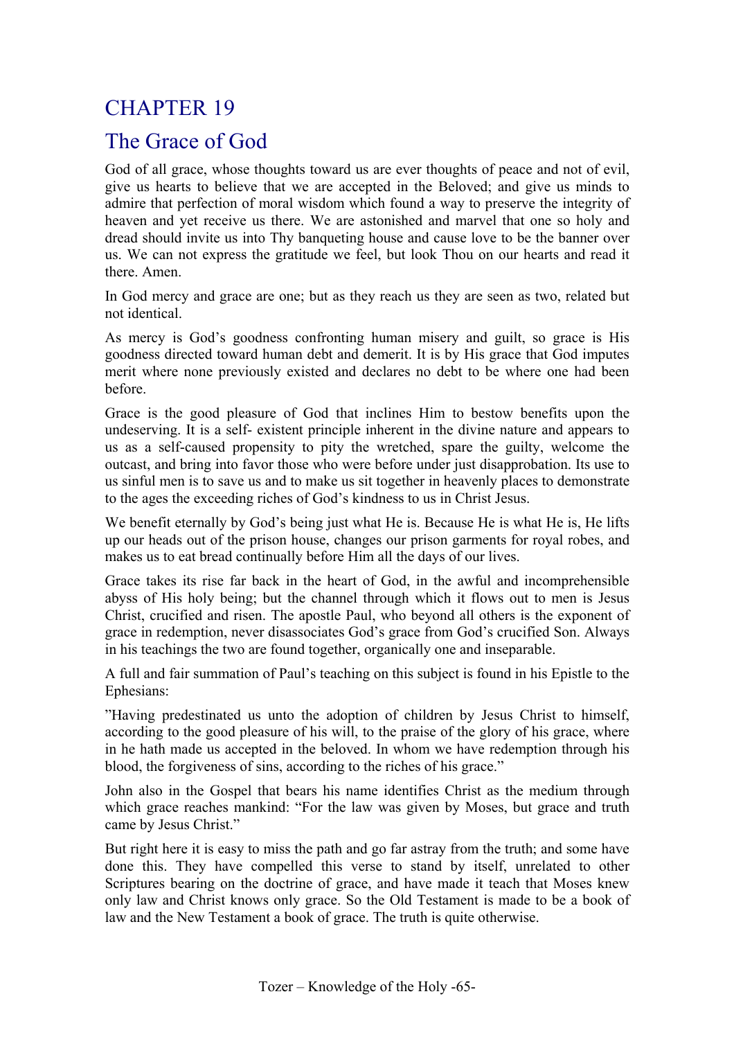# CHAPTER 19

## The Grace of God

God of all grace, whose thoughts toward us are ever thoughts of peace and not of evil, give us hearts to believe that we are accepted in the Beloved; and give us minds to admire that perfection of moral wisdom which found a way to preserve the integrity of heaven and yet receive us there. We are astonished and marvel that one so holy and dread should invite us into Thy banqueting house and cause love to be the banner over us. We can not express the gratitude we feel, but look Thou on our hearts and read it there. Amen.

In God mercy and grace are one; but as they reach us they are seen as two, related but not identical.

As mercy is God's goodness confronting human misery and guilt, so grace is His goodness directed toward human debt and demerit. It is by His grace that God imputes merit where none previously existed and declares no debt to be where one had been before.

Grace is the good pleasure of God that inclines Him to bestow benefits upon the undeserving. It is a self- existent principle inherent in the divine nature and appears to us as a self-caused propensity to pity the wretched, spare the guilty, welcome the outcast, and bring into favor those who were before under just disapprobation. Its use to us sinful men is to save us and to make us sit together in heavenly places to demonstrate to the ages the exceeding riches of God's kindness to us in Christ Jesus.

We benefit eternally by God's being just what He is. Because He is what He is, He lifts up our heads out of the prison house, changes our prison garments for royal robes, and makes us to eat bread continually before Him all the days of our lives.

Grace takes its rise far back in the heart of God, in the awful and incomprehensible abyss of His holy being; but the channel through which it flows out to men is Jesus Christ, crucified and risen. The apostle Paul, who beyond all others is the exponent of grace in redemption, never disassociates God's grace from God's crucified Son. Always in his teachings the two are found together, organically one and inseparable.

A full and fair summation of Paul's teaching on this subject is found in his Epistle to the Ephesians:

"Having predestinated us unto the adoption of children by Jesus Christ to himself, according to the good pleasure of his will, to the praise of the glory of his grace, where in he hath made us accepted in the beloved. In whom we have redemption through his blood, the forgiveness of sins, according to the riches of his grace."

John also in the Gospel that bears his name identifies Christ as the medium through which grace reaches mankind: "For the law was given by Moses, but grace and truth came by Jesus Christ."

But right here it is easy to miss the path and go far astray from the truth; and some have done this. They have compelled this verse to stand by itself, unrelated to other Scriptures bearing on the doctrine of grace, and have made it teach that Moses knew only law and Christ knows only grace. So the Old Testament is made to be a book of law and the New Testament a book of grace. The truth is quite otherwise.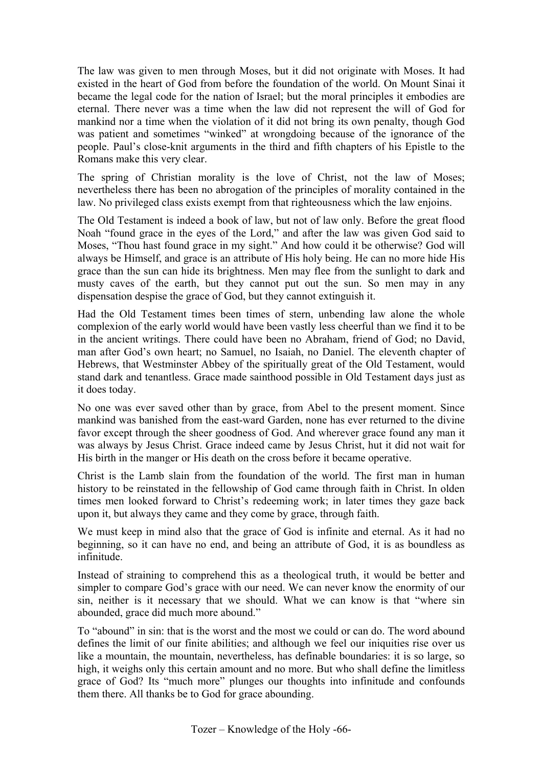The law was given to men through Moses, but it did not originate with Moses. It had existed in the heart of God from before the foundation of the world. On Mount Sinai it became the legal code for the nation of Israel; but the moral principles it embodies are eternal. There never was a time when the law did not represent the will of God for mankind nor a time when the violation of it did not bring its own penalty, though God was patient and sometimes "winked" at wrongdoing because of the ignorance of the people. Paul's close-knit arguments in the third and fifth chapters of his Epistle to the Romans make this very clear.

The spring of Christian morality is the love of Christ, not the law of Moses; nevertheless there has been no abrogation of the principles of morality contained in the law. No privileged class exists exempt from that righteousness which the law enjoins.

The Old Testament is indeed a book of law, but not of law only. Before the great flood Noah "found grace in the eyes of the Lord," and after the law was given God said to Moses, "Thou hast found grace in my sight." And how could it be otherwise? God will always be Himself, and grace is an attribute of His holy being. He can no more hide His grace than the sun can hide its brightness. Men may flee from the sunlight to dark and musty caves of the earth, but they cannot put out the sun. So men may in any dispensation despise the grace of God, but they cannot extinguish it.

Had the Old Testament times been times of stern, unbending law alone the whole complexion of the early world would have been vastly less cheerful than we find it to be in the ancient writings. There could have been no Abraham, friend of God; no David, man after God's own heart; no Samuel, no Isaiah, no Daniel. The eleventh chapter of Hebrews, that Westminster Abbey of the spiritually great of the Old Testament, would stand dark and tenantless. Grace made sainthood possible in Old Testament days just as it does today.

No one was ever saved other than by grace, from Abel to the present moment. Since mankind was banished from the east-ward Garden, none has ever returned to the divine favor except through the sheer goodness of God. And wherever grace found any man it was always by Jesus Christ. Grace indeed came by Jesus Christ, hut it did not wait for His birth in the manger or His death on the cross before it became operative.

Christ is the Lamb slain from the foundation of the world. The first man in human history to be reinstated in the fellowship of God came through faith in Christ. In olden times men looked forward to Christ's redeeming work; in later times they gaze back upon it, but always they came and they come by grace, through faith.

We must keep in mind also that the grace of God is infinite and eternal. As it had no beginning, so it can have no end, and being an attribute of God, it is as boundless as infinitude.

Instead of straining to comprehend this as a theological truth, it would be better and simpler to compare God's grace with our need. We can never know the enormity of our sin, neither is it necessary that we should. What we can know is that "where sin abounded, grace did much more abound."

To "abound" in sin: that is the worst and the most we could or can do. The word abound defines the limit of our finite abilities; and although we feel our iniquities rise over us like a mountain, the mountain, nevertheless, has definable boundaries: it is so large, so high, it weighs only this certain amount and no more. But who shall define the limitless grace of God? Its "much more" plunges our thoughts into infinitude and confounds them there. All thanks be to God for grace abounding.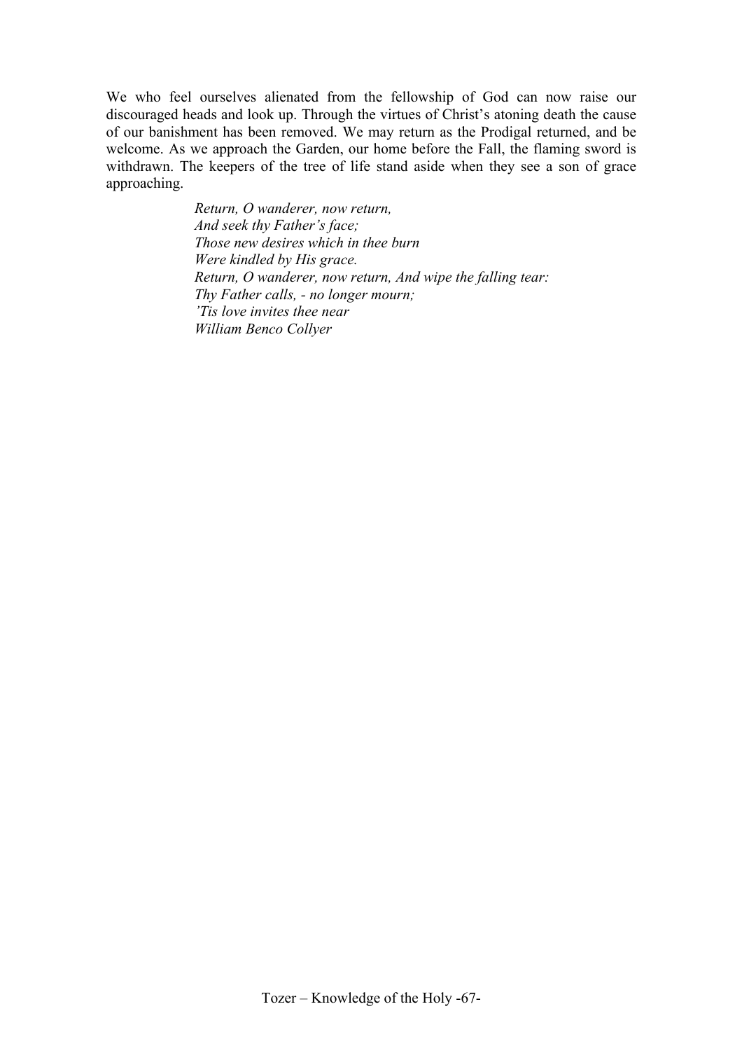We who feel ourselves alienated from the fellowship of God can now raise our discouraged heads and look up. Through the virtues of Christ's atoning death the cause of our banishment has been removed. We may return as the Prodigal returned, and be welcome. As we approach the Garden, our home before the Fall, the flaming sword is withdrawn. The keepers of the tree of life stand aside when they see a son of grace approaching.

> *Return, O wanderer, now return,*
> *And seek thy Father's face;*
> *Those new desires which in thee burn*
> *Were kindled by His grace.*
> *Return, O wanderer, now return, And wipe the falling tear:*
> *Thy Father calls, - no longer mourn;*
> *'Tis love invites thee near*
> *William Benco Collyer*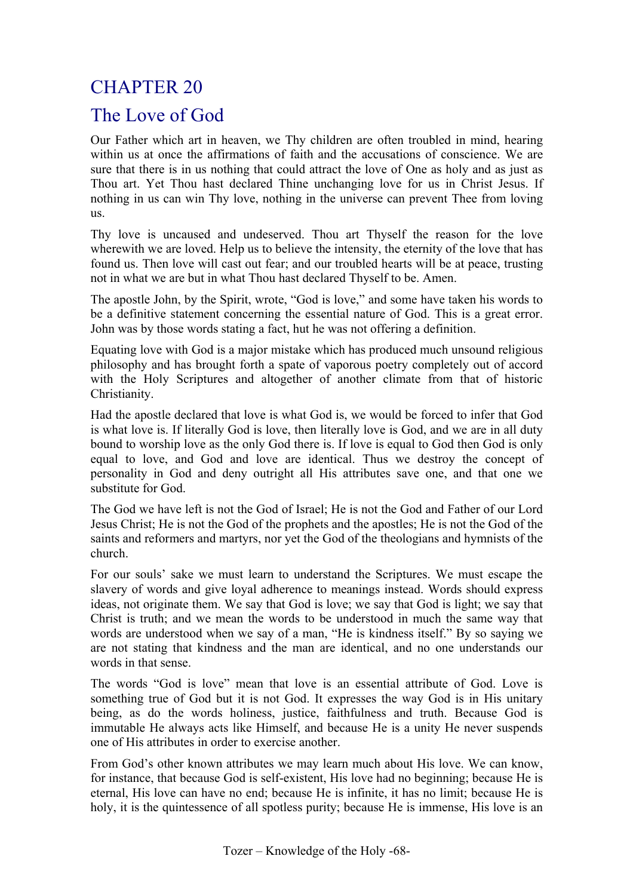# CHAPTER 20

## The Love of God

Our Father which art in heaven, we Thy children are often troubled in mind, hearing within us at once the affirmations of faith and the accusations of conscience. We are sure that there is in us nothing that could attract the love of One as holy and as just as Thou art. Yet Thou hast declared Thine unchanging love for us in Christ Jesus. If nothing in us can win Thy love, nothing in the universe can prevent Thee from loving us.

Thy love is uncaused and undeserved. Thou art Thyself the reason for the love wherewith we are loved. Help us to believe the intensity, the eternity of the love that has found us. Then love will cast out fear; and our troubled hearts will be at peace, trusting not in what we are but in what Thou hast declared Thyself to be. Amen.

The apostle John, by the Spirit, wrote, "God is love," and some have taken his words to be a definitive statement concerning the essential nature of God. This is a great error. John was by those words stating a fact, hut he was not offering a definition.

Equating love with God is a major mistake which has produced much unsound religious philosophy and has brought forth a spate of vaporous poetry completely out of accord with the Holy Scriptures and altogether of another climate from that of historic Christianity.

Had the apostle declared that love is what God is, we would be forced to infer that God is what love is. If literally God is love, then literally love is God, and we are in all duty bound to worship love as the only God there is. If love is equal to God then God is only equal to love, and God and love are identical. Thus we destroy the concept of personality in God and deny outright all His attributes save one, and that one we substitute for God.

The God we have left is not the God of Israel; He is not the God and Father of our Lord Jesus Christ; He is not the God of the prophets and the apostles; He is not the God of the saints and reformers and martyrs, nor yet the God of the theologians and hymnists of the church.

For our souls' sake we must learn to understand the Scriptures. We must escape the slavery of words and give loyal adherence to meanings instead. Words should express ideas, not originate them. We say that God is love; we say that God is light; we say that Christ is truth; and we mean the words to be understood in much the same way that words are understood when we say of a man, "He is kindness itself." By so saying we are not stating that kindness and the man are identical, and no one understands our words in that sense.

The words "God is love" mean that love is an essential attribute of God. Love is something true of God but it is not God. It expresses the way God is in His unitary being, as do the words holiness, justice, faithfulness and truth. Because God is immutable He always acts like Himself, and because He is a unity He never suspends one of His attributes in order to exercise another.

From God's other known attributes we may learn much about His love. We can know, for instance, that because God is self-existent, His love had no beginning; because He is eternal, His love can have no end; because He is infinite, it has no limit; because He is holy, it is the quintessence of all spotless purity; because He is immense, His love is an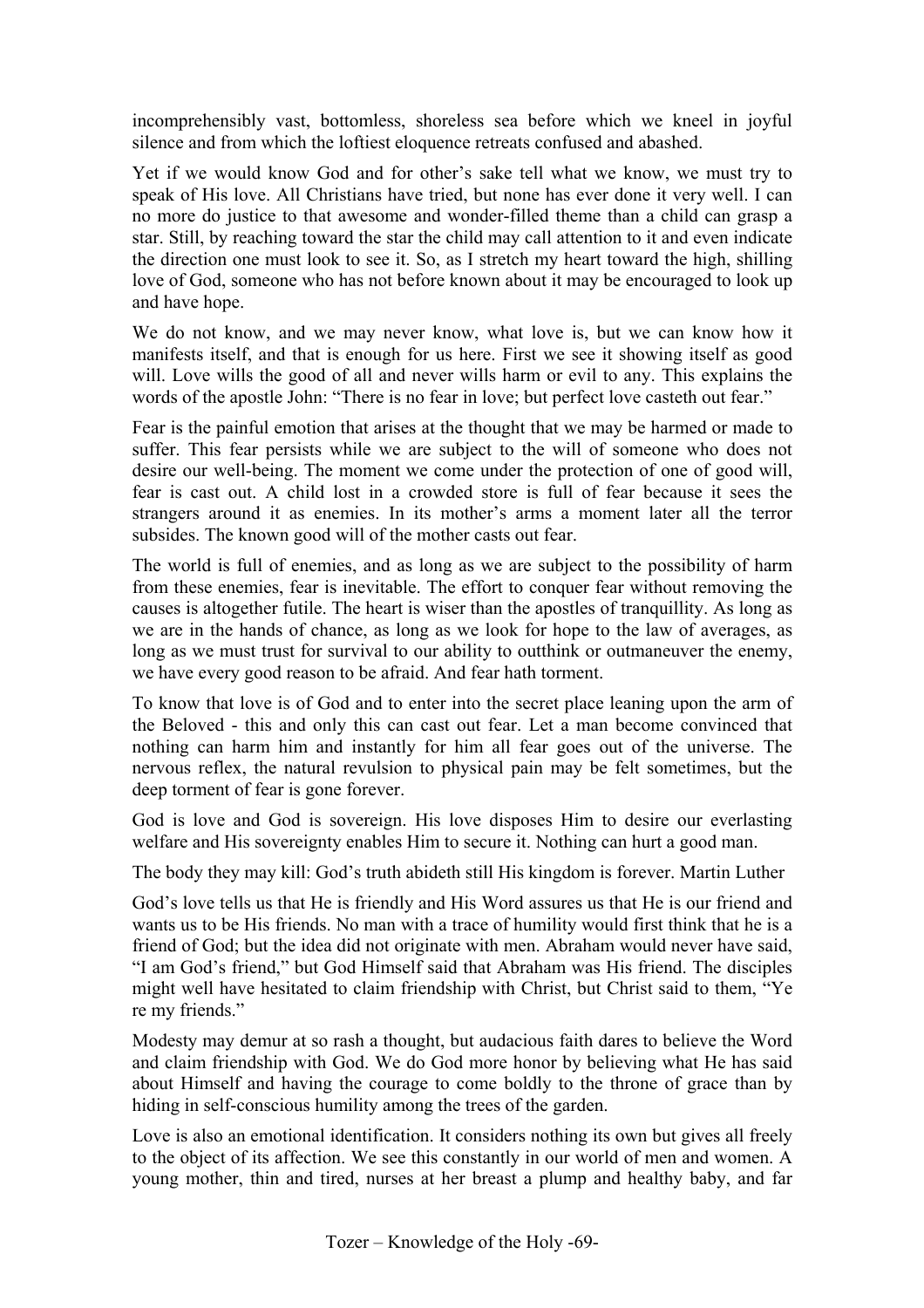incomprehensibly vast, bottomless, shoreless sea before which we kneel in joyful silence and from which the loftiest eloquence retreats confused and abashed.

Yet if we would know God and for other's sake tell what we know, we must try to speak of His love. All Christians have tried, but none has ever done it very well. I can no more do justice to that awesome and wonder-filled theme than a child can grasp a star. Still, by reaching toward the star the child may call attention to it and even indicate the direction one must look to see it. So, as I stretch my heart toward the high, shilling love of God, someone who has not before known about it may be encouraged to look up and have hope.

We do not know, and we may never know, what love is, but we can know how it manifests itself, and that is enough for us here. First we see it showing itself as good will. Love wills the good of all and never wills harm or evil to any. This explains the words of the apostle John: "There is no fear in love; but perfect love casteth out fear."

Fear is the painful emotion that arises at the thought that we may be harmed or made to suffer. This fear persists while we are subject to the will of someone who does not desire our well-being. The moment we come under the protection of one of good will, fear is cast out. A child lost in a crowded store is full of fear because it sees the strangers around it as enemies. In its mother's arms a moment later all the terror subsides. The known good will of the mother casts out fear.

The world is full of enemies, and as long as we are subject to the possibility of harm from these enemies, fear is inevitable. The effort to conquer fear without removing the causes is altogether futile. The heart is wiser than the apostles of tranquillity. As long as we are in the hands of chance, as long as we look for hope to the law of averages, as long as we must trust for survival to our ability to outthink or outmaneuver the enemy, we have every good reason to be afraid. And fear hath torment.

To know that love is of God and to enter into the secret place leaning upon the arm of the Beloved - this and only this can cast out fear. Let a man become convinced that nothing can harm him and instantly for him all fear goes out of the universe. The nervous reflex, the natural revulsion to physical pain may be felt sometimes, but the deep torment of fear is gone forever.

God is love and God is sovereign. His love disposes Him to desire our everlasting welfare and His sovereignty enables Him to secure it. Nothing can hurt a good man.

The body they may kill: God's truth abideth still His kingdom is forever. Martin Luther

God's love tells us that He is friendly and His Word assures us that He is our friend and wants us to be His friends. No man with a trace of humility would first think that he is a friend of God; but the idea did not originate with men. Abraham would never have said, "I am God's friend," but God Himself said that Abraham was His friend. The disciples might well have hesitated to claim friendship with Christ, but Christ said to them, "Ye re my friends."

Modesty may demur at so rash a thought, but audacious faith dares to believe the Word and claim friendship with God. We do God more honor by believing what He has said about Himself and having the courage to come boldly to the throne of grace than by hiding in self-conscious humility among the trees of the garden.

Love is also an emotional identification. It considers nothing its own but gives all freely to the object of its affection. We see this constantly in our world of men and women. A young mother, thin and tired, nurses at her breast a plump and healthy baby, and far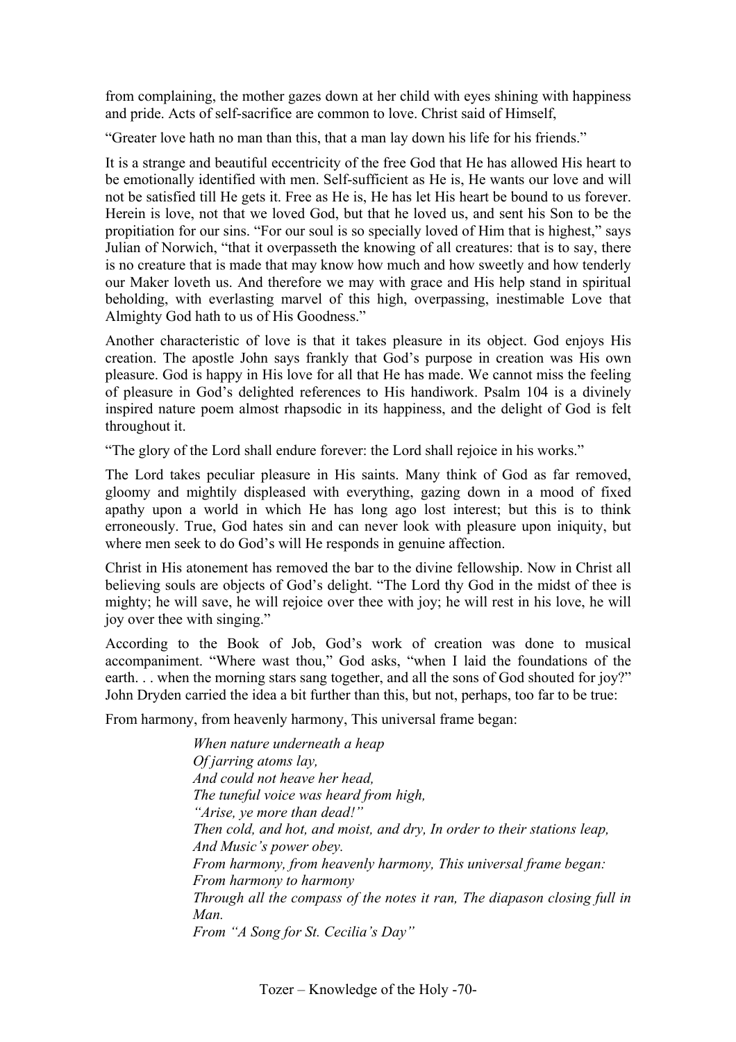from complaining, the mother gazes down at her child with eyes shining with happiness and pride. Acts of self-sacrifice are common to love. Christ said of Himself,

"Greater love hath no man than this, that a man lay down his life for his friends."

It is a strange and beautiful eccentricity of the free God that He has allowed His heart to be emotionally identified with men. Self-sufficient as He is, He wants our love and will not be satisfied till He gets it. Free as He is, He has let His heart be bound to us forever. Herein is love, not that we loved God, but that he loved us, and sent his Son to be the propitiation for our sins. "For our soul is so specially loved of Him that is highest," says Julian of Norwich, "that it overpasseth the knowing of all creatures: that is to say, there is no creature that is made that may know how much and how sweetly and how tenderly our Maker loveth us. And therefore we may with grace and His help stand in spiritual beholding, with everlasting marvel of this high, overpassing, inestimable Love that Almighty God hath to us of His Goodness."

Another characteristic of love is that it takes pleasure in its object. God enjoys His creation. The apostle John says frankly that God's purpose in creation was His own pleasure. God is happy in His love for all that He has made. We cannot miss the feeling of pleasure in God's delighted references to His handiwork. Psalm 104 is a divinely inspired nature poem almost rhapsodic in its happiness, and the delight of God is felt throughout it.

"The glory of the Lord shall endure forever: the Lord shall rejoice in his works."

The Lord takes peculiar pleasure in His saints. Many think of God as far removed, gloomy and mightily displeased with everything, gazing down in a mood of fixed apathy upon a world in which He has long ago lost interest; but this is to think erroneously. True, God hates sin and can never look with pleasure upon iniquity, but where men seek to do God's will He responds in genuine affection.

Christ in His atonement has removed the bar to the divine fellowship. Now in Christ all believing souls are objects of God's delight. "The Lord thy God in the midst of thee is mighty; he will save, he will rejoice over thee with joy; he will rest in his love, he will joy over thee with singing."

According to the Book of Job, God's work of creation was done to musical accompaniment. "Where wast thou," God asks, "when I laid the foundations of the earth. . . when the morning stars sang together, and all the sons of God shouted for joy?" John Dryden carried the idea a bit further than this, but not, perhaps, too far to be true:

From harmony, from heavenly harmony, This universal frame began:

> *When nature underneath a heap*
> *Of jarring atoms lay,*
> *And could not heave her head,*
> *The tuneful voice was heard from high,*
> *"Arise, ye more than dead!"*
> *Then cold, and hot, and moist, and dry, In order to their stations leap,*
> *And Music's power obey.*
> *From harmony, from heavenly harmony, This universal frame began:*
> *From harmony to harmony*
> *Through all the compass of the notes it ran, The diapason closing full in Man.*
> *From "A Song for St. Cecilia's Day"*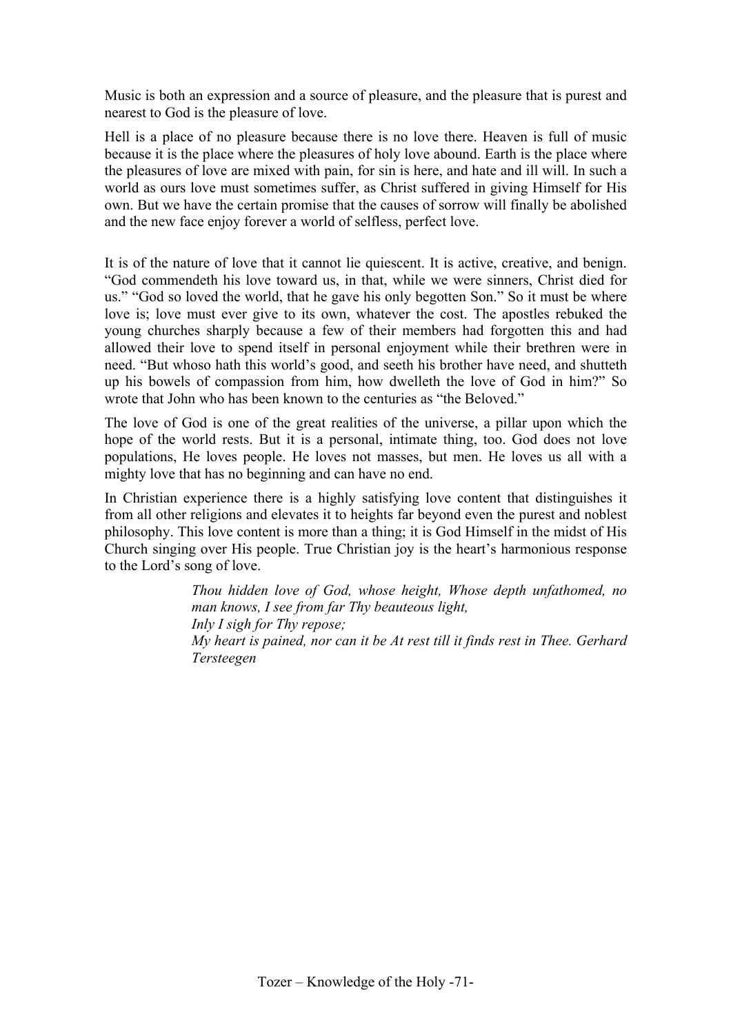Music is both an expression and a source of pleasure, and the pleasure that is purest and nearest to God is the pleasure of love.

Hell is a place of no pleasure because there is no love there. Heaven is full of music because it is the place where the pleasures of holy love abound. Earth is the place where the pleasures of love are mixed with pain, for sin is here, and hate and ill will. In such a world as ours love must sometimes suffer, as Christ suffered in giving Himself for His own. But we have the certain promise that the causes of sorrow will finally be abolished and the new face enjoy forever a world of selfless, perfect love.

It is of the nature of love that it cannot lie quiescent. It is active, creative, and benign. "God commendeth his love toward us, in that, while we were sinners, Christ died for us." "God so loved the world, that he gave his only begotten Son." So it must be where love is; love must ever give to its own, whatever the cost. The apostles rebuked the young churches sharply because a few of their members had forgotten this and had allowed their love to spend itself in personal enjoyment while their brethren were in need. "But whoso hath this world's good, and seeth his brother have need, and shutteth up his bowels of compassion from him, how dwelleth the love of God in him?" So wrote that John who has been known to the centuries as "the Beloved."

The love of God is one of the great realities of the universe, a pillar upon which the hope of the world rests. But it is a personal, intimate thing, too. God does not love populations, He loves people. He loves not masses, but men. He loves us all with a mighty love that has no beginning and can have no end.

In Christian experience there is a highly satisfying love content that distinguishes it from all other religions and elevates it to heights far beyond even the purest and noblest philosophy. This love content is more than a thing; it is God Himself in the midst of His Church singing over His people. True Christian joy is the heart's harmonious response to the Lord's song of love.

> *Thou hidden love of God, whose height, Whose depth unfathomed, no man knows, I see from far Thy beauteous light,*
> *Inly I sigh for Thy repose;*
> *My heart is pained, nor can it be At rest till it finds rest in Thee. Gerhard Tersteegen*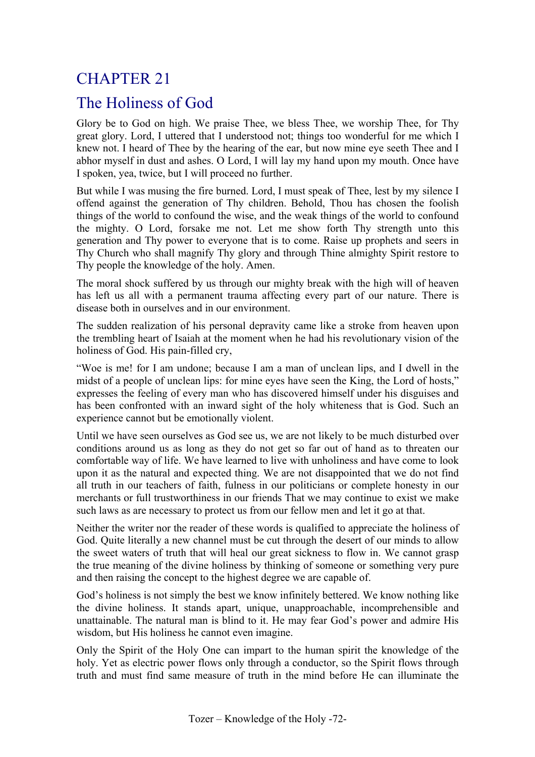# CHAPTER 21

## The Holiness of God

Glory be to God on high. We praise Thee, we bless Thee, we worship Thee, for Thy great glory. Lord, I uttered that I understood not; things too wonderful for me which I knew not. I heard of Thee by the hearing of the ear, but now mine eye seeth Thee and I abhor myself in dust and ashes. O Lord, I will lay my hand upon my mouth. Once have I spoken, yea, twice, but I will proceed no further.

But while I was musing the fire burned. Lord, I must speak of Thee, lest by my silence I offend against the generation of Thy children. Behold, Thou has chosen the foolish things of the world to confound the wise, and the weak things of the world to confound the mighty. O Lord, forsake me not. Let me show forth Thy strength unto this generation and Thy power to everyone that is to come. Raise up prophets and seers in Thy Church who shall magnify Thy glory and through Thine almighty Spirit restore to Thy people the knowledge of the holy. Amen.

The moral shock suffered by us through our mighty break with the high will of heaven has left us all with a permanent trauma affecting every part of our nature. There is disease both in ourselves and in our environment.

The sudden realization of his personal depravity came like a stroke from heaven upon the trembling heart of Isaiah at the moment when he had his revolutionary vision of the holiness of God. His pain-filled cry,

"Woe is me! for I am undone; because I am a man of unclean lips, and I dwell in the midst of a people of unclean lips: for mine eyes have seen the King, the Lord of hosts," expresses the feeling of every man who has discovered himself under his disguises and has been confronted with an inward sight of the holy whiteness that is God. Such an experience cannot but be emotionally violent.

Until we have seen ourselves as God see us, we are not likely to be much disturbed over conditions around us as long as they do not get so far out of hand as to threaten our comfortable way of life. We have learned to live with unholiness and have come to look upon it as the natural and expected thing. We are not disappointed that we do not find all truth in our teachers of faith, fulness in our politicians or complete honesty in our merchants or full trustworthiness in our friends That we may continue to exist we make such laws as are necessary to protect us from our fellow men and let it go at that.

Neither the writer nor the reader of these words is qualified to appreciate the holiness of God. Quite literally a new channel must be cut through the desert of our minds to allow the sweet waters of truth that will heal our great sickness to flow in. We cannot grasp the true meaning of the divine holiness by thinking of someone or something very pure and then raising the concept to the highest degree we are capable of.

God's holiness is not simply the best we know infinitely bettered. We know nothing like the divine holiness. It stands apart, unique, unapproachable, incomprehensible and unattainable. The natural man is blind to it. He may fear God's power and admire His wisdom, but His holiness he cannot even imagine.

Only the Spirit of the Holy One can impart to the human spirit the knowledge of the holy. Yet as electric power flows only through a conductor, so the Spirit flows through truth and must find same measure of truth in the mind before He can illuminate the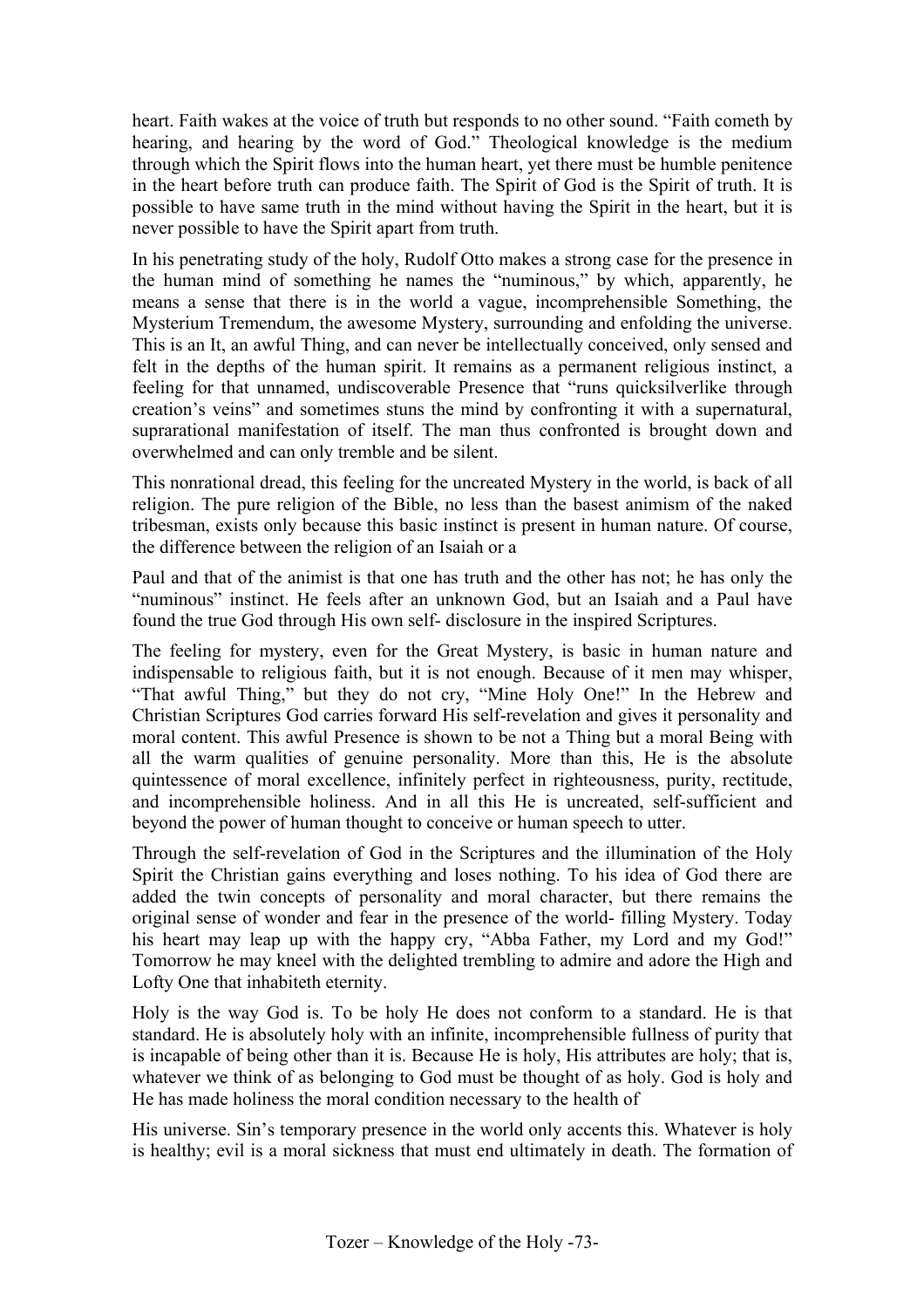heart. Faith wakes at the voice of truth but responds to no other sound. "Faith cometh by hearing, and hearing by the word of God." Theological knowledge is the medium through which the Spirit flows into the human heart, yet there must be humble penitence in the heart before truth can produce faith. The Spirit of God is the Spirit of truth. It is possible to have same truth in the mind without having the Spirit in the heart, but it is never possible to have the Spirit apart from truth.

In his penetrating study of the holy, Rudolf Otto makes a strong case for the presence in the human mind of something he names the "numinous," by which, apparently, he means a sense that there is in the world a vague, incomprehensible Something, the Mysterium Tremendum, the awesome Mystery, surrounding and enfolding the universe. This is an It, an awful Thing, and can never be intellectually conceived, only sensed and felt in the depths of the human spirit. It remains as a permanent religious instinct, a feeling for that unnamed, undiscoverable Presence that "runs quicksilverlike through creation's veins" and sometimes stuns the mind by confronting it with a supernatural, suprarational manifestation of itself. The man thus confronted is brought down and overwhelmed and can only tremble and be silent.

This nonrational dread, this feeling for the uncreated Mystery in the world, is back of all religion. The pure religion of the Bible, no less than the basest animism of the naked tribesman, exists only because this basic instinct is present in human nature. Of course, the difference between the religion of an Isaiah or a Paul and that of the animist is that one has truth and the other has not; he has only the "numinous" instinct. He feels after an unknown God, but an Isaiah and a Paul have found the true God through His own self- disclosure in the inspired Scriptures.

The feeling for mystery, even for the Great Mystery, is basic in human nature and indispensable to religious faith, but it is not enough. Because of it men may whisper, "That awful Thing," but they do not cry, "Mine Holy One!" In the Hebrew and Christian Scriptures God carries forward His self-revelation and gives it personality and moral content. This awful Presence is shown to be not a Thing but a moral Being with all the warm qualities of genuine personality. More than this, He is the absolute quintessence of moral excellence, infinitely perfect in righteousness, purity, rectitude, and incomprehensible holiness. And in all this He is uncreated, self-sufficient and beyond the power of human thought to conceive or human speech to utter.

Through the self-revelation of God in the Scriptures and the illumination of the Holy Spirit the Christian gains everything and loses nothing. To his idea of God there are added the twin concepts of personality and moral character, but there remains the original sense of wonder and fear in the presence of the world- filling Mystery. Today his heart may leap up with the happy cry, "Abba Father, my Lord and my God!" Tomorrow he may kneel with the delighted trembling to admire and adore the High and Lofty One that inhabiteth eternity.

Holy is the way God is. To be holy He does not conform to a standard. He is that standard. He is absolutely holy with an infinite, incomprehensible fullness of purity that is incapable of being other than it is. Because He is holy, His attributes are holy; that is, whatever we think of as belonging to God must be thought of as holy. God is holy and He has made holiness the moral condition necessary to the health of His universe. Sin's temporary presence in the world only accents this. Whatever is holy is healthy; evil is a moral sickness that must end ultimately in death. The formation of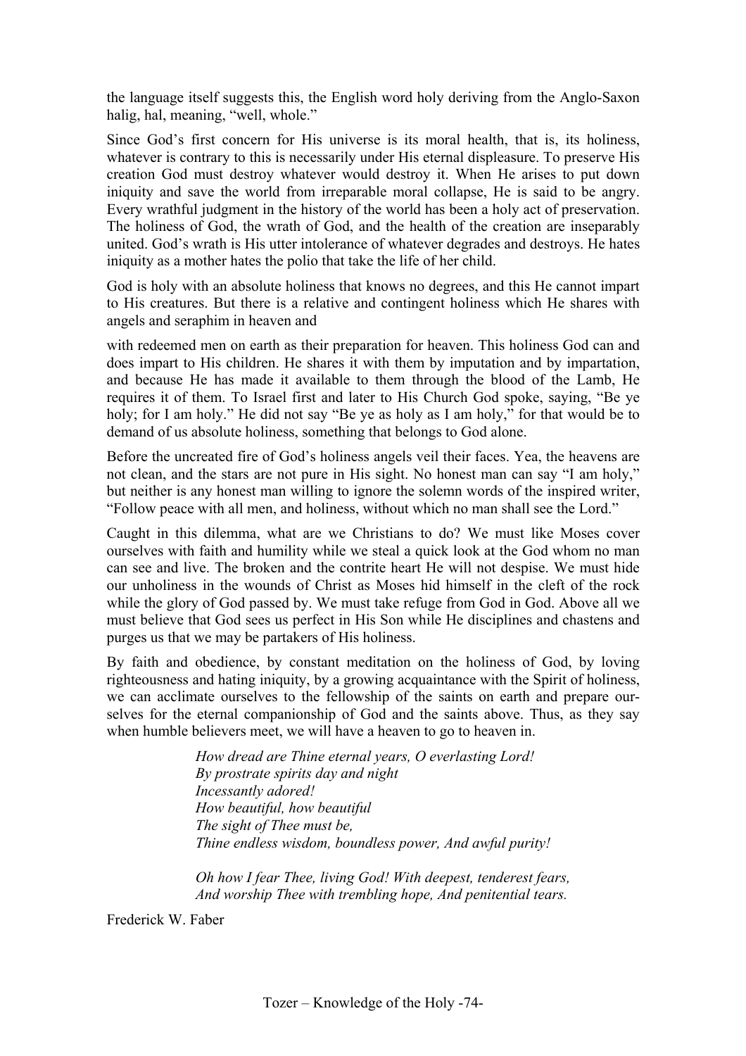the language itself suggests this, the English word holy deriving from the Anglo-Saxon halig, hal, meaning, "well, whole."

Since God's first concern for His universe is its moral health, that is, its holiness, whatever is contrary to this is necessarily under His eternal displeasure. To preserve His creation God must destroy whatever would destroy it. When He arises to put down iniquity and save the world from irreparable moral collapse, He is said to be angry. Every wrathful judgment in the history of the world has been a holy act of preservation. The holiness of God, the wrath of God, and the health of the creation are inseparably united. God's wrath is His utter intolerance of whatever degrades and destroys. He hates iniquity as a mother hates the polio that take the life of her child.

God is holy with an absolute holiness that knows no degrees, and this He cannot impart to His creatures. But there is a relative and contingent holiness which He shares with angels and seraphim in heaven and

with redeemed men on earth as their preparation for heaven. This holiness God can and does impart to His children. He shares it with them by imputation and by impartation, and because He has made it available to them through the blood of the Lamb, He requires it of them. To Israel first and later to His Church God spoke, saying, "Be ye holy; for I am holy." He did not say "Be ye as holy as I am holy," for that would be to demand of us absolute holiness, something that belongs to God alone.

Before the uncreated fire of God's holiness angels veil their faces. Yea, the heavens are not clean, and the stars are not pure in His sight. No honest man can say "I am holy," but neither is any honest man willing to ignore the solemn words of the inspired writer, "Follow peace with all men, and holiness, without which no man shall see the Lord."

Caught in this dilemma, what are we Christians to do? We must like Moses cover ourselves with faith and humility while we steal a quick look at the God whom no man can see and live. The broken and the contrite heart He will not despise. We must hide our unholiness in the wounds of Christ as Moses hid himself in the cleft of the rock while the glory of God passed by. We must take refuge from God in God. Above all we must believe that God sees us perfect in His Son while He disciplines and chastens and purges us that we may be partakers of His holiness.

By faith and obedience, by constant meditation on the holiness of God, by loving righteousness and hating iniquity, by a growing acquaintance with the Spirit of holiness, we can acclimate ourselves to the fellowship of the saints on earth and prepare ourselves for the eternal companionship of God and the saints above. Thus, as they say when humble believers meet, we will have a heaven to go to heaven in.

*How dread are Thine eternal years, O everlasting Lord!*
*By prostrate spirits day and night*
*Incessantly adored!*
*How beautiful, how beautiful*
*The sight of Thee must be,*
*Thine endless wisdom, boundless power, And awful purity!*

*Oh how I fear Thee, living God! With deepest, tenderest fears,*
*And worship Thee with trembling hope, And penitential tears.*

Frederick W. Faber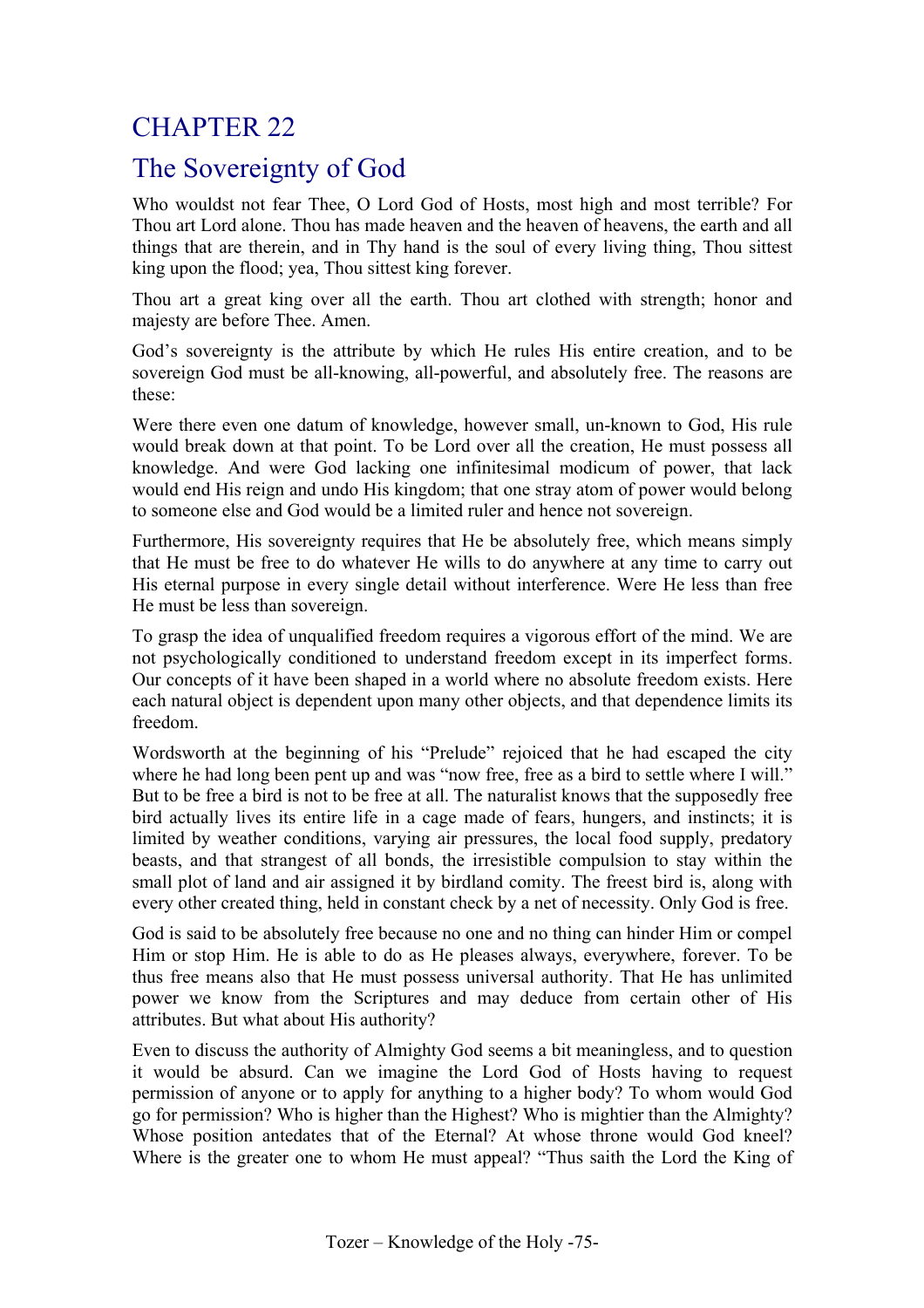# CHAPTER 22

## The Sovereignty of God

Who wouldst not fear Thee, O Lord God of Hosts, most high and most terrible? For Thou art Lord alone. Thou has made heaven and the heaven of heavens, the earth and all things that are therein, and in Thy hand is the soul of every living thing, Thou sittest king upon the flood; yea, Thou sittest king forever.

Thou art a great king over all the earth. Thou art clothed with strength; honor and majesty are before Thee. Amen.

God’s sovereignty is the attribute by which He rules His entire creation, and to be sovereign God must be all-knowing, all-powerful, and absolutely free. The reasons are these:

Were there even one datum of knowledge, however small, un-known to God, His rule would break down at that point. To be Lord over all the creation, He must possess all knowledge. And were God lacking one infinitesimal modicum of power, that lack would end His reign and undo His kingdom; that one stray atom of power would belong to someone else and God would be a limited ruler and hence not sovereign.

Furthermore, His sovereignty requires that He be absolutely free, which means simply that He must be free to do whatever He wills to do anywhere at any time to carry out His eternal purpose in every single detail without interference. Were He less than free He must be less than sovereign.

To grasp the idea of unqualified freedom requires a vigorous effort of the mind. We are not psychologically conditioned to understand freedom except in its imperfect forms. Our concepts of it have been shaped in a world where no absolute freedom exists. Here each natural object is dependent upon many other objects, and that dependence limits its freedom.

Wordsworth at the beginning of his “Prelude” rejoiced that he had escaped the city where he had long been pent up and was “now free, free as a bird to settle where I will.” But to be free a bird is not to be free at all. The naturalist knows that the supposedly free bird actually lives its entire life in a cage made of fears, hungers, and instincts; it is limited by weather conditions, varying air pressures, the local food supply, predatory beasts, and that strangest of all bonds, the irresistible compulsion to stay within the small plot of land and air assigned it by birdland comity. The freest bird is, along with every other created thing, held in constant check by a net of necessity. Only God is free.

God is said to be absolutely free because no one and no thing can hinder Him or compel Him or stop Him. He is able to do as He pleases always, everywhere, forever. To be thus free means also that He must possess universal authority. That He has unlimited power we know from the Scriptures and may deduce from certain other of His attributes. But what about His authority?

Even to discuss the authority of Almighty God seems a bit meaningless, and to question it would be absurd. Can we imagine the Lord God of Hosts having to request permission of anyone or to apply for anything to a higher body? To whom would God go for permission? Who is higher than the Highest? Who is mightier than the Almighty? Whose position antedates that of the Eternal? At whose throne would God kneel? Where is the greater one to whom He must appeal? “Thus saith the Lord the King of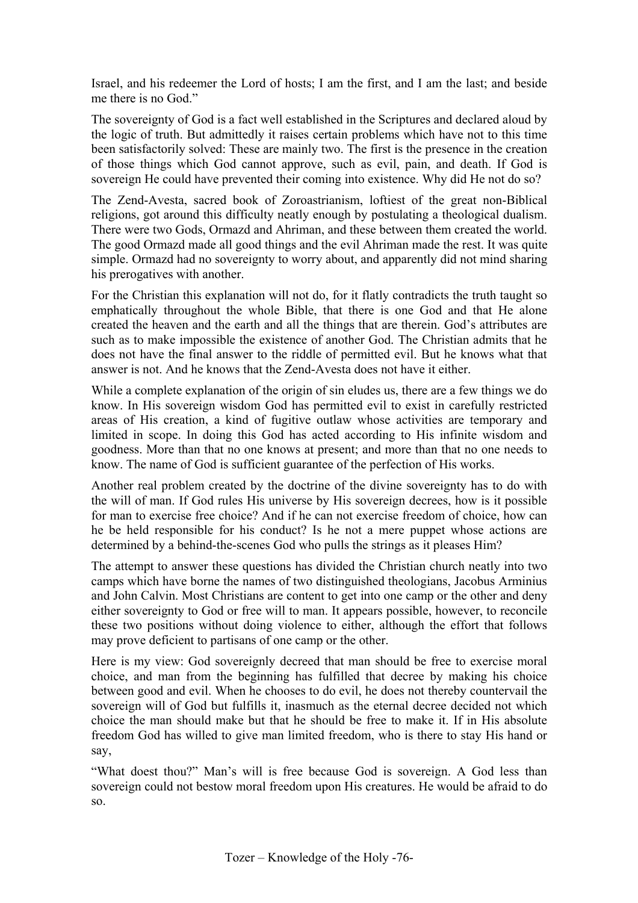Israel, and his redeemer the Lord of hosts; I am the first, and I am the last; and beside me there is no God."

The sovereignty of God is a fact well established in the Scriptures and declared aloud by the logic of truth. But admittedly it raises certain problems which have not to this time been satisfactorily solved: These are mainly two. The first is the presence in the creation of those things which God cannot approve, such as evil, pain, and death. If God is sovereign He could have prevented their coming into existence. Why did He not do so?

The Zend-Avesta, sacred book of Zoroastrianism, loftiest of the great non-Biblical religions, got around this difficulty neatly enough by postulating a theological dualism. There were two Gods, Ormazd and Ahriman, and these between them created the world. The good Ormazd made all good things and the evil Ahriman made the rest. It was quite simple. Ormazd had no sovereignty to worry about, and apparently did not mind sharing his prerogatives with another.

For the Christian this explanation will not do, for it flatly contradicts the truth taught so emphatically throughout the whole Bible, that there is one God and that He alone created the heaven and the earth and all the things that are therein. God's attributes are such as to make impossible the existence of another God. The Christian admits that he does not have the final answer to the riddle of permitted evil. But he knows what that answer is not. And he knows that the Zend-Avesta does not have it either.

While a complete explanation of the origin of sin eludes us, there are a few things we do know. In His sovereign wisdom God has permitted evil to exist in carefully restricted areas of His creation, a kind of fugitive outlaw whose activities are temporary and limited in scope. In doing this God has acted according to His infinite wisdom and goodness. More than that no one knows at present; and more than that no one needs to know. The name of God is sufficient guarantee of the perfection of His works.

Another real problem created by the doctrine of the divine sovereignty has to do with the will of man. If God rules His universe by His sovereign decrees, how is it possible for man to exercise free choice? And if he can not exercise freedom of choice, how can he be held responsible for his conduct? Is he not a mere puppet whose actions are determined by a behind-the-scenes God who pulls the strings as it pleases Him?

The attempt to answer these questions has divided the Christian church neatly into two camps which have borne the names of two distinguished theologians, Jacobus Arminius and John Calvin. Most Christians are content to get into one camp or the other and deny either sovereignty to God or free will to man. It appears possible, however, to reconcile these two positions without doing violence to either, although the effort that follows may prove deficient to partisans of one camp or the other.

Here is my view: God sovereignly decreed that man should be free to exercise moral choice, and man from the beginning has fulfilled that decree by making his choice between good and evil. When he chooses to do evil, he does not thereby countervail the sovereign will of God but fulfills it, inasmuch as the eternal decree decided not which choice the man should make but that he should be free to make it. If in His absolute freedom God has willed to give man limited freedom, who is there to stay His hand or say,

"What doest thou?" Man's will is free because God is sovereign. A God less than sovereign could not bestow moral freedom upon His creatures. He would be afraid to do so.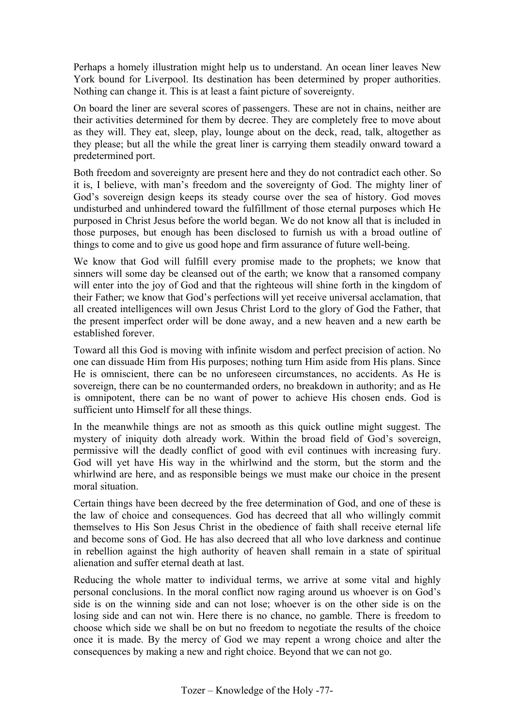Perhaps a homely illustration might help us to understand. An ocean liner leaves New York bound for Liverpool. Its destination has been determined by proper authorities. Nothing can change it. This is at least a faint picture of sovereignty.

On board the liner are several scores of passengers. These are not in chains, neither are their activities determined for them by decree. They are completely free to move about as they will. They eat, sleep, play, lounge about on the deck, read, talk, altogether as they please; but all the while the great liner is carrying them steadily onward toward a predetermined port.

Both freedom and sovereignty are present here and they do not contradict each other. So it is, I believe, with man's freedom and the sovereignty of God. The mighty liner of God's sovereign design keeps its steady course over the sea of history. God moves undisturbed and unhindered toward the fulfillment of those eternal purposes which He purposed in Christ Jesus before the world began. We do not know all that is included in those purposes, but enough has been disclosed to furnish us with a broad outline of things to come and to give us good hope and firm assurance of future well-being.

We know that God will fulfill every promise made to the prophets; we know that sinners will some day be cleansed out of the earth; we know that a ransomed company will enter into the joy of God and that the righteous will shine forth in the kingdom of their Father; we know that God's perfections will yet receive universal acclamation, that all created intelligences will own Jesus Christ Lord to the glory of God the Father, that the present imperfect order will be done away, and a new heaven and a new earth be established forever.

Toward all this God is moving with infinite wisdom and perfect precision of action. No one can dissuade Him from His purposes; nothing turn Him aside from His plans. Since He is omniscient, there can be no unforeseen circumstances, no accidents. As He is sovereign, there can be no countermanded orders, no breakdown in authority; and as He is omnipotent, there can be no want of power to achieve His chosen ends. God is sufficient unto Himself for all these things.

In the meanwhile things are not as smooth as this quick outline might suggest. The mystery of iniquity doth already work. Within the broad field of God's sovereign, permissive will the deadly conflict of good with evil continues with increasing fury. God will yet have His way in the whirlwind and the storm, but the storm and the whirlwind are here, and as responsible beings we must make our choice in the present moral situation.

Certain things have been decreed by the free determination of God, and one of these is the law of choice and consequences. God has decreed that all who willingly commit themselves to His Son Jesus Christ in the obedience of faith shall receive eternal life and become sons of God. He has also decreed that all who love darkness and continue in rebellion against the high authority of heaven shall remain in a state of spiritual alienation and suffer eternal death at last.

Reducing the whole matter to individual terms, we arrive at some vital and highly personal conclusions. In the moral conflict now raging around us whoever is on God's side is on the winning side and can not lose; whoever is on the other side is on the losing side and can not win. Here there is no chance, no gamble. There is freedom to choose which side we shall be on but no freedom to negotiate the results of the choice once it is made. By the mercy of God we may repent a wrong choice and alter the consequences by making a new and right choice. Beyond that we can not go.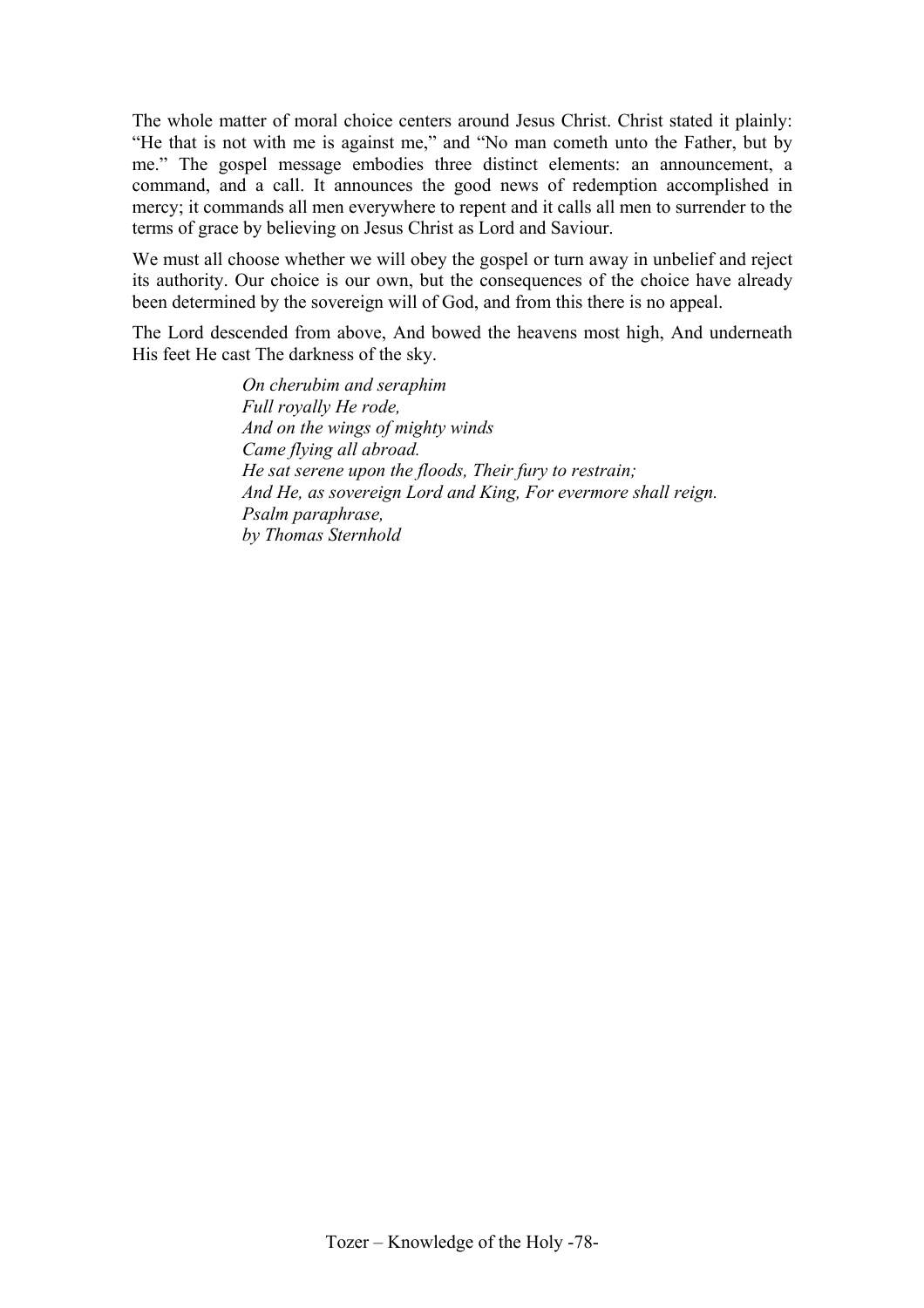The whole matter of moral choice centers around Jesus Christ. Christ stated it plainly: "He that is not with me is against me," and "No man cometh unto the Father, but by me." The gospel message embodies three distinct elements: an announcement, a command, and a call. It announces the good news of redemption accomplished in mercy; it commands all men everywhere to repent and it calls all men to surrender to the terms of grace by believing on Jesus Christ as Lord and Saviour.

We must all choose whether we will obey the gospel or turn away in unbelief and reject its authority. Our choice is our own, but the consequences of the choice have already been determined by the sovereign will of God, and from this there is no appeal.

The Lord descended from above, And bowed the heavens most high, And underneath His feet He cast The darkness of the sky.

*On cherubim and seraphim*  
*Full royally He rode,*  
*And on the wings of mighty winds*  
*Came flying all abroad.*  
*He sat serene upon the floods, Their fury to restrain;*  
*And He, as sovereign Lord and King, For evermore shall reign.*  
*Psalm paraphrase,*  
*by Thomas Sternhold*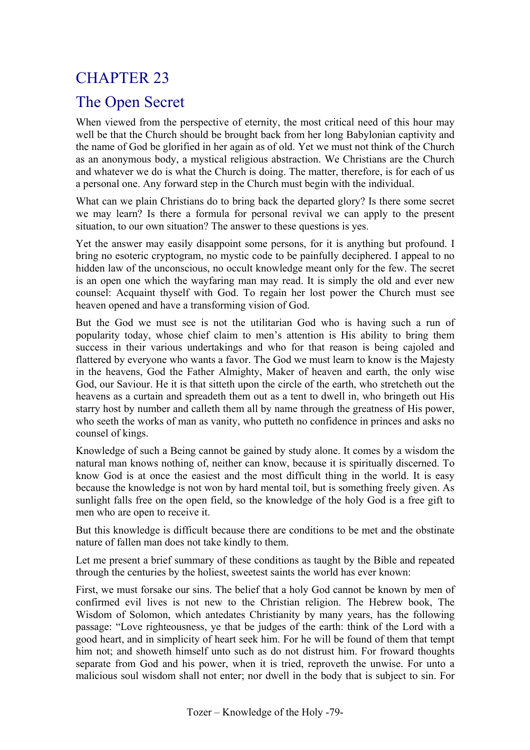# CHAPTER 23

## The Open Secret

When viewed from the perspective of eternity, the most critical need of this hour may well be that the Church should be brought back from her long Babylonian captivity and the name of God be glorified in her again as of old. Yet we must not think of the Church as an anonymous body, a mystical religious abstraction. We Christians are the Church and whatever we do is what the Church is doing. The matter, therefore, is for each of us a personal one. Any forward step in the Church must begin with the individual.

What can we plain Christians do to bring back the departed glory? Is there some secret we may learn? Is there a formula for personal revival we can apply to the present situation, to our own situation? The answer to these questions is yes.

Yet the answer may easily disappoint some persons, for it is anything but profound. I bring no esoteric cryptogram, no mystic code to be painfully deciphered. I appeal to no hidden law of the unconscious, no occult knowledge meant only for the few. The secret is an open one which the wayfaring man may read. It is simply the old and ever new counsel: Acquaint thyself with God. To regain her lost power the Church must see heaven opened and have a transforming vision of God.

But the God we must see is not the utilitarian God who is having such a run of popularity today, whose chief claim to men's attention is His ability to bring them success in their various undertakings and who for that reason is being cajoled and flattered by everyone who wants a favor. The God we must learn to know is the Majesty in the heavens, God the Father Almighty, Maker of heaven and earth, the only wise God, our Saviour. He it is that sitteth upon the circle of the earth, who stretcheth out the heavens as a curtain and spreadeth them out as a tent to dwell in, who bringeth out His starry host by number and calleth them all by name through the greatness of His power, who seeth the works of man as vanity, who putteth no confidence in princes and asks no counsel of kings.

Knowledge of such a Being cannot be gained by study alone. It comes by a wisdom the natural man knows nothing of, neither can know, because it is spiritually discerned. To know God is at once the easiest and the most difficult thing in the world. It is easy because the knowledge is not won by hard mental toil, but is something freely given. As sunlight falls free on the open field, so the knowledge of the holy God is a free gift to men who are open to receive it.

But this knowledge is difficult because there are conditions to be met and the obstinate nature of fallen man does not take kindly to them.

Let me present a brief summary of these conditions as taught by the Bible and repeated through the centuries by the holiest, sweetest saints the world has ever known:

First, we must forsake our sins. The belief that a holy God cannot be known by men of confirmed evil lives is not new to the Christian religion. The Hebrew book, The Wisdom of Solomon, which antedates Christianity by many years, has the following passage: "Love righteousness, ye that be judges of the earth: think of the Lord with a good heart, and in simplicity of heart seek him. For he will be found of them that tempt him not; and showeth himself unto such as do not distrust him. For froward thoughts separate from God and his power, when it is tried, reproveth the unwise. For unto a malicious soul wisdom shall not enter; nor dwell in the body that is subject to sin. For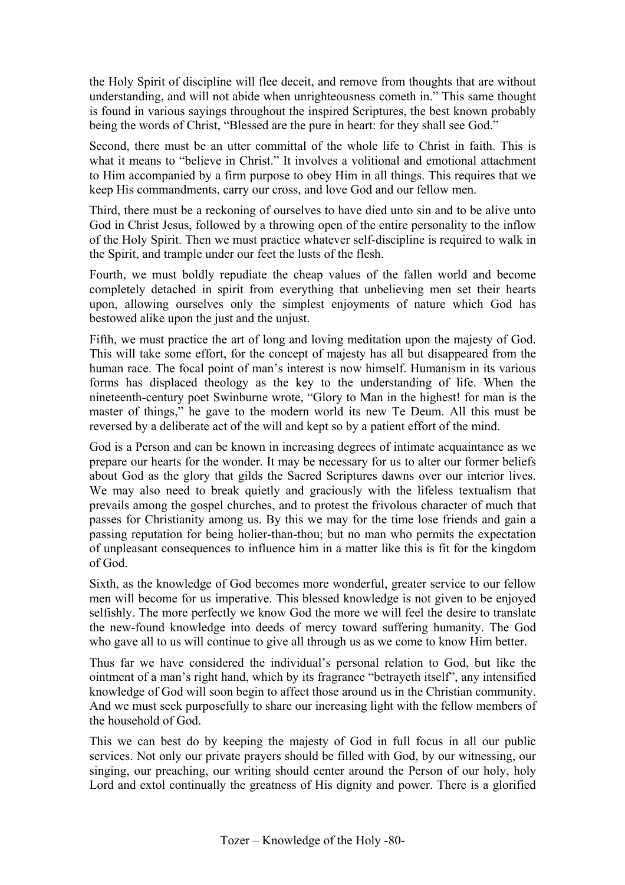the Holy Spirit of discipline will flee deceit, and remove from thoughts that are without understanding, and will not abide when unrighteousness cometh in." This same thought is found in various sayings throughout the inspired Scriptures, the best known probably being the words of Christ, "Blessed are the pure in heart: for they shall see God."

Second, there must be an utter committal of the whole life to Christ in faith. This is what it means to "believe in Christ." It involves a volitional and emotional attachment to Him accompanied by a firm purpose to obey Him in all things. This requires that we keep His commandments, carry our cross, and love God and our fellow men.

Third, there must be a reckoning of ourselves to have died unto sin and to be alive unto God in Christ Jesus, followed by a throwing open of the entire personality to the inflow of the Holy Spirit. Then we must practice whatever self-discipline is required to walk in the Spirit, and trample under our feet the lusts of the flesh.

Fourth, we must boldly repudiate the cheap values of the fallen world and become completely detached in spirit from everything that unbelieving men set their hearts upon, allowing ourselves only the simplest enjoyments of nature which God has bestowed alike upon the just and the unjust.

Fifth, we must practice the art of long and loving meditation upon the majesty of God. This will take some effort, for the concept of majesty has all but disappeared from the human race. The focal point of man's interest is now himself. Humanism in its various forms has displaced theology as the key to the understanding of life. When the nineteenth-century poet Swinburne wrote, "Glory to Man in the highest! for man is the master of things," he gave to the modern world its new Te Deum. All this must be reversed by a deliberate act of the will and kept so by a patient effort of the mind.

God is a Person and can be known in increasing degrees of intimate acquaintance as we prepare our hearts for the wonder. It may be necessary for us to alter our former beliefs about God as the glory that gilds the Sacred Scriptures dawns over our interior lives. We may also need to break quietly and graciously with the lifeless textualism that prevails among the gospel churches, and to protest the frivolous character of much that passes for Christianity among us. By this we may for the time lose friends and gain a passing reputation for being holier-than-thou; but no man who permits the expectation of unpleasant consequences to influence him in a matter like this is fit for the kingdom of God.

Sixth, as the knowledge of God becomes more wonderful, greater service to our fellow men will become for us imperative. This blessed knowledge is not given to be enjoyed selfishly. The more perfectly we know God the more we will feel the desire to translate the new-found knowledge into deeds of mercy toward suffering humanity. The God who gave all to us will continue to give all through us as we come to know Him better.

Thus far we have considered the individual's personal relation to God, but like the ointment of a man's right hand, which by its fragrance "betrayeth itself", any intensified knowledge of God will soon begin to affect those around us in the Christian community. And we must seek purposefully to share our increasing light with the fellow members of the household of God.

This we can best do by keeping the majesty of God in full focus in all our public services. Not only our private prayers should be filled with God, by our witnessing, our singing, our preaching, our writing should center around the Person of our holy, holy Lord and extol continually the greatness of His dignity and power. There is a glorified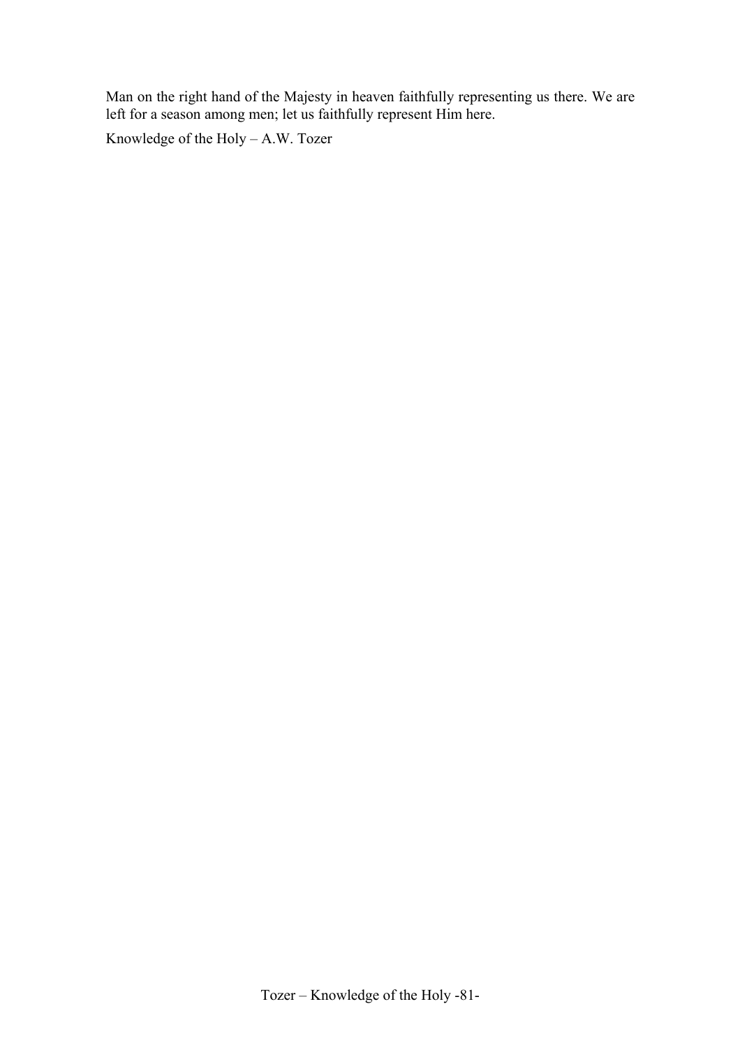Man on the right hand of the Majesty in heaven faithfully representing us there. We are left for a season among men; let us faithfully represent Him here.

Knowledge of the Holy – A.W. Tozer